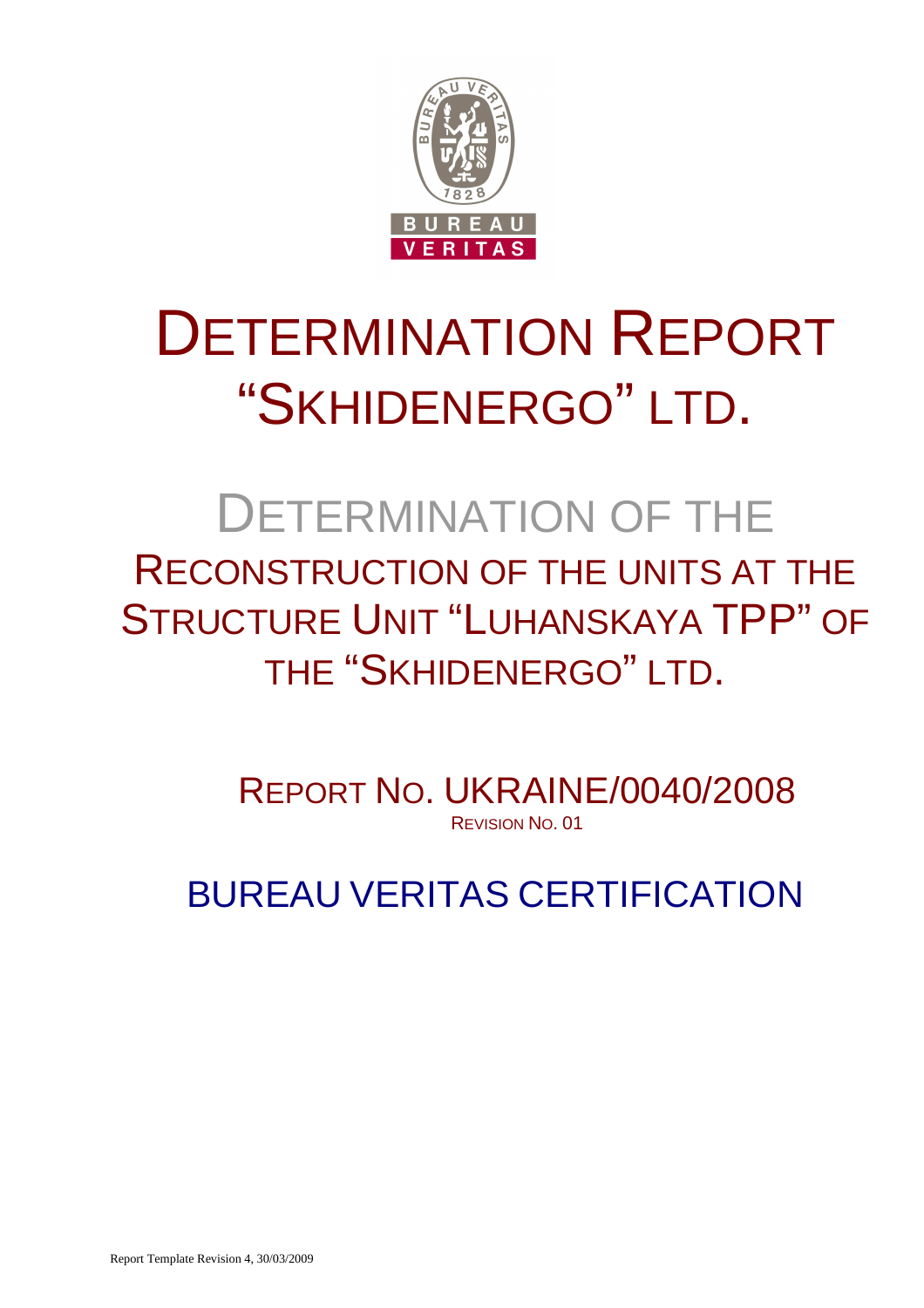# DETERMINATION REPORT "SKHIDENERGO" LTD.

## DETERMINATION OF THE RECONSTRUCTION OF THE UNITS AT THE STRUCTURE UNIT "LUHANSKAYA TPP" OF THE "SKHIDENERGO" LTD.

REPORT NO. UKRAINE/0040/2008

REVISION NO. 01

BUREAU VERITAS CERTIFICATION

Report Template Revision 4, 30/03/2009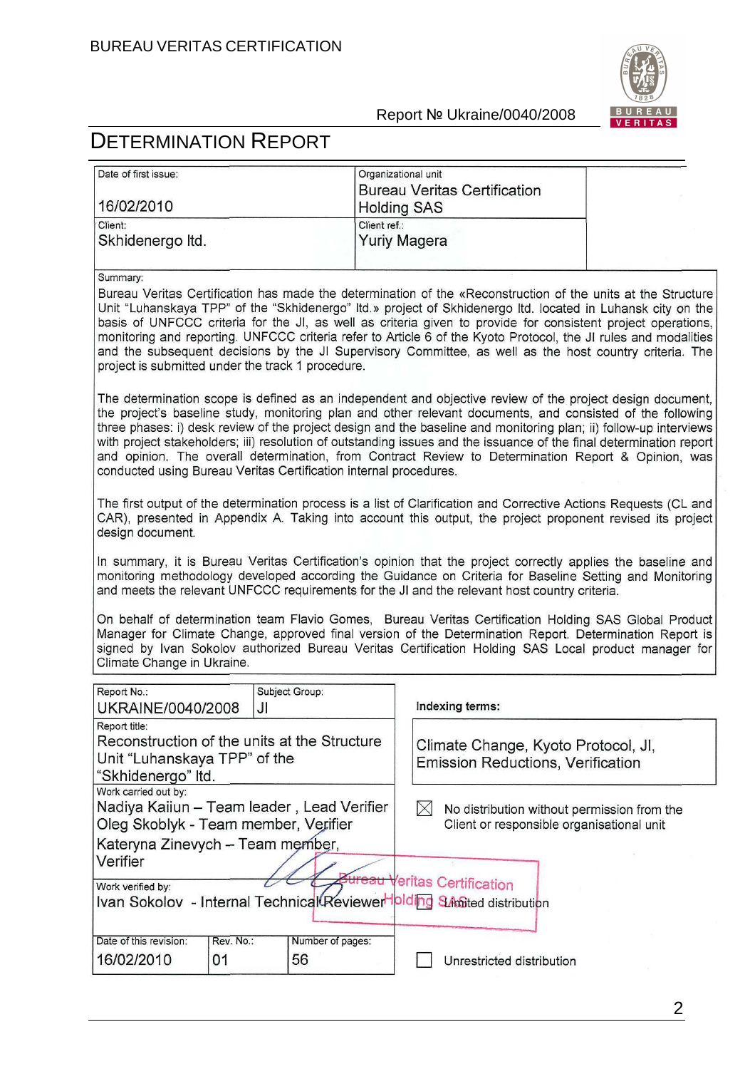# DETERMINATION REPORT

| Date of first issue: | Organizational unit |
|---|---|
| 16/02/2010 | Bureau Veritas Certification Holding SAS |
| Client: Skhidenergo ltd. | Client ref.: Yuriy Magera |

Summary:

Bureau Veritas Certification has made the determination of the «Reconstruction of the units at the Structure Unit "Luhanskaya TPP" of the "Skhidenergo" ltd.» project of Skhidenergo ltd. located in Luhansk city on the basis of UNFCCC criteria for the JI, as well as criteria given to provide for consistent project operations, monitoring and reporting. UNFCCC criteria refer to Article 6 of the Kyoto Protocol, the JI rules and modalities and the subsequent decisions by the JI Supervisory Committee, as well as the host country criteria. The project is submitted under the track 1 procedure.

The determination scope is defined as an independent and objective review of the project design document, the project's baseline study, monitoring plan and other relevant documents, and consisted of the following three phases: i) desk review of the project design and the baseline and monitoring plan; ii) follow-up interviews with project stakeholders; iii) resolution of outstanding issues and the issuance of the final determination report and opinion. The overall determination, from Contract Review to Determination Report & Opinion, was conducted using Bureau Veritas Certification internal procedures.

The first output of the determination process is a list of Clarification and Corrective Actions Requests (CL and CAR), presented in Appendix A. Taking into account this output, the project proponent revised its project design document.

In summary, it is Bureau Veritas Certification's opinion that the project correctly applies the baseline and monitoring methodology developed according the Guidance on Criteria for Baseline Setting and Monitoring and meets the relevant UNFCCC requirements for the JI and the relevant host country criteria.

On behalf of determination team Flavio Gomes, Bureau Veritas Certification Holding SAS Global Product Manager for Climate Change, approved final version of the Determination Report. Determination Report is signed by Ivan Sokolov authorized Bureau Veritas Certification Holding SAS Local product manager for Climate Change in Ukraine.

| Report No.: | Subject Group: |
|---|---|
| UKRAINE/0040/2008 | JI |

Indexing terms: Climate Change, Kyoto Protocol, JI, Emission Reductions, Verification

Report title:
Reconstruction of the units at the Structure Unit "Luhanskaya TPP" of the "Skhidenergo" ltd.

Work carried out by:
Nadiya Kaiiun – Team leader , Lead Verifier
Oleg Skoblyk - Team member, Verifier
Kateryna Zinevych – Team member, Verifier

Work verified by:
Ivan Sokolov - Internal Technical Reviewer

☒ No distribution without permission from the Client or responsible organisational unit

☐ Limited distribution

☐ Unrestricted distribution

| Date of this revision: | Rev. No.: | Number of pages: |
|---|---|---|
| 16/02/2010 | 01 | 56 |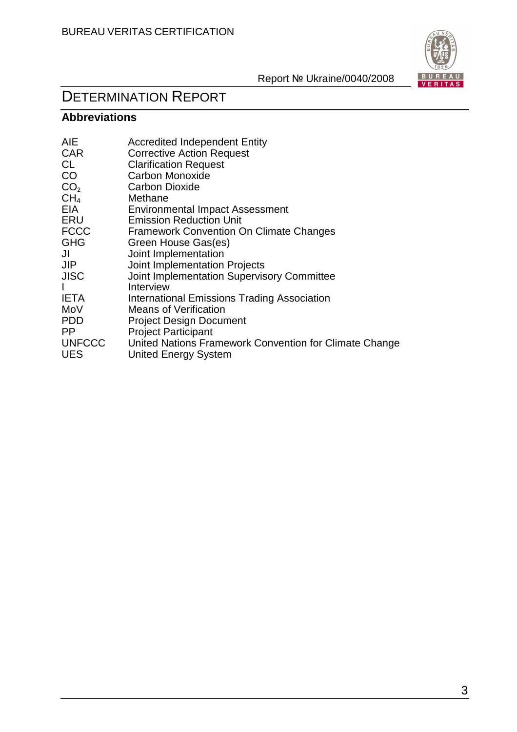# DETERMINATION REPORT

## Abbreviations

| | |
|---|---|
| AIE | Accredited Independent Entity |
| CAR | Corrective Action Request |
| CL | Clarification Request |
| CO | Carbon Monoxide |
| $CO_2$ | Carbon Dioxide |
| $CH_4$ | Methane |
| EIA | Environmental Impact Assessment |
| ERU | Emission Reduction Unit |
| FCCC | Framework Convention On Climate Changes |
| GHG | Green House Gas(es) |
| JI | Joint Implementation |
| JIP | Joint Implementation Projects |
| JISC | Joint Implementation Supervisory Committee |
| I | Interview |
| IETA | International Emissions Trading Association |
| MoV | Means of Verification |
| PDD | Project Design Document |
| PP | Project Participant |
| UNFCCC | United Nations Framework Convention for Climate Change |
| UES | United Energy System |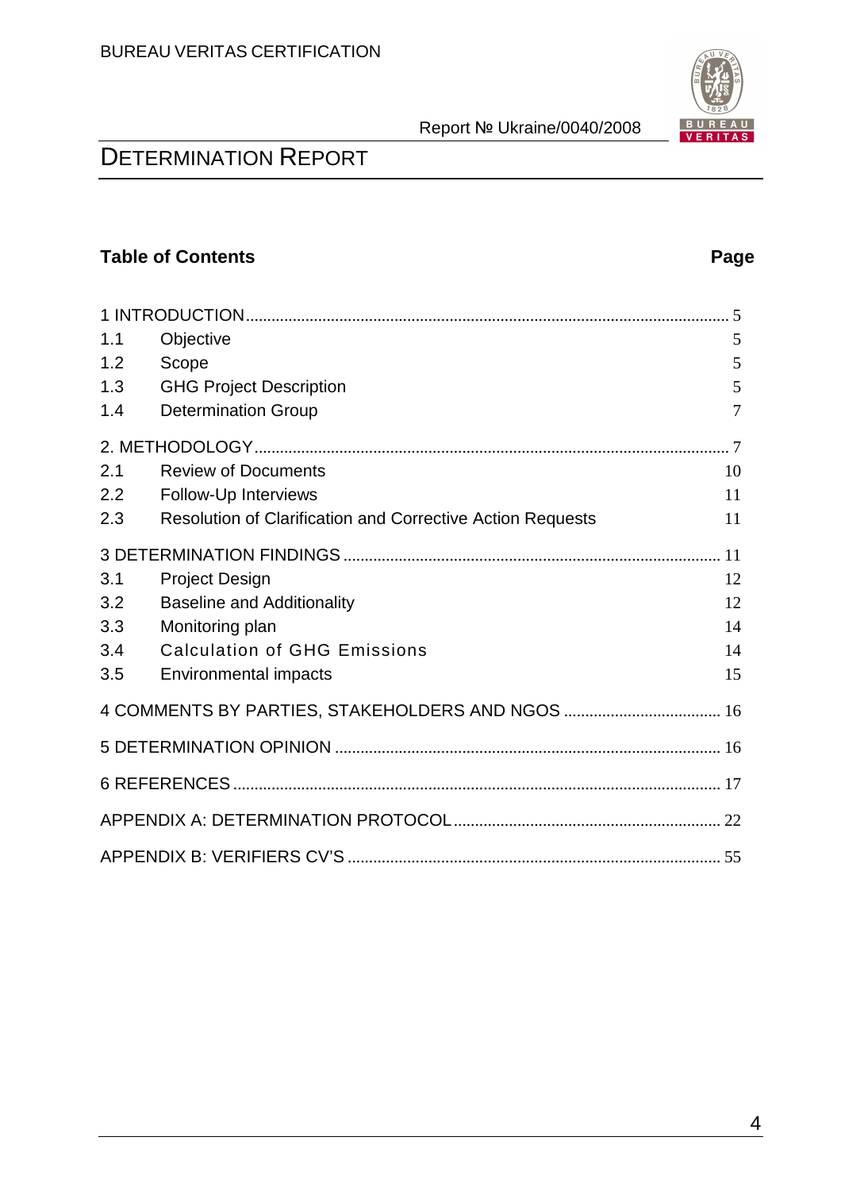# DETERMINATION REPORT

**Table of Contents** **Page**

| | | |
|---|---|---|
| 1 INTRODUCTION | | 5 |
| 1.1 | Objective | 5 |
| 1.2 | Scope | 5 |
| 1.3 | GHG Project Description | 5 |
| 1.4 | Determination Group | 7 |
| 2. METHODOLOGY | | 7 |
| 2.1 | Review of Documents | 10 |
| 2.2 | Follow-Up Interviews | 11 |
| 2.3 | Resolution of Clarification and Corrective Action Requests | 11 |
| 3 DETERMINATION FINDINGS | | 11 |
| 3.1 | Project Design | 12 |
| 3.2 | Baseline and Additionality | 12 |
| 3.3 | Monitoring plan | 14 |
| 3.4 | Calculation of GHG Emissions | 14 |
| 3.5 | Environmental impacts | 15 |
| 4 COMMENTS BY PARTIES, STAKEHOLDERS AND NGOS | | 16 |
| 5 DETERMINATION OPINION | | 16 |
| 6 REFERENCES | | 17 |
| APPENDIX A: DETERMINATION PROTOCOL | | 22 |
| APPENDIX B: VERIFIERS CV'S | | 55 |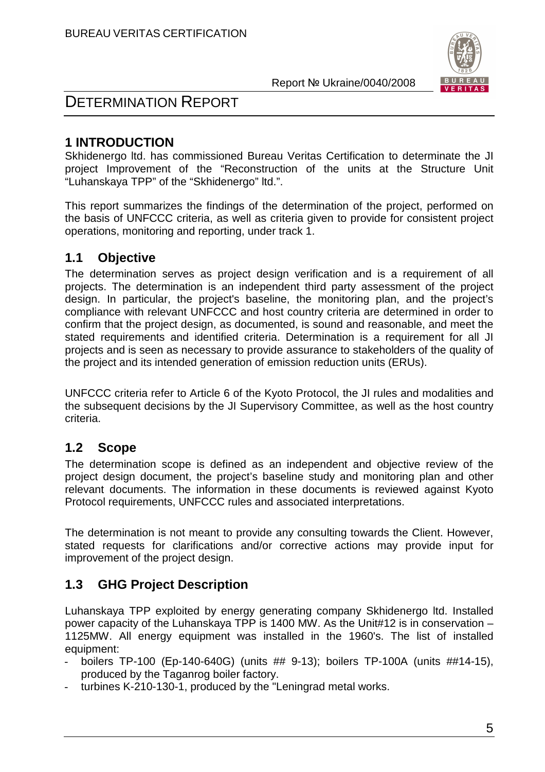# DETERMINATION REPORT

## 1 INTRODUCTION

Skhidenergo ltd. has commissioned Bureau Veritas Certification to determinate the JI project Improvement of the "Reconstruction of the units at the Structure Unit "Luhanskaya TPP" of the "Skhidenergo" ltd.".

This report summarizes the findings of the determination of the project, performed on the basis of UNFCCC criteria, as well as criteria given to provide for consistent project operations, monitoring and reporting, under track 1.

## 1.1 Objective

The determination serves as project design verification and is a requirement of all projects. The determination is an independent third party assessment of the project design. In particular, the project's baseline, the monitoring plan, and the project's compliance with relevant UNFCCC and host country criteria are determined in order to confirm that the project design, as documented, is sound and reasonable, and meet the stated requirements and identified criteria. Determination is a requirement for all JI projects and is seen as necessary to provide assurance to stakeholders of the quality of the project and its intended generation of emission reduction units (ERUs).

UNFCCC criteria refer to Article 6 of the Kyoto Protocol, the JI rules and modalities and the subsequent decisions by the JI Supervisory Committee, as well as the host country criteria.

## 1.2 Scope

The determination scope is defined as an independent and objective review of the project design document, the project's baseline study and monitoring plan and other relevant documents. The information in these documents is reviewed against Kyoto Protocol requirements, UNFCCC rules and associated interpretations.

The determination is not meant to provide any consulting towards the Client. However, stated requests for clarifications and/or corrective actions may provide input for improvement of the project design.

## 1.3 GHG Project Description

Luhanskaya TPP exploited by energy generating company Skhidenergo ltd. Installed power capacity of the Luhanskaya TPP is 1400 MW. As the Unit#12 is in conservation – 1125MW. All energy equipment was installed in the 1960's. The list of installed equipment:

- boilers TP-100 (Ep-140-640G) (units ## 9-13); boilers TP-100A (units ##14-15), produced by the Taganrog boiler factory.
- turbines K-210-130-1, produced by the "Leningrad metal works.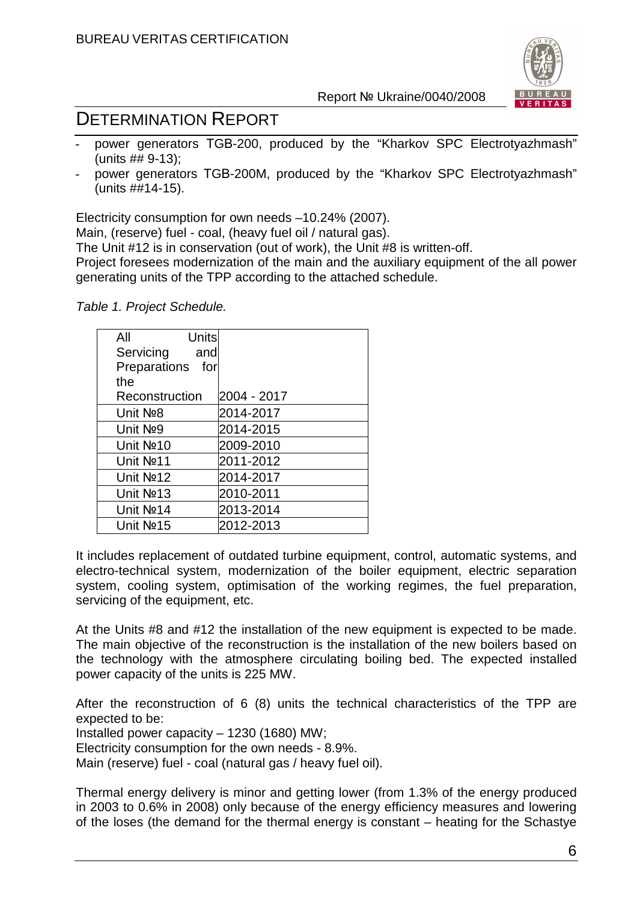- power generators TGB-200, produced by the "Kharkov SPC Electrotyazhmash" (units ## 9-13);
- power generators TGB-200M, produced by the "Kharkov SPC Electrotyazhmash" (units ##14-15).

Electricity consumption for own needs –10.24% (2007).

Main, (reserve) fuel - coal, (heavy fuel oil / natural gas).

The Unit #12 is in conservation (out of work), the Unit #8 is written-off.

Project foresees modernization of the main and the auxiliary equipment of the all power generating units of the TPP according to the attached schedule.

*Table 1. Project Schedule.*

| All Units Servicing and Preparations for the Reconstruction | 2004 - 2017 |
|---|---|
| Unit №8 | 2014-2017 |
| Unit №9 | 2014-2015 |
| Unit №10 | 2009-2010 |
| Unit №11 | 2011-2012 |
| Unit №12 | 2014-2017 |
| Unit №13 | 2010-2011 |
| Unit №14 | 2013-2014 |
| Unit №15 | 2012-2013 |

It includes replacement of outdated turbine equipment, control, automatic systems, and electro-technical system, modernization of the boiler equipment, electric separation system, cooling system, optimisation of the working regimes, the fuel preparation, servicing of the equipment, etc.

At the Units #8 and #12 the installation of the new equipment is expected to be made. The main objective of the reconstruction is the installation of the new boilers based on the technology with the atmosphere circulating boiling bed. The expected installed power capacity of the units is 225 MW.

After the reconstruction of 6 (8) units the technical characteristics of the TPP are expected to be:

Installed power capacity – 1230 (1680) MW;

Electricity consumption for the own needs - 8.9%.

Main (reserve) fuel - coal (natural gas / heavy fuel oil).

Thermal energy delivery is minor and getting lower (from 1.3% of the energy produced in 2003 to 0.6% in 2008) only because of the energy efficiency measures and lowering of the loses (the demand for the thermal energy is constant – heating for the Schastye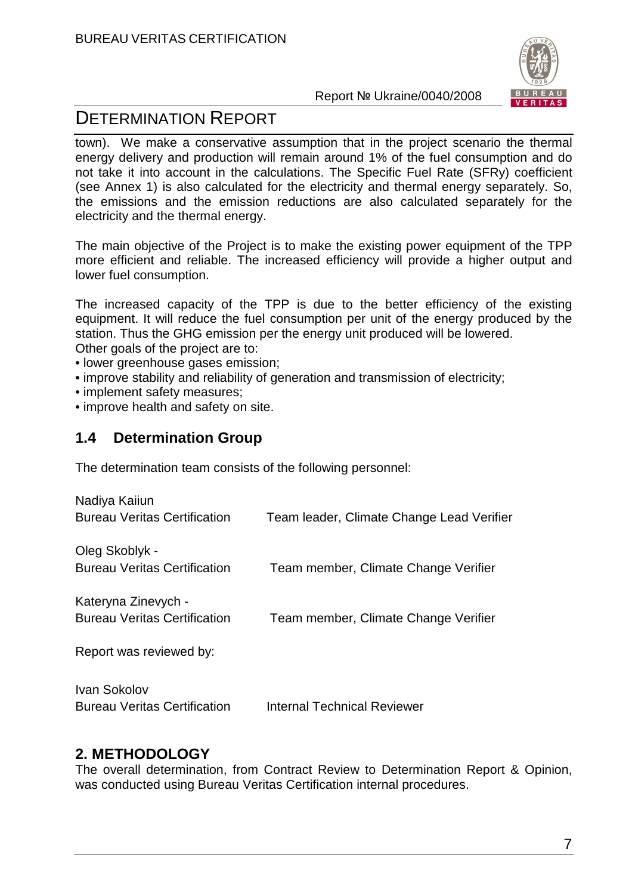town). We make a conservative assumption that in the project scenario the thermal energy delivery and production will remain around 1% of the fuel consumption and do not take it into account in the calculations. The Specific Fuel Rate (SFRy) coefficient (see Annex 1) is also calculated for the electricity and thermal energy separately. So, the emissions and the emission reductions are also calculated separately for the electricity and the thermal energy.

The main objective of the Project is to make the existing power equipment of the TPP more efficient and reliable. The increased efficiency will provide a higher output and lower fuel consumption.

The increased capacity of the TPP is due to the better efficiency of the existing equipment. It will reduce the fuel consumption per unit of the energy produced by the station. Thus the GHG emission per the energy unit produced will be lowered.
Other goals of the project are to:

- lower greenhouse gases emission;
- improve stability and reliability of generation and transmission of electricity;
- implement safety measures;
- improve health and safety on site.

## 1.4 Determination Group

The determination team consists of the following personnel:

| | |
|---|---|
| Nadiya Kaiiun<br>Bureau Veritas Certification | Team leader, Climate Change Lead Verifier |
| Oleg Skoblyk -<br>Bureau Veritas Certification | Team member, Climate Change Verifier |
| Kateryna Zinevych -<br>Bureau Veritas Certification | Team member, Climate Change Verifier |

Report was reviewed by:

| | |
|---|---|
| Ivan Sokolov<br>Bureau Veritas Certification | Internal Technical Reviewer |

# 2. METHODOLOGY

The overall determination, from Contract Review to Determination Report & Opinion, was conducted using Bureau Veritas Certification internal procedures.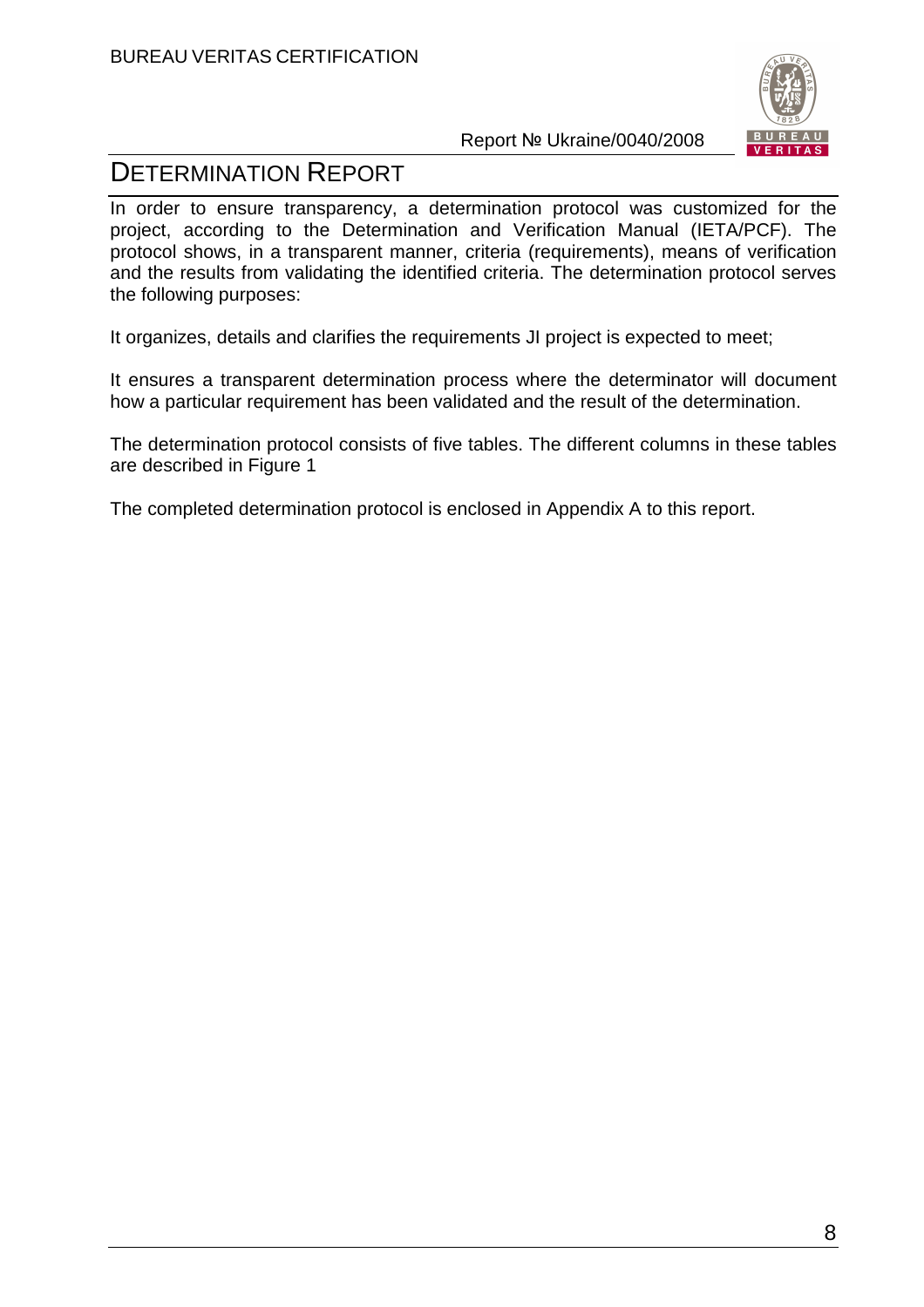In order to ensure transparency, a determination protocol was customized for the project, according to the Determination and Verification Manual (IETA/PCF). The protocol shows, in a transparent manner, criteria (requirements), means of verification and the results from validating the identified criteria. The determination protocol serves the following purposes:

It organizes, details and clarifies the requirements JI project is expected to meet;

It ensures a transparent determination process where the determinator will document how a particular requirement has been validated and the result of the determination.

The determination protocol consists of five tables. The different columns in these tables are described in Figure 1

The completed determination protocol is enclosed in Appendix A to this report.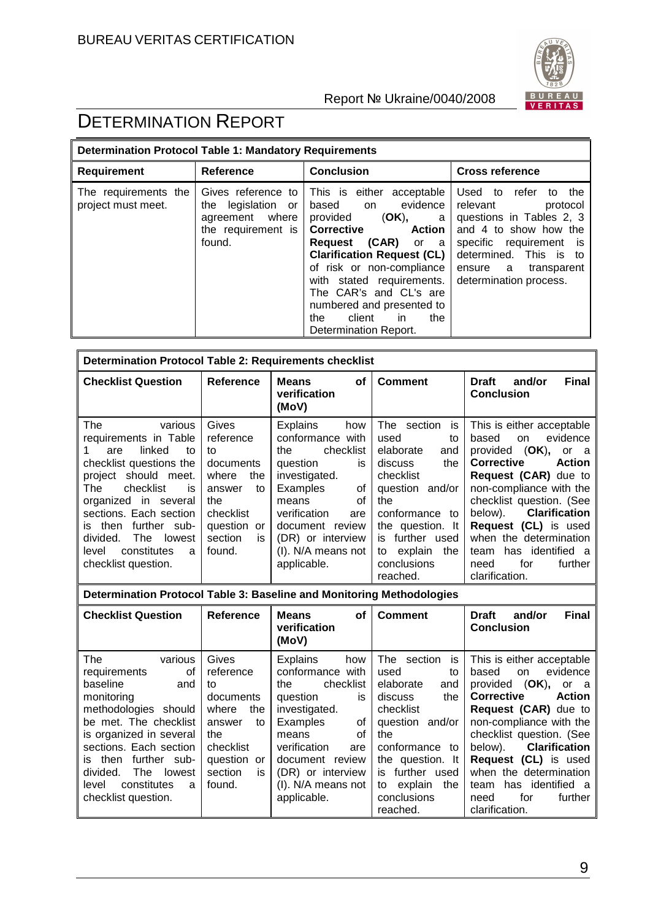# DETERMINATION REPORT

| Determination Protocol Table 1: Mandatory Requirements | | | |
|---|---|---|---|
| **Requirement** | **Reference** | **Conclusion** | **Cross reference** |
| The requirements the project must meet. | Gives reference to the legislation or agreement where the requirement is found. | This is either acceptable based on evidence provided (**OK**), a **Corrective Action Request (CAR)** or a **Clarification Request (CL)** of risk or non-compliance with stated requirements. The CAR's and CL's are numbered and presented to the client in the Determination Report. | Used to refer to the relevant protocol questions in Tables 2, 3 and 4 to show how the specific requirement is determined. This is to ensure a transparent determination process. |

| Determination Protocol Table 2: Requirements checklist | | | | |
|---|---|---|---|---|
| **Checklist Question** | **Reference** | **Means of verification (MoV)** | **Comment** | **Draft and/or Final Conclusion** |
| The various requirements in Table 1 are linked to checklist questions the project should meet. The checklist is organized in several sections. Each section is then further sub-divided. The lowest level constitutes a checklist question. | Gives reference to documents where the answer to the checklist question or section is found. | Explains how conformance with the checklist question is investigated. Examples of means of verification are document review (DR) or interview (I). N/A means not applicable. | The section is used to elaborate and discuss the checklist question and/or the conformance to the question. It is further used to explain the conclusions reached. | This is either acceptable based on evidence provided (**OK**), or a **Corrective Action Request (CAR)** due to non-compliance with the checklist question. (See below). **Clarification Request (CL)** is used when the determination team has identified a need for further clarification. |

| Determination Protocol Table 3: Baseline and Monitoring Methodologies | | | | |
|---|---|---|---|---|
| **Checklist Question** | **Reference** | **Means of verification (MoV)** | **Comment** | **Draft and/or Final Conclusion** |
| The various requirements of baseline and monitoring methodologies should be met. The checklist is organized in several sections. Each section is then further sub-divided. The lowest level constitutes a checklist question. | Gives reference to documents where the answer to the checklist question or section is found. | Explains how conformance with the checklist question is investigated. Examples of means of verification are document review (DR) or interview (I). N/A means not applicable. | The section is used to elaborate and discuss the checklist question and/or the conformance to the question. It is further used to explain the conclusions reached. | This is either acceptable based on evidence provided (**OK**), or a **Corrective Action Request (CAR)** due to non-compliance with the checklist question. (See below). **Clarification Request (CL)** is used when the determination team has identified a need for further clarification. |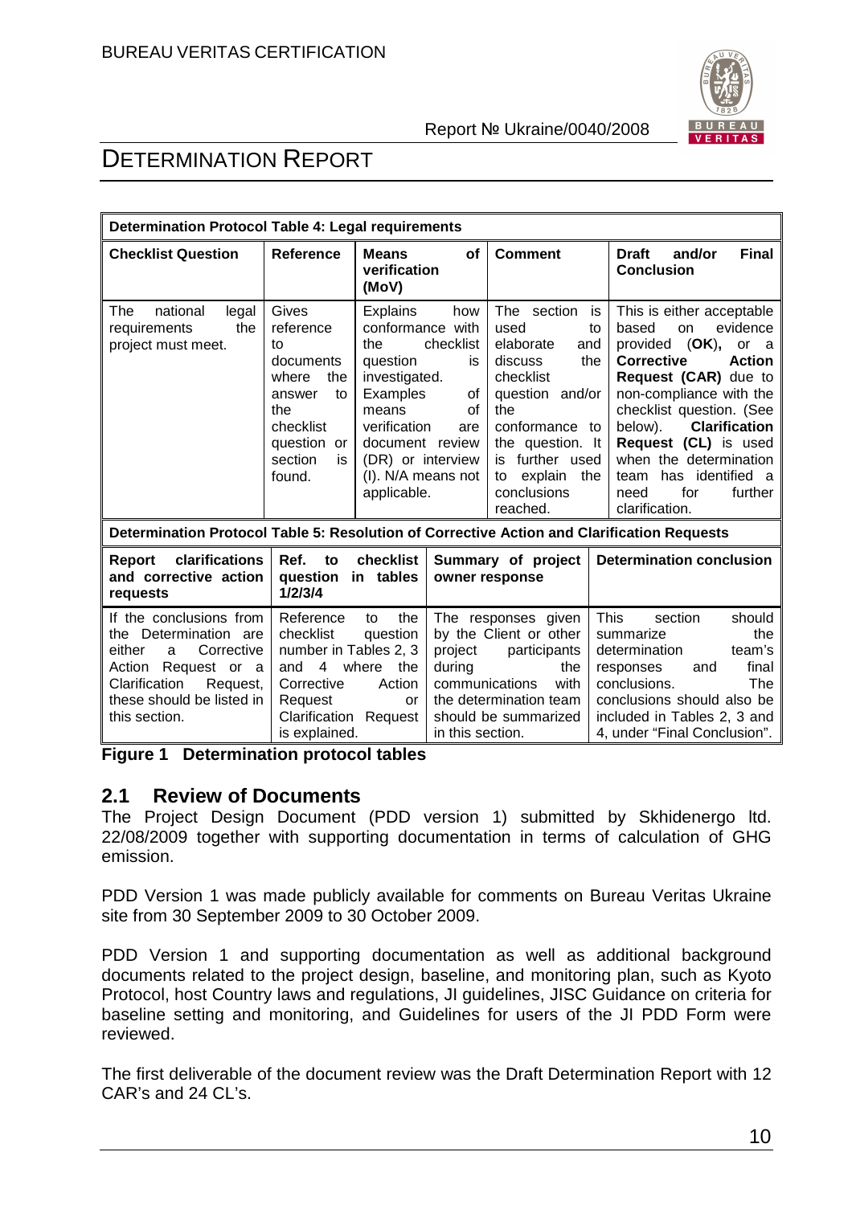| **Determination Protocol Table 4: Legal requirements** | | | | |
|---|---|---|---|---|
| **Checklist Question** | **Reference** | **Means of verification (MoV)** | **Comment** | **Draft and/or Final Conclusion** |
| The national legal requirements the project must meet. | Gives reference to documents where the answer to the checklist question or section is found. | Explains how conformance with the checklist question is investigated. Examples of means of verification are document review (DR) or interview (I). N/A means not applicable. | The section is used to elaborate and discuss the checklist question and/or the conformance to the question. It is further used to explain the conclusions reached. | This is either acceptable based on evidence provided (**OK**), or a **Corrective Action Request (CAR)** due to non-compliance with the checklist question. (See below). **Clarification Request (CL)** is used when the determination team has identified a need for further clarification. |

| **Determination Protocol Table 5: Resolution of Corrective Action and Clarification Requests** | | | |
|---|---|---|---|
| **Report clarifications and corrective action requests** | **Ref. to checklist question in tables 1/2/3/4** | **Summary of project owner response** | **Determination conclusion** |
| If the conclusions from the Determination are either a Corrective Action Request or a Clarification Request, these should be listed in this section. | Reference to the checklist question number in Tables 2, 3 and 4 where the Corrective Action Request or Clarification Request is explained. | The responses given by the Client or other project participants during the communications with the determination team should be summarized in this section. | This section should summarize the determination team's responses and final conclusions. The conclusions should also be included in Tables 2, 3 and 4, under "Final Conclusion". |

**Figure 1 Determination protocol tables**

## 2.1 Review of Documents

The Project Design Document (PDD version 1) submitted by Skhidenergo ltd. 22/08/2009 together with supporting documentation in terms of calculation of GHG emission.

PDD Version 1 was made publicly available for comments on Bureau Veritas Ukraine site from 30 September 2009 to 30 October 2009.

PDD Version 1 and supporting documentation as well as additional background documents related to the project design, baseline, and monitoring plan, such as Kyoto Protocol, host Country laws and regulations, JI guidelines, JISC Guidance on criteria for baseline setting and monitoring, and Guidelines for users of the JI PDD Form were reviewed.

The first deliverable of the document review was the Draft Determination Report with 12 CAR's and 24 CL's.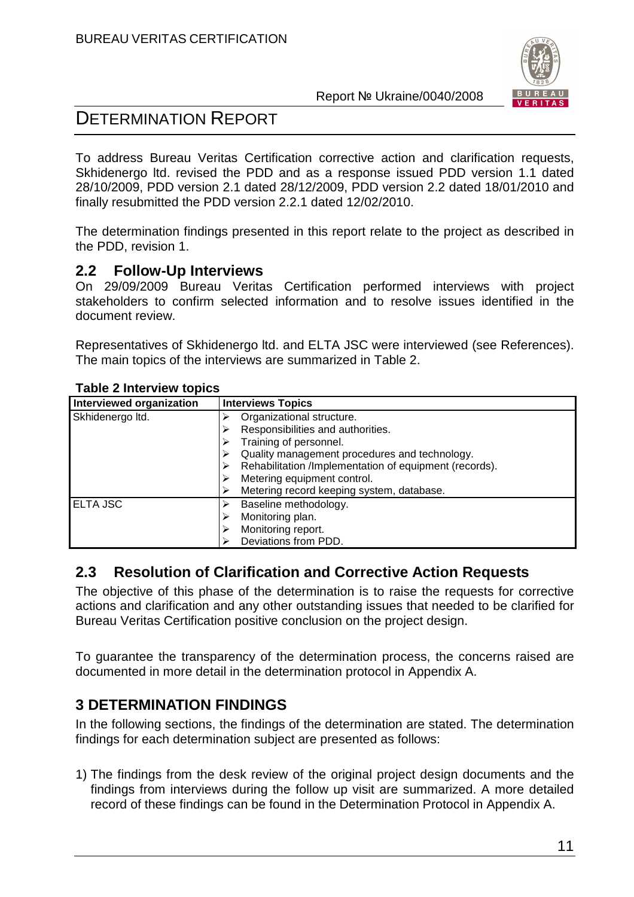To address Bureau Veritas Certification corrective action and clarification requests, Skhidenergo ltd. revised the PDD and as a response issued PDD version 1.1 dated 28/10/2009, PDD version 2.1 dated 28/12/2009, PDD version 2.2 dated 18/01/2010 and finally resubmitted the PDD version 2.2.1 dated 12/02/2010.

The determination findings presented in this report relate to the project as described in the PDD, revision 1.

## 2.2 Follow-Up Interviews

On 29/09/2009 Bureau Veritas Certification performed interviews with project stakeholders to confirm selected information and to resolve issues identified in the document review.

Representatives of Skhidenergo ltd. and ELTA JSC were interviewed (see References). The main topics of the interviews are summarized in Table 2.

**Table 2 Interview topics**

| Interviewed organization | Interviews Topics |
|---|---|
| Skhidenergo ltd. | ➢ Organizational structure.<br>➢ Responsibilities and authorities.<br>➢ Training of personnel.<br>➢ Quality management procedures and technology.<br>➢ Rehabilitation /Implementation of equipment (records).<br>➢ Metering equipment control.<br>➢ Metering record keeping system, database. |
| ELTA JSC | ➢ Baseline methodology.<br>➢ Monitoring plan.<br>➢ Monitoring report.<br>➢ Deviations from PDD. |

## 2.3 Resolution of Clarification and Corrective Action Requests

The objective of this phase of the determination is to raise the requests for corrective actions and clarification and any other outstanding issues that needed to be clarified for Bureau Veritas Certification positive conclusion on the project design.

To guarantee the transparency of the determination process, the concerns raised are documented in more detail in the determination protocol in Appendix A.

# 3 DETERMINATION FINDINGS

In the following sections, the findings of the determination are stated. The determination findings for each determination subject are presented as follows:

1) The findings from the desk review of the original project design documents and the findings from interviews during the follow up visit are summarized. A more detailed record of these findings can be found in the Determination Protocol in Appendix A.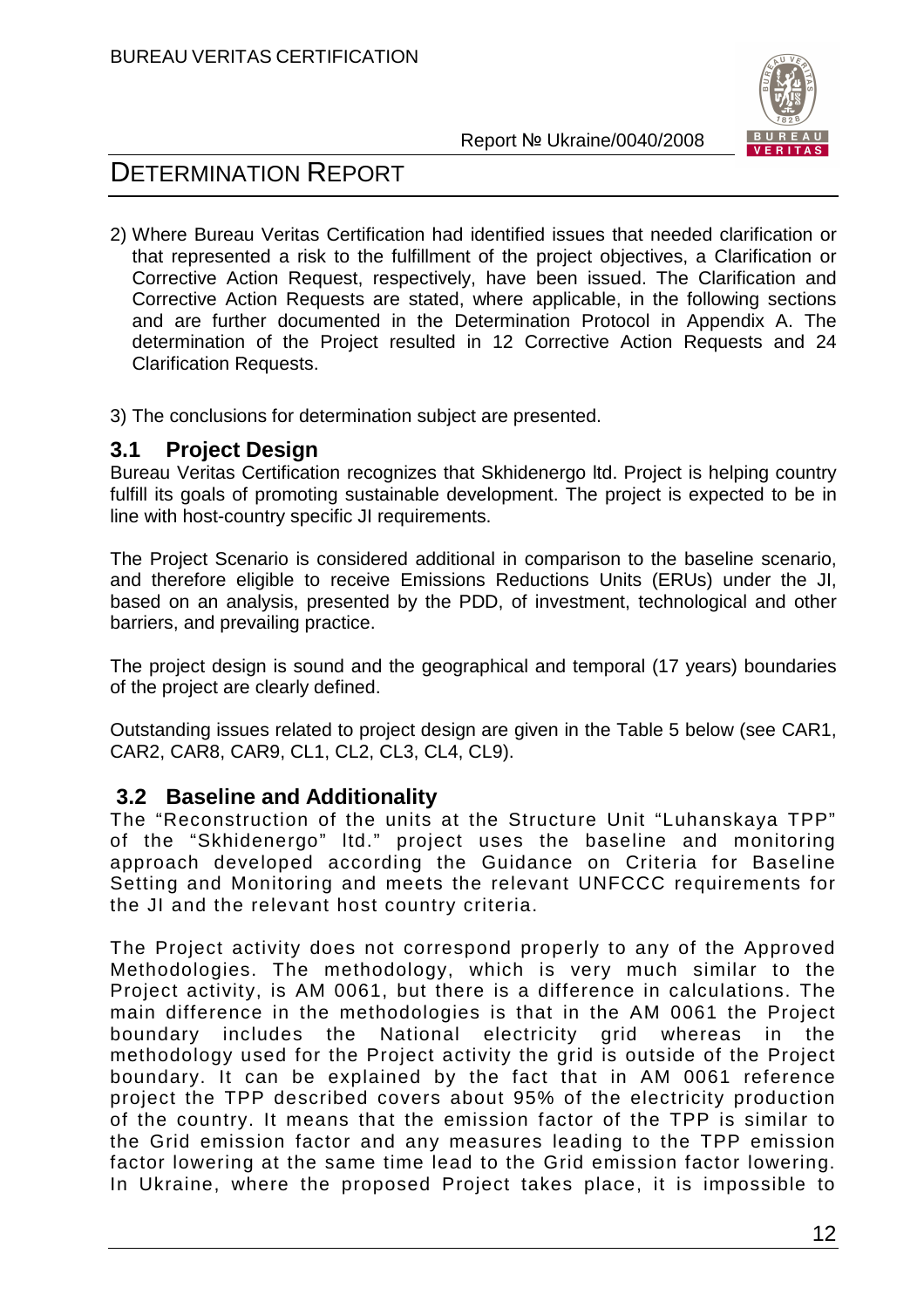2) Where Bureau Veritas Certification had identified issues that needed clarification or that represented a risk to the fulfillment of the project objectives, a Clarification or Corrective Action Request, respectively, have been issued. The Clarification and Corrective Action Requests are stated, where applicable, in the following sections and are further documented in the Determination Protocol in Appendix A. The determination of the Project resulted in 12 Corrective Action Requests and 24 Clarification Requests.

3) The conclusions for determination subject are presented.

## 3.1 Project Design

Bureau Veritas Certification recognizes that Skhidenergo ltd. Project is helping country fulfill its goals of promoting sustainable development. The project is expected to be in line with host-country specific JI requirements.

The Project Scenario is considered additional in comparison to the baseline scenario, and therefore eligible to receive Emissions Reductions Units (ERUs) under the JI, based on an analysis, presented by the PDD, of investment, technological and other barriers, and prevailing practice.

The project design is sound and the geographical and temporal (17 years) boundaries of the project are clearly defined.

Outstanding issues related to project design are given in the Table 5 below (see CAR1, CAR2, CAR8, CAR9, CL1, CL2, CL3, CL4, CL9).

## 3.2 Baseline and Additionality

The "Reconstruction of the units at the Structure Unit "Luhanskaya TPP" of the "Skhidenergo" ltd." project uses the baseline and monitoring approach developed according the Guidance on Criteria for Baseline Setting and Monitoring and meets the relevant UNFCCC requirements for the JI and the relevant host country criteria.

The Project activity does not correspond properly to any of the Approved Methodologies. The methodology, which is very much similar to the Project activity, is AM 0061, but there is a difference in calculations. The main difference in the methodologies is that in the AM 0061 the Project boundary includes the National electricity grid whereas in the methodology used for the Project activity the grid is outside of the Project boundary. It can be explained by the fact that in AM 0061 reference project the TPP described covers about 95% of the electricity production of the country. It means that the emission factor of the TPP is similar to the Grid emission factor and any measures leading to the TPP emission factor lowering at the same time lead to the Grid emission factor lowering. In Ukraine, where the proposed Project takes place, it is impossible to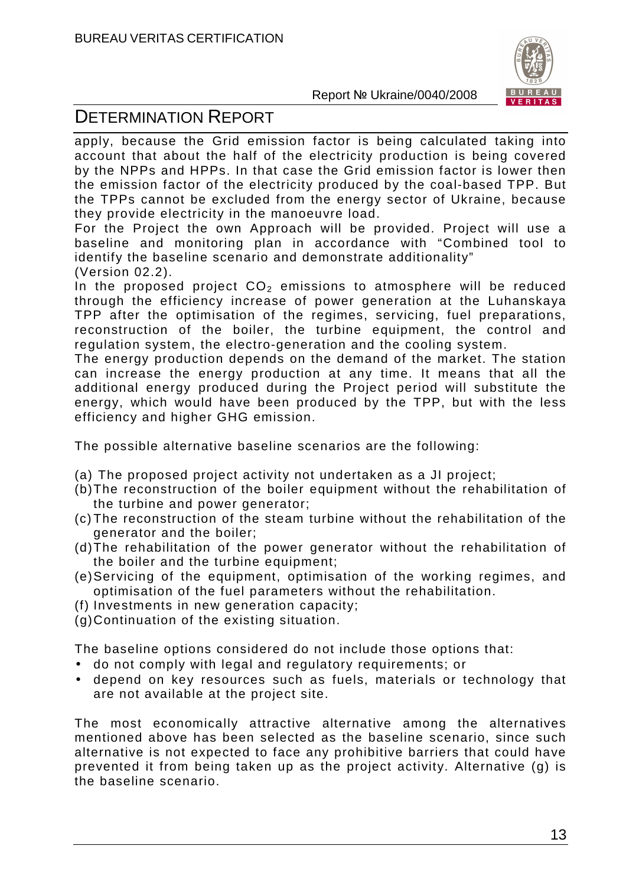apply, because the Grid emission factor is being calculated taking into account that about the half of the electricity production is being covered by the NPPs and HPPs. In that case the Grid emission factor is lower then the emission factor of the electricity produced by the coal-based TPP. But the TPPs cannot be excluded from the energy sector of Ukraine, because they provide electricity in the manoeuvre load.

For the Project the own Approach will be provided. Project will use a baseline and monitoring plan in accordance with "Combined tool to identify the baseline scenario and demonstrate additionality" (Version 02.2).

In the proposed project $CO_2$ emissions to atmosphere will be reduced through the efficiency increase of power generation at the Luhanskaya TPP after the optimisation of the regimes, servicing, fuel preparations, reconstruction of the boiler, the turbine equipment, the control and regulation system, the electro-generation and the cooling system.

The energy production depends on the demand of the market. The station can increase the energy production at any time. It means that all the additional energy produced during the Project period will substitute the energy, which would have been produced by the TPP, but with the less efficiency and higher GHG emission.

The possible alternative baseline scenarios are the following:

(a) The proposed project activity not undertaken as a JI project;
(b) The reconstruction of the boiler equipment without the rehabilitation of the turbine and power generator;
(c) The reconstruction of the steam turbine without the rehabilitation of the generator and the boiler;
(d) The rehabilitation of the power generator without the rehabilitation of the boiler and the turbine equipment;
(e) Servicing of the equipment, optimisation of the working regimes, and optimisation of the fuel parameters without the rehabilitation.
(f) Investments in new generation capacity;
(g) Continuation of the existing situation.

The baseline options considered do not include those options that:

- do not comply with legal and regulatory requirements; or
- depend on key resources such as fuels, materials or technology that are not available at the project site.

The most economically attractive alternative among the alternatives mentioned above has been selected as the baseline scenario, since such alternative is not expected to face any prohibitive barriers that could have prevented it from being taken up as the project activity. Alternative (g) is the baseline scenario.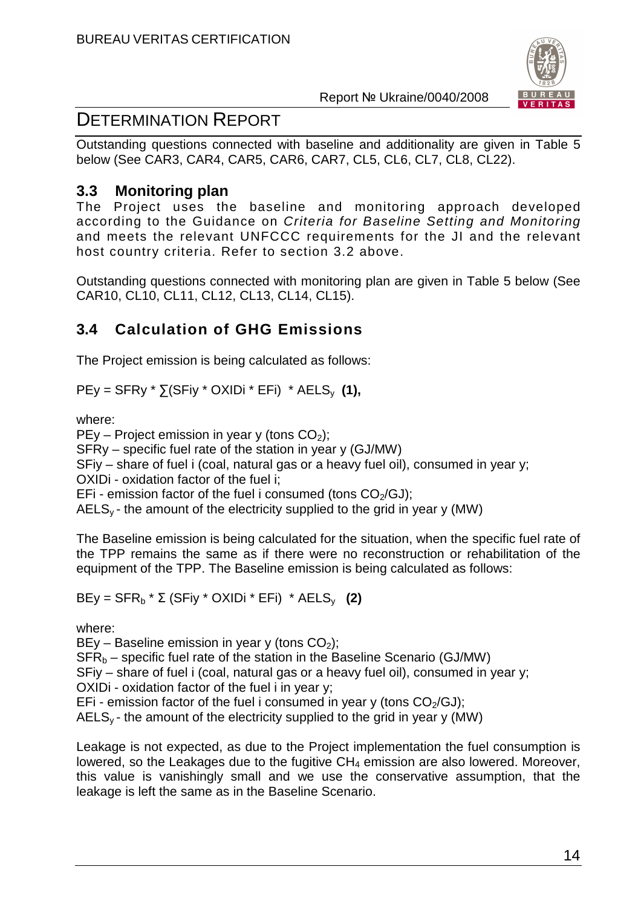Outstanding questions connected with baseline and additionality are given in Table 5 below (See CAR3, CAR4, CAR5, CAR6, CAR7, CL5, CL6, CL7, CL8, CL22).

## 3.3 Monitoring plan

The Project uses the baseline and monitoring approach developed according to the Guidance on *Criteria for Baseline Setting and Monitoring* and meets the relevant UNFCCC requirements for the JI and the relevant host country criteria. Refer to section 3.2 above.

Outstanding questions connected with monitoring plan are given in Table 5 below (See CAR10, CL10, CL11, CL12, CL13, CL14, CL15).

## 3.4 Calculation of GHG Emissions

The Project emission is being calculated as follows:

$$PEy = SFRy * \sum(SFiy * OXIDi * EFi) * AELS_y \quad \textbf{(1)},$$

where:

PEy – Project emission in year y (tons $CO_2$);
SFRy – specific fuel rate of the station in year y (GJ/MW)
SFiy – share of fuel i (coal, natural gas or a heavy fuel oil), consumed in year y;
OXIDi - oxidation factor of the fuel i;
EFi - emission factor of the fuel i consumed (tons $CO_2$/GJ);
$AELS_y$ - the amount of the electricity supplied to the grid in year y (MW)

The Baseline emission is being calculated for the situation, when the specific fuel rate of the TPP remains the same as if there were no reconstruction or rehabilitation of the equipment of the TPP. The Baseline emission is being calculated as follows:

$$BEy = SFR_b * \Sigma (SFiy * OXIDi * EFi) * AELS_y \quad \textbf{(2)}$$

where:

BEy – Baseline emission in year y (tons $CO_2$);
$SFR_b$ – specific fuel rate of the station in the Baseline Scenario (GJ/MW)
SFiy – share of fuel i (coal, natural gas or a heavy fuel oil), consumed in year y;
OXIDi - oxidation factor of the fuel i in year y;
EFi - emission factor of the fuel i consumed in year y (tons $CO_2$/GJ);
$AELS_y$ - the amount of the electricity supplied to the grid in year y (MW)

Leakage is not expected, as due to the Project implementation the fuel consumption is lowered, so the Leakages due to the fugitive $CH_4$ emission are also lowered. Moreover, this value is vanishingly small and we use the conservative assumption, that the leakage is left the same as in the Baseline Scenario.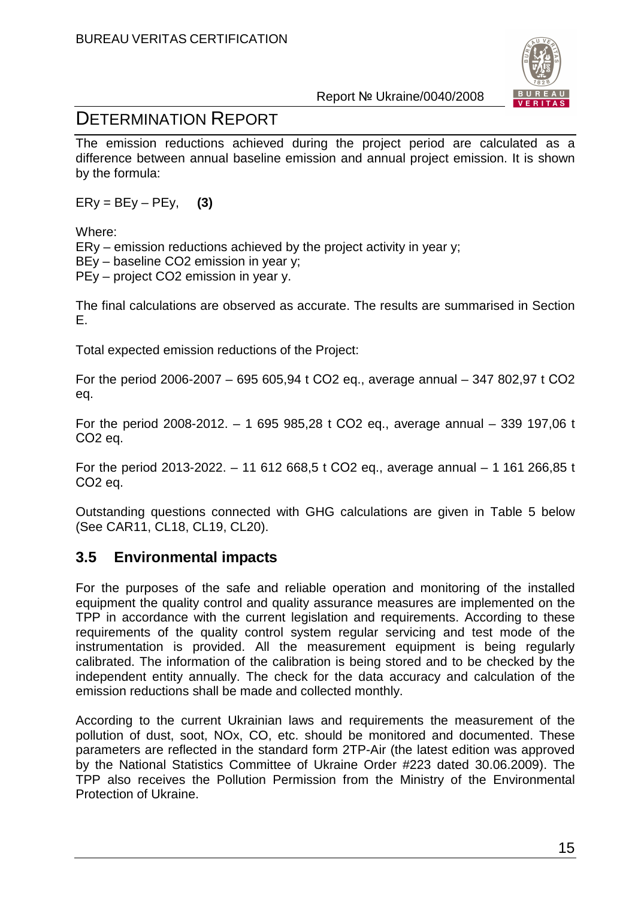The emission reductions achieved during the project period are calculated as a difference between annual baseline emission and annual project emission. It is shown by the formula:

$ER_y = BE_y – PE_y$, **(3)**

Where:

$ER_y$ – emission reductions achieved by the project activity in year y;
$BE_y$ – baseline $CO_2$ emission in year y;
$PE_y$ – project $CO_2$ emission in year y.

The final calculations are observed as accurate. The results are summarised in Section E.

Total expected emission reductions of the Project:

For the period 2006-2007 – 695 605,94 t $CO_2$ eq., average annual – 347 802,97 t $CO_2$ eq.

For the period 2008-2012. – 1 695 985,28 t $CO_2$ eq., average annual – 339 197,06 t $CO_2$ eq.

For the period 2013-2022. – 11 612 668,5 t $CO_2$ eq., average annual – 1 161 266,85 t $CO_2$ eq.

Outstanding questions connected with GHG calculations are given in Table 5 below (See CAR11, CL18, CL19, CL20).

## 3.5 Environmental impacts

For the purposes of the safe and reliable operation and monitoring of the installed equipment the quality control and quality assurance measures are implemented on the TPP in accordance with the current legislation and requirements. According to these requirements of the quality control system regular servicing and test mode of the instrumentation is provided. All the measurement equipment is being regularly calibrated. The information of the calibration is being stored and to be checked by the independent entity annually. The check for the data accuracy and calculation of the emission reductions shall be made and collected monthly.

According to the current Ukrainian laws and requirements the measurement of the pollution of dust, soot, $NO_x$, CO, etc. should be monitored and documented. These parameters are reflected in the standard form 2TP-Air (the latest edition was approved by the National Statistics Committee of Ukraine Order #223 dated 30.06.2009). The TPP also receives the Pollution Permission from the Ministry of the Environmental Protection of Ukraine.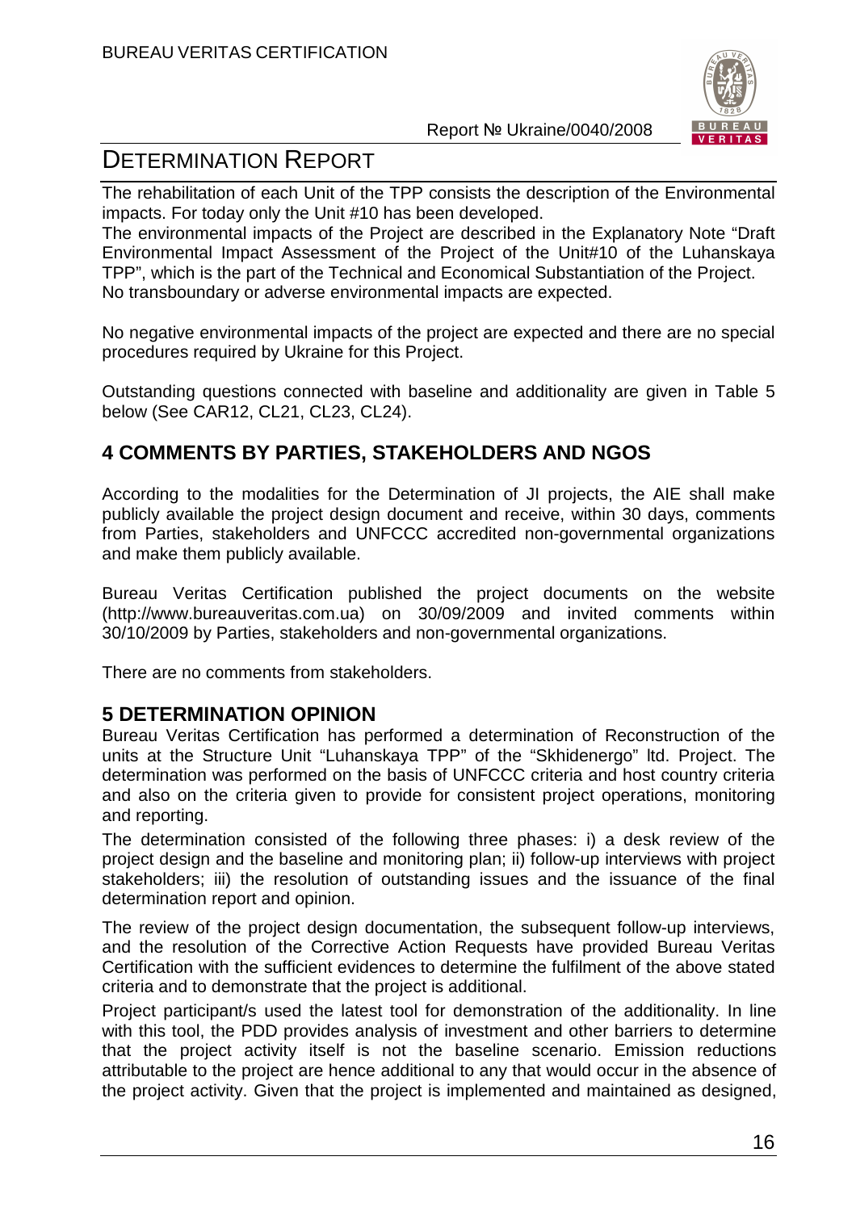The rehabilitation of each Unit of the TPP consists the description of the Environmental impacts. For today only the Unit #10 has been developed.

The environmental impacts of the Project are described in the Explanatory Note "Draft Environmental Impact Assessment of the Project of the Unit#10 of the Luhanskaya TPP", which is the part of the Technical and Economical Substantiation of the Project. No transboundary or adverse environmental impacts are expected.

No negative environmental impacts of the project are expected and there are no special procedures required by Ukraine for this Project.

Outstanding questions connected with baseline and additionality are given in Table 5 below (See CAR12, CL21, CL23, CL24).

## 4 COMMENTS BY PARTIES, STAKEHOLDERS AND NGOS

According to the modalities for the Determination of JI projects, the AIE shall make publicly available the project design document and receive, within 30 days, comments from Parties, stakeholders and UNFCCC accredited non-governmental organizations and make them publicly available.

Bureau Veritas Certification published the project documents on the website (http://www.bureauveritas.com.ua) on 30/09/2009 and invited comments within 30/10/2009 by Parties, stakeholders and non-governmental organizations.

There are no comments from stakeholders.

## 5 DETERMINATION OPINION

Bureau Veritas Certification has performed a determination of Reconstruction of the units at the Structure Unit "Luhanskaya TPP" of the "Skhidenergo" ltd. Project. The determination was performed on the basis of UNFCCC criteria and host country criteria and also on the criteria given to provide for consistent project operations, monitoring and reporting.

The determination consisted of the following three phases: i) a desk review of the project design and the baseline and monitoring plan; ii) follow-up interviews with project stakeholders; iii) the resolution of outstanding issues and the issuance of the final determination report and opinion.

The review of the project design documentation, the subsequent follow-up interviews, and the resolution of the Corrective Action Requests have provided Bureau Veritas Certification with the sufficient evidences to determine the fulfilment of the above stated criteria and to demonstrate that the project is additional.

Project participant/s used the latest tool for demonstration of the additionality. In line with this tool, the PDD provides analysis of investment and other barriers to determine that the project activity itself is not the baseline scenario. Emission reductions attributable to the project are hence additional to any that would occur in the absence of the project activity. Given that the project is implemented and maintained as designed,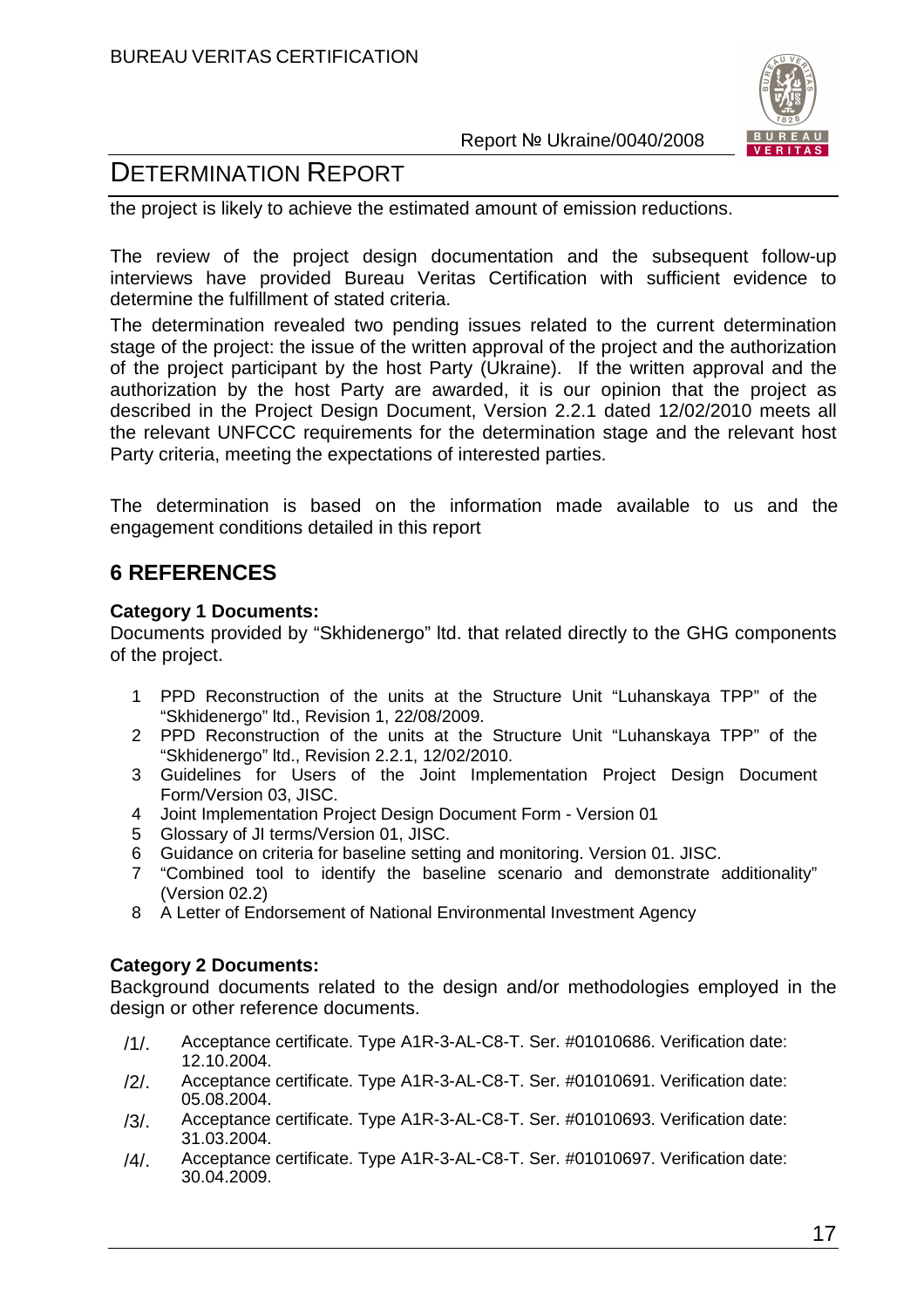the project is likely to achieve the estimated amount of emission reductions.

The review of the project design documentation and the subsequent follow-up interviews have provided Bureau Veritas Certification with sufficient evidence to determine the fulfillment of stated criteria.

The determination revealed two pending issues related to the current determination stage of the project: the issue of the written approval of the project and the authorization of the project participant by the host Party (Ukraine). If the written approval and the authorization by the host Party are awarded, it is our opinion that the project as described in the Project Design Document, Version 2.2.1 dated 12/02/2010 meets all the relevant UNFCCC requirements for the determination stage and the relevant host Party criteria, meeting the expectations of interested parties.

The determination is based on the information made available to us and the engagement conditions detailed in this report

## 6 REFERENCES

**Category 1 Documents:**

Documents provided by "Skhidenergo" ltd. that related directly to the GHG components of the project.

1. PPD Reconstruction of the units at the Structure Unit "Luhanskaya TPP" of the "Skhidenergo" ltd., Revision 1, 22/08/2009.
2. PPD Reconstruction of the units at the Structure Unit "Luhanskaya TPP" of the "Skhidenergo" ltd., Revision 2.2.1, 12/02/2010.
3. Guidelines for Users of the Joint Implementation Project Design Document Form/Version 03, JISC.
4. Joint Implementation Project Design Document Form - Version 01
5. Glossary of JI terms/Version 01, JISC.
6. Guidance on criteria for baseline setting and monitoring. Version 01. JISC.
7. "Combined tool to identify the baseline scenario and demonstrate additionality" (Version 02.2)
8. A Letter of Endorsement of National Environmental Investment Agency

**Category 2 Documents:**

Background documents related to the design and/or methodologies employed in the design or other reference documents.

/1/. Acceptance certificate. Type A1R-3-AL-C8-T. Ser. #01010686. Verification date: 12.10.2004.

/2/. Acceptance certificate. Type A1R-3-AL-C8-T. Ser. #01010691. Verification date: 05.08.2004.

/3/. Acceptance certificate. Type A1R-3-AL-C8-T. Ser. #01010693. Verification date: 31.03.2004.

/4/. Acceptance certificate. Type A1R-3-AL-C8-T. Ser. #01010697. Verification date: 30.04.2009.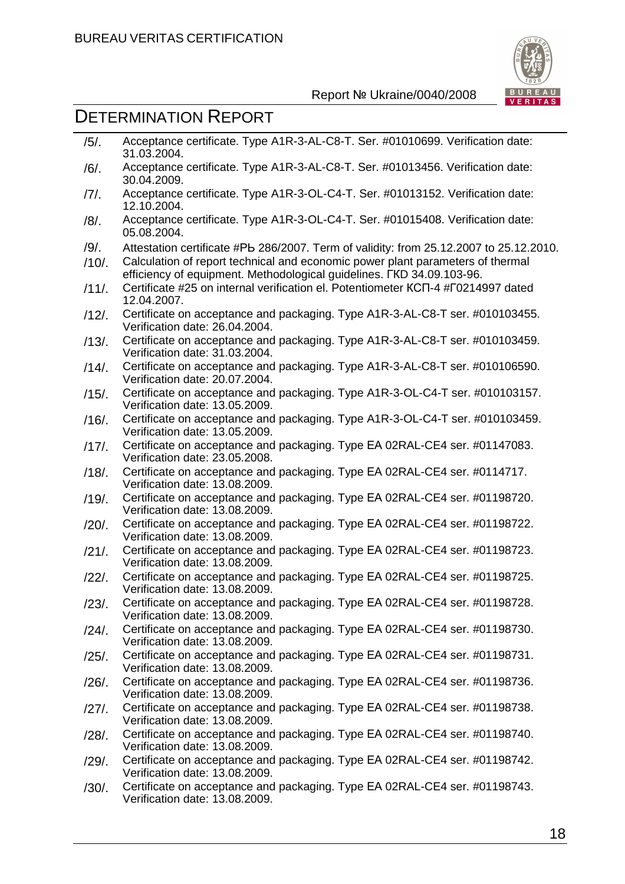/5/. Acceptance certificate. Type A1R-3-AL-C8-T. Ser. #01010699. Verification date: 31.03.2004.

/6/. Acceptance certificate. Type A1R-3-AL-C8-T. Ser. #01013456. Verification date: 30.04.2009.

/7/. Acceptance certificate. Type A1R-3-OL-C4-T. Ser. #01013152. Verification date: 12.10.2004.

/8/. Acceptance certificate. Type A1R-3-OL-C4-T. Ser. #01015408. Verification date: 05.08.2004.

/9/. Attestation certificate #РЬ 286/2007. Term of validity: from 25.12.2007 to 25.12.2010.

/10/. Calculation of report technical and economic power plant parameters of thermal efficiency of equipment. Methodological guidelines. ГКD 34.09.103-96.

/11/. Certificate #25 on internal verification el. Potentiometer КСП-4 #Г0214997 dated 12.04.2007.

/12/. Certificate on acceptance and packaging. Type A1R-3-AL-C8-T ser. #010103455. Verification date: 26.04.2004.

/13/. Certificate on acceptance and packaging. Type A1R-3-AL-C8-T ser. #010103459. Verification date: 31.03.2004.

/14/. Certificate on acceptance and packaging. Type A1R-3-AL-C8-T ser. #010106590. Verification date: 20.07.2004.

/15/. Certificate on acceptance and packaging. Type A1R-3-OL-C4-T ser. #010103157. Verification date: 13.05.2009.

/16/. Certificate on acceptance and packaging. Type A1R-3-OL-C4-T ser. #010103459. Verification date: 13.05.2009.

/17/. Certificate on acceptance and packaging. Type EA 02RAL-CE4 ser. #01147083. Verification date: 23.05.2008.

/18/. Certificate on acceptance and packaging. Type EA 02RAL-CE4 ser. #0114717. Verification date: 13.08.2009.

/19/. Certificate on acceptance and packaging. Type EA 02RAL-CE4 ser. #01198720. Verification date: 13.08.2009.

/20/. Certificate on acceptance and packaging. Type EA 02RAL-CE4 ser. #01198722. Verification date: 13.08.2009.

/21/. Certificate on acceptance and packaging. Type EA 02RAL-CE4 ser. #01198723. Verification date: 13.08.2009.

/22/. Certificate on acceptance and packaging. Type EA 02RAL-CE4 ser. #01198725. Verification date: 13.08.2009.

/23/. Certificate on acceptance and packaging. Type EA 02RAL-CE4 ser. #01198728. Verification date: 13.08.2009.

/24/. Certificate on acceptance and packaging. Type EA 02RAL-CE4 ser. #01198730. Verification date: 13.08.2009.

/25/. Certificate on acceptance and packaging. Type EA 02RAL-CE4 ser. #01198731. Verification date: 13.08.2009.

/26/. Certificate on acceptance and packaging. Type EA 02RAL-CE4 ser. #01198736. Verification date: 13.08.2009.

/27/. Certificate on acceptance and packaging. Type EA 02RAL-CE4 ser. #01198738. Verification date: 13.08.2009.

/28/. Certificate on acceptance and packaging. Type EA 02RAL-CE4 ser. #01198740. Verification date: 13.08.2009.

/29/. Certificate on acceptance and packaging. Type EA 02RAL-CE4 ser. #01198742. Verification date: 13.08.2009.

/30/. Certificate on acceptance and packaging. Type EA 02RAL-CE4 ser. #01198743. Verification date: 13.08.2009.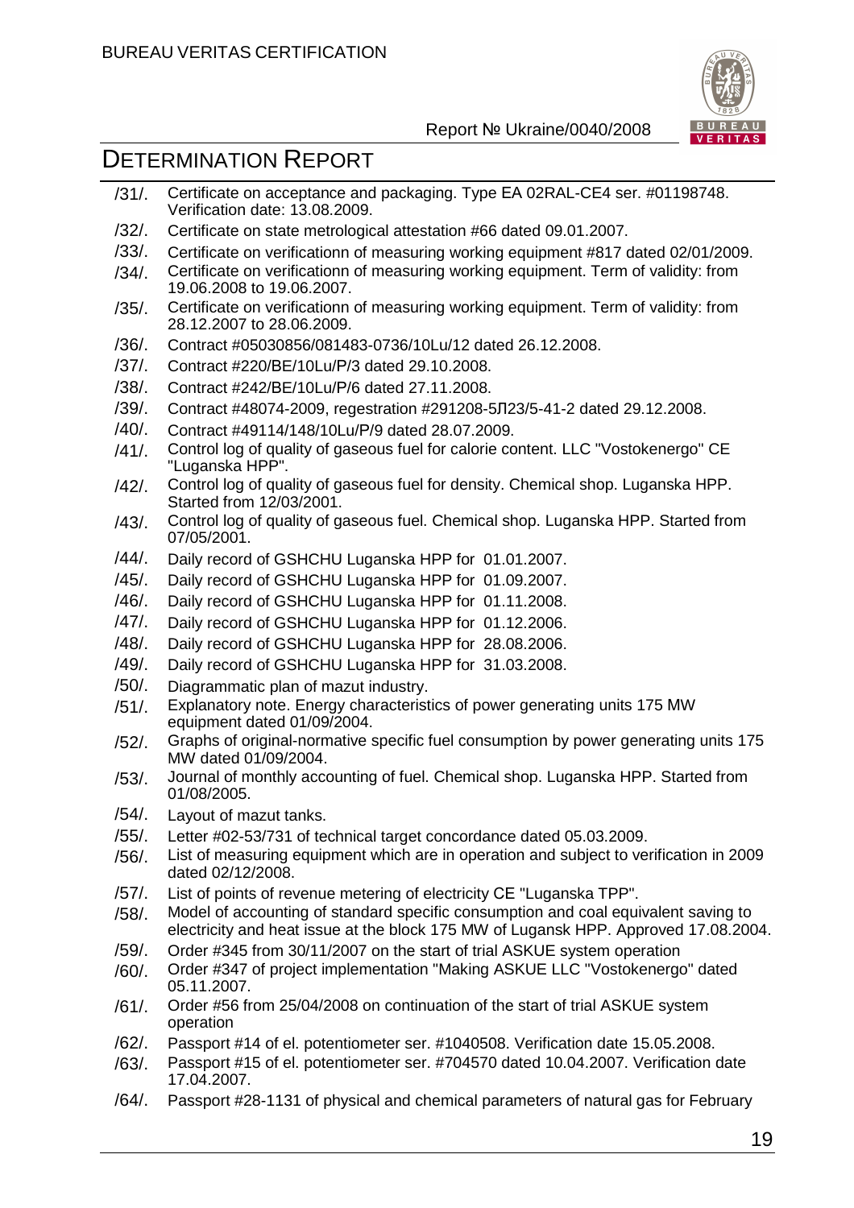/31/. Certificate on acceptance and packaging. Type EA 02RAL-CE4 ser. #01198748. Verification date: 13.08.2009.

/32/. Certificate on state metrological attestation #66 dated 09.01.2007.

/33/. Certificate on verificationn of measuring working equipment #817 dated 02/01/2009.

/34/. Certificate on verificationn of measuring working equipment. Term of validity: from 19.06.2008 to 19.06.2007.

/35/. Certificate on verificationn of measuring working equipment. Term of validity: from 28.12.2007 to 28.06.2009.

/36/. Contract #05030856/081483-0736/10Lu/12 dated 26.12.2008.

/37/. Contract #220/BE/10Lu/P/3 dated 29.10.2008.

/38/. Contract #242/BE/10Lu/P/6 dated 27.11.2008.

/39/. Contract #48074-2009, regestration #291208-5Л23/5-41-2 dated 29.12.2008.

/40/. Contract #49114/148/10Lu/P/9 dated 28.07.2009.

/41/. Control log of quality of gaseous fuel for calorie content. LLC "Vostokenergo" CE "Luganska HPP".

/42/. Control log of quality of gaseous fuel for density. Chemical shop. Luganska HPP. Started from 12/03/2001.

/43/. Control log of quality of gaseous fuel. Chemical shop. Luganska HPP. Started from 07/05/2001.

/44/. Daily record of GSHCHU Luganska HPP for 01.01.2007.

/45/. Daily record of GSHCHU Luganska HPP for 01.09.2007.

/46/. Daily record of GSHCHU Luganska HPP for 01.11.2008.

/47/. Daily record of GSHCHU Luganska HPP for 01.12.2006.

/48/. Daily record of GSHCHU Luganska HPP for 28.08.2006.

/49/. Daily record of GSHCHU Luganska HPP for 31.03.2008.

/50/. Diagrammatic plan of mazut industry.

/51/. Explanatory note. Energy characteristics of power generating units 175 MW equipment dated 01/09/2004.

/52/. Graphs of original-normative specific fuel consumption by power generating units 175 MW dated 01/09/2004.

/53/. Journal of monthly accounting of fuel. Chemical shop. Luganska HPP. Started from 01/08/2005.

/54/. Layout of mazut tanks.

/55/. Letter #02-53/731 of technical target concordance dated 05.03.2009.

/56/. List of measuring equipment which are in operation and subject to verification in 2009 dated 02/12/2008.

/57/. List of points of revenue metering of electricity CE "Luganska TPP".

/58/. Model of accounting of standard specific consumption and coal equivalent saving to electricity and heat issue at the block 175 MW of Lugansk HPP. Approved 17.08.2004.

/59/. Order #345 from 30/11/2007 on the start of trial ASKUE system operation

/60/. Order #347 of project implementation "Making ASKUE LLC "Vostokenergo" dated 05.11.2007.

/61/. Order #56 from 25/04/2008 on continuation of the start of trial ASKUE system operation

/62/. Passport #14 of el. potentiometer ser. #1040508. Verification date 15.05.2008.

/63/. Passport #15 of el. potentiometer ser. #704570 dated 10.04.2007. Verification date 17.04.2007.

/64/. Passport #28-1131 of physical and chemical parameters of natural gas for February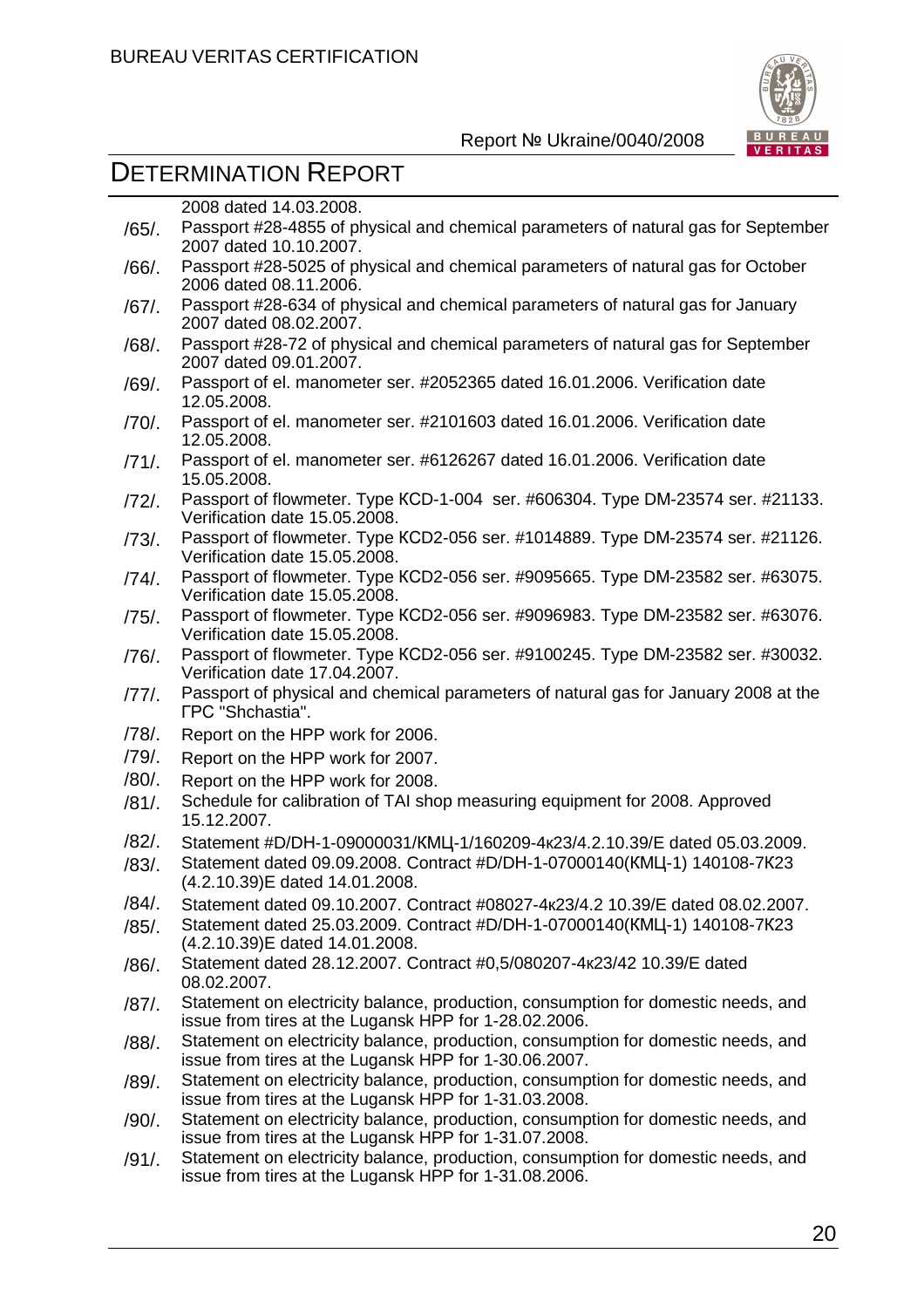2008 dated 14.03.2008.

/65/. Passport #28-4855 of physical and chemical parameters of natural gas for September 2007 dated 10.10.2007.

/66/. Passport #28-5025 of physical and chemical parameters of natural gas for October 2006 dated 08.11.2006.

/67/. Passport #28-634 of physical and chemical parameters of natural gas for January 2007 dated 08.02.2007.

/68/. Passport #28-72 of physical and chemical parameters of natural gas for September 2007 dated 09.01.2007.

/69/. Passport of el. manometer ser. #2052365 dated 16.01.2006. Verification date 12.05.2008.

/70/. Passport of el. manometer ser. #2101603 dated 16.01.2006. Verification date 12.05.2008.

/71/. Passport of el. manometer ser. #6126267 dated 16.01.2006. Verification date 15.05.2008.

/72/. Passport of flowmeter. Type КСD-1-004 ser. #606304. Type DM-23574 ser. #21133. Verification date 15.05.2008.

/73/. Passport of flowmeter. Type КСD2-056 ser. #1014889. Type DM-23574 ser. #21126. Verification date 15.05.2008.

/74/. Passport of flowmeter. Type КСD2-056 ser. #9095665. Type DM-23582 ser. #63075. Verification date 15.05.2008.

/75/. Passport of flowmeter. Type КСD2-056 ser. #9096983. Type DM-23582 ser. #63076. Verification date 15.05.2008.

/76/. Passport of flowmeter. Type КСD2-056 ser. #9100245. Type DM-23582 ser. #30032. Verification date 17.04.2007.

/77/. Passport of physical and chemical parameters of natural gas for January 2008 at the ГРС "Shchastia".

/78/. Report on the HPP work for 2006.

/79/. Report on the HPP work for 2007.

/80/. Report on the HPP work for 2008.

/81/. Schedule for calibration of TAI shop measuring equipment for 2008. Approved 15.12.2007.

/82/. Statement #D/DH-1-09000031/КМЦ-1/160209-4к23/4.2.10.39/E dated 05.03.2009.

/83/. Statement dated 09.09.2008. Contract #D/DH-1-07000140(КМЦ-1) 140108-7К23 (4.2.10.39)E dated 14.01.2008.

/84/. Statement dated 09.10.2007. Contract #08027-4к23/4.2 10.39/E dated 08.02.2007.

/85/. Statement dated 25.03.2009. Contract #D/DH-1-07000140(КМЦ-1) 140108-7К23 (4.2.10.39)E dated 14.01.2008.

/86/. Statement dated 28.12.2007. Contract #0,5/080207-4к23/42 10.39/E dated 08.02.2007.

/87/. Statement on electricity balance, production, consumption for domestic needs, and issue from tires at the Lugansk HPP for 1-28.02.2006.

/88/. Statement on electricity balance, production, consumption for domestic needs, and issue from tires at the Lugansk HPP for 1-30.06.2007.

/89/. Statement on electricity balance, production, consumption for domestic needs, and issue from tires at the Lugansk HPP for 1-31.03.2008.

/90/. Statement on electricity balance, production, consumption for domestic needs, and issue from tires at the Lugansk HPP for 1-31.07.2008.

/91/. Statement on electricity balance, production, consumption for domestic needs, and issue from tires at the Lugansk HPP for 1-31.08.2006.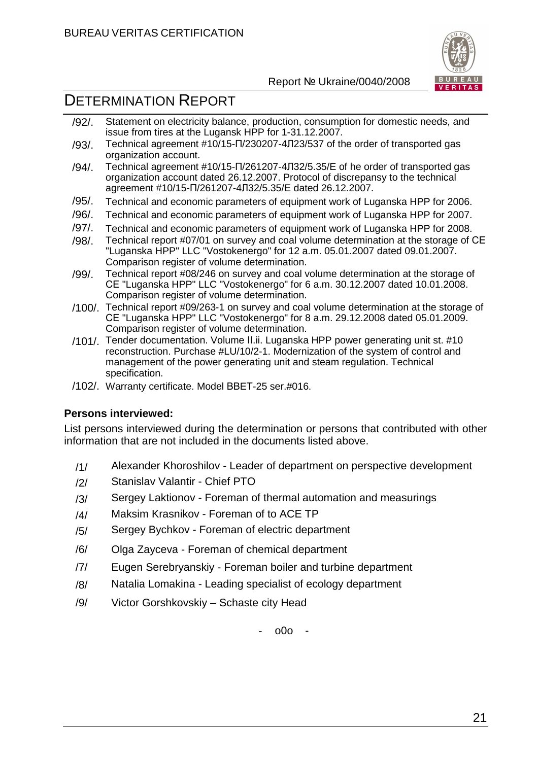/92/. Statement on electricity balance, production, consumption for domestic needs, and issue from tires at the Lugansk HPP for 1-31.12.2007.

/93/. Technical agreement #10/15-П/230207-4Л23/537 of the order of transported gas organization account.

/94/. Technical agreement #10/15-П/261207-4Л32/5.35/E of he order of transported gas organization account dated 26.12.2007. Protocol of discrepansy to the technical agreement #10/15-П/261207-4Л32/5.35/E dated 26.12.2007.

/95/. Technical and economic parameters of equipment work of Luganska HPP for 2006.

/96/. Technical and economic parameters of equipment work of Luganska HPP for 2007.

/97/. Technical and economic parameters of equipment work of Luganska HPP for 2008.

/98/. Technical report #07/01 on survey and coal volume determination at the storage of CE "Luganska HPP" LLC "Vostokenergo" for 12 a.m. 05.01.2007 dated 09.01.2007. Comparison register of volume determination.

/99/. Technical report #08/246 on survey and coal volume determination at the storage of CE "Luganska HPP" LLC "Vostokenergo" for 6 a.m. 30.12.2007 dated 10.01.2008. Comparison register of volume determination.

/100/. Technical report #09/263-1 on survey and coal volume determination at the storage of CE "Luganska HPP" LLC "Vostokenergo" for 8 a.m. 29.12.2008 dated 05.01.2009. Comparison register of volume determination.

/101/. Tender documentation. Volume II.ii. Luganska HPP power generating unit st. #10 reconstruction. Purchase #LU/10/2-1. Modernization of the system of control and management of the power generating unit and steam regulation. Technical specification.

/102/. Warranty certificate. Model BBET-25 ser.#016.

**Persons interviewed:**

List persons interviewed during the determination or persons that contributed with other information that are not included in the documents listed above.

/1/ Alexander Khoroshilov - Leader of department on perspective development

/2/ Stanislav Valantir - Chief PTO

/3/ Sergey Laktionov - Foreman of thermal automation and measurings

/4/ Maksim Krasnikov - Foreman of to ACE TP

/5/ Sergey Bychkov - Foreman of electric department

/6/ Olga Zayceva - Foreman of chemical department

/7/ Eugen Serebryanskiy - Foreman boiler and turbine department

/8/ Natalia Lomakina - Leading specialist of ecology department

/9/ Victor Gorshkovskiy – Schaste city Head

- o0o -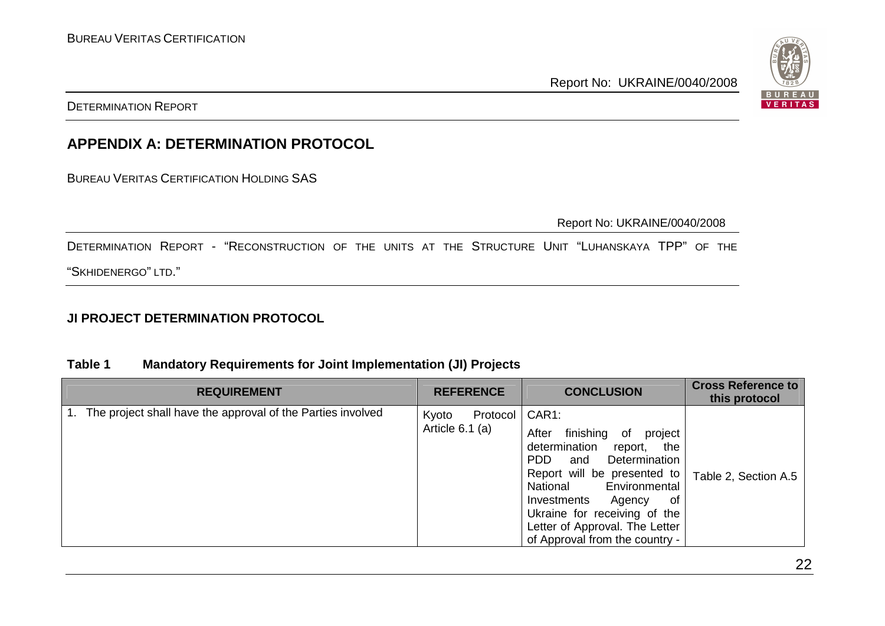## APPENDIX A: DETERMINATION PROTOCOL

BUREAU VERITAS CERTIFICATION HOLDING SAS

Report No: UKRAINE/0040/2008

DETERMINATION REPORT - "RECONSTRUCTION OF THE UNITS AT THE STRUCTURE UNIT "LUHANSKAYA TPP" OF THE "SKHIDENERGO" LTD."

**JI PROJECT DETERMINATION PROTOCOL**

**Table 1 Mandatory Requirements for Joint Implementation (JI) Projects**

| REQUIREMENT | REFERENCE | CONCLUSION | Cross Reference to this protocol |
|---|---|---|---|
| 1. The project shall have the approval of the Parties involved | Kyoto Protocol Article 6.1 (a) | CAR1: After finishing of project determination report, the PDD and Determination Report will be presented to National Environmental Investments Agency of Ukraine for receiving of the Letter of Approval. The Letter of Approval from the country - | Table 2, Section A.5 |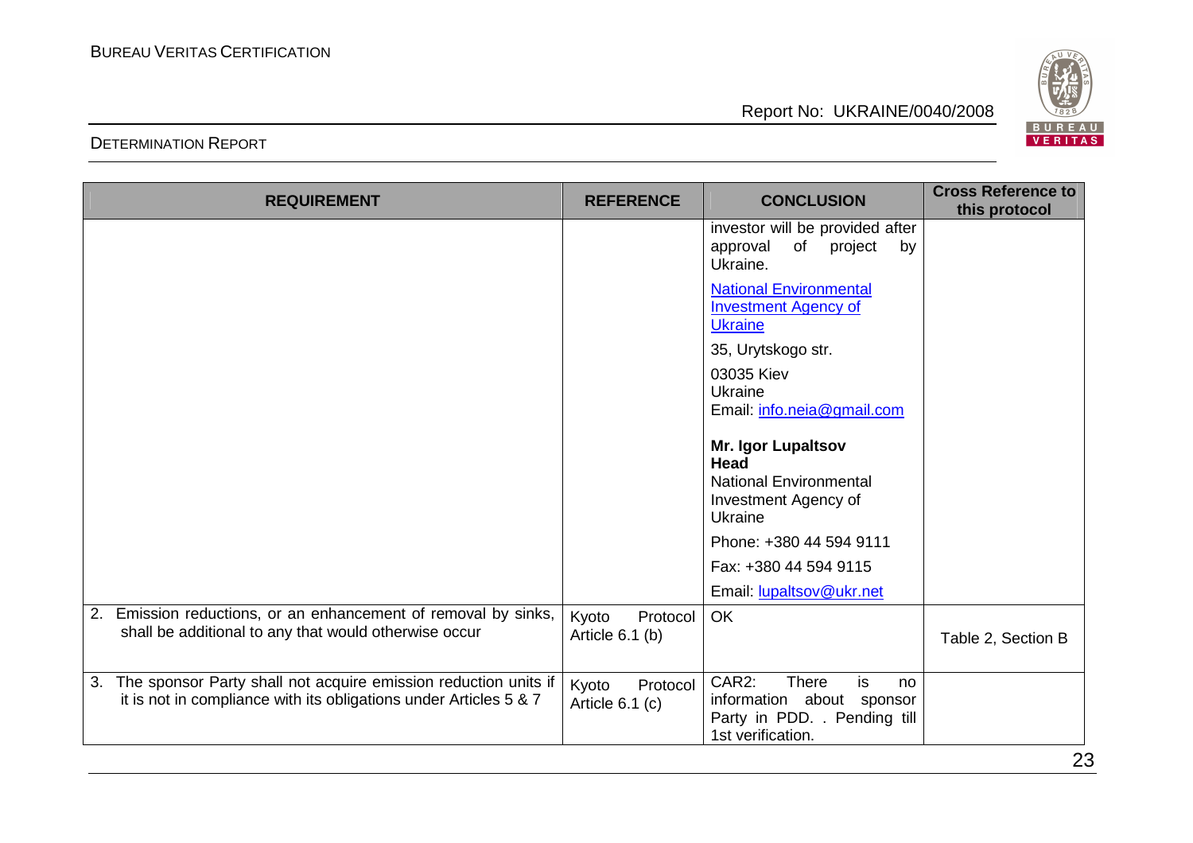| REQUIREMENT | REFERENCE | CONCLUSION | Cross Reference to this protocol |
|---|---|---|---|
| | | investor will be provided after approval of project by Ukraine.<br><br>National Environmental Investment Agency of Ukraine<br><br>35, Urytskogo str.<br><br>03035 Kiev<br>Ukraine<br>Email: info.neia@gmail.com<br><br>**Mr. Igor Lupaltsov**<br>**Head**<br>National Environmental Investment Agency of Ukraine<br><br>Phone: +380 44 594 9111<br><br>Fax: +380 44 594 9115<br><br>Email: lupaltsov@ukr.net | |
| 2. Emission reductions, or an enhancement of removal by sinks, shall be additional to any that would otherwise occur | Kyoto Protocol Article 6.1 (b) | OK | Table 2, Section B |
| 3. The sponsor Party shall not acquire emission reduction units if it is not in compliance with its obligations under Articles 5 & 7 | Kyoto Protocol Article 6.1 (c) | CAR2: There is no information about sponsor Party in PDD. . Pending till 1st verification. | |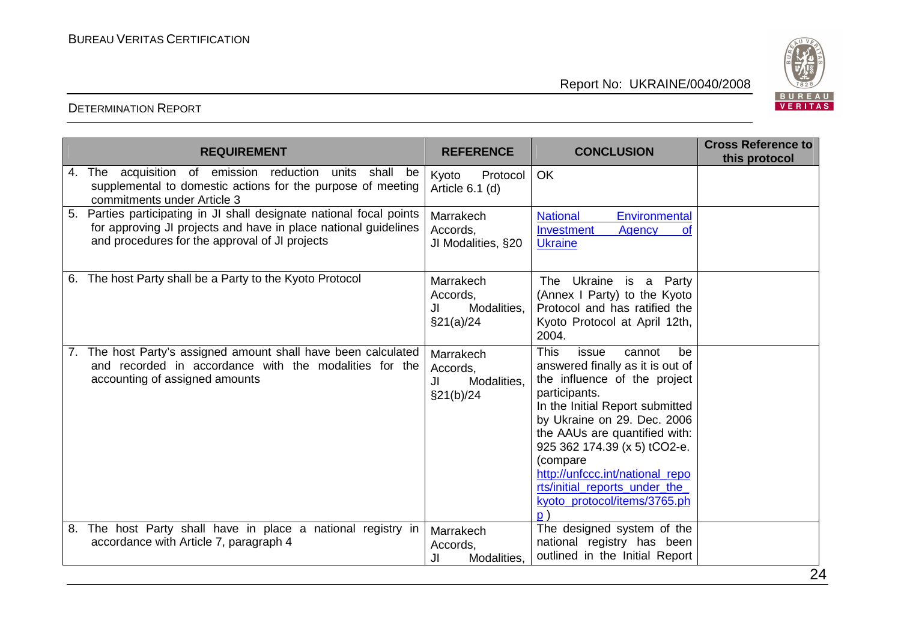| REQUIREMENT | REFERENCE | CONCLUSION | Cross Reference to this protocol |
|---|---|---|---|
| 4. The acquisition of emission reduction units shall be supplemental to domestic actions for the purpose of meeting commitments under Article 3 | Kyoto Protocol Article 6.1 (d) | OK | |
| 5. Parties participating in JI shall designate national focal points for approving JI projects and have in place national guidelines and procedures for the approval of JI projects | Marrakech Accords, JI Modalities, §20 | National Environmental Investment Agency of Ukraine | |
| 6. The host Party shall be a Party to the Kyoto Protocol | Marrakech Accords, JI Modalities, §21(a)/24 | The Ukraine is a Party (Annex I Party) to the Kyoto Protocol and has ratified the Kyoto Protocol at April 12th, 2004. | |
| 7. The host Party's assigned amount shall have been calculated and recorded in accordance with the modalities for the accounting of assigned amounts | Marrakech Accords, JI Modalities, §21(b)/24 | This issue cannot be answered finally as it is out of the influence of the project participants. In the Initial Report submitted by Ukraine on 29. Dec. 2006 the AAUs are quantified with: 925 362 174.39 (x 5) tCO2-e. (compare http://unfccc.int/national_reports/initial_reports_under_the_kyoto_protocol/items/3765.php ) | |
| 8. The host Party shall have in place a national registry in accordance with Article 7, paragraph 4 | Marrakech Accords, JI Modalities, | The designed system of the national registry has been outlined in the Initial Report | |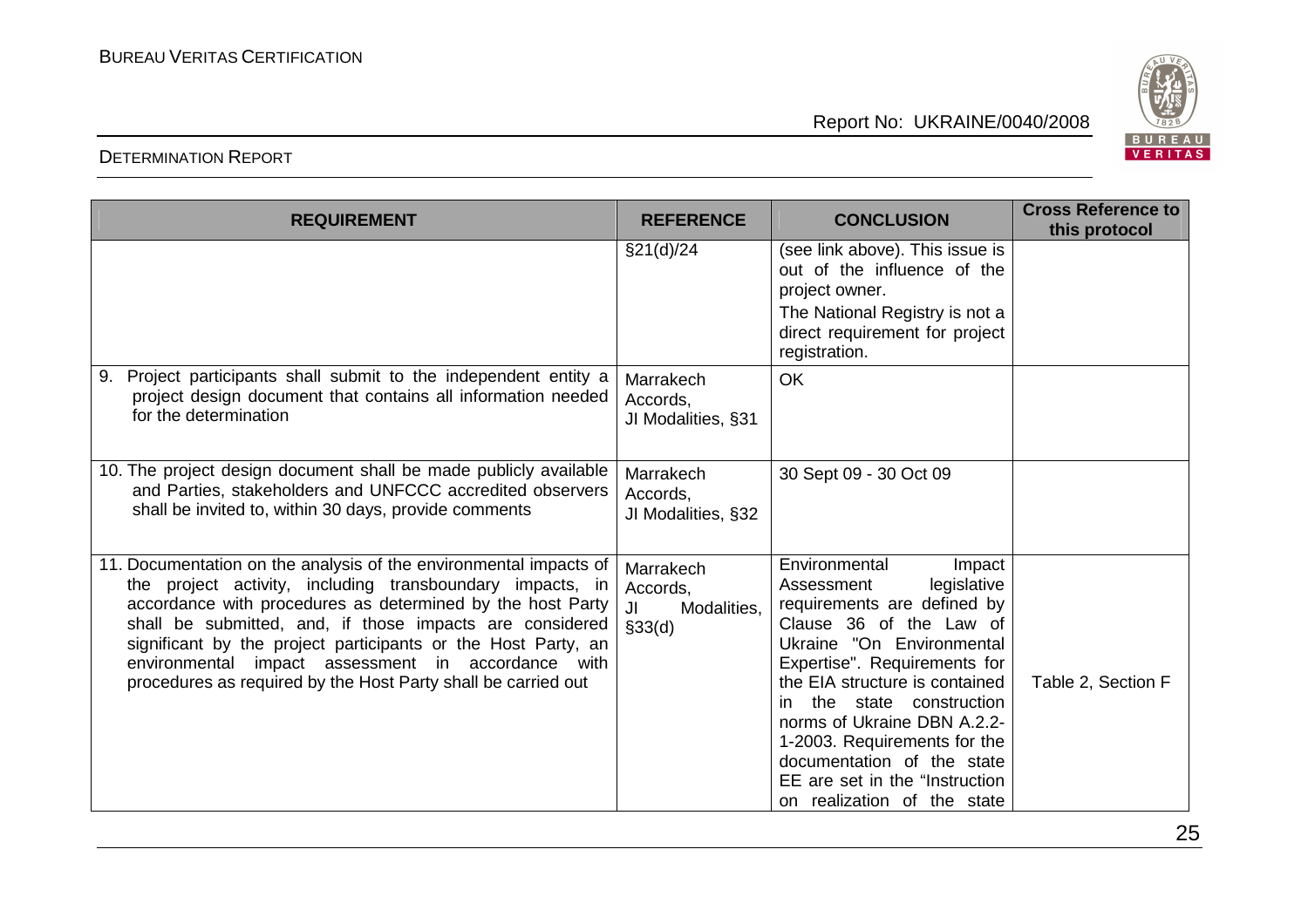| REQUIREMENT | REFERENCE | CONCLUSION | Cross Reference to this protocol |
|---|---|---|---|
| | §21(d)/24 | (see link above). This issue is out of the influence of the project owner.<br>The National Registry is not a direct requirement for project registration. | |
| 9. Project participants shall submit to the independent entity a project design document that contains all information needed for the determination | Marrakech Accords, JI Modalities, §31 | OK | |
| 10. The project design document shall be made publicly available and Parties, stakeholders and UNFCCC accredited observers shall be invited to, within 30 days, provide comments | Marrakech Accords, JI Modalities, §32 | 30 Sept 09 - 30 Oct 09 | |
| 11. Documentation on the analysis of the environmental impacts of the project activity, including transboundary impacts, in accordance with procedures as determined by the host Party shall be submitted, and, if those impacts are considered significant by the project participants or the Host Party, an environmental impact assessment in accordance with procedures as required by the Host Party shall be carried out | Marrakech Accords, JI Modalities, §33(d) | Environmental Impact Assessment legislative requirements are defined by Clause 36 of the Law of Ukraine "On Environmental Expertise". Requirements for the EIA structure is contained in the state construction norms of Ukraine DBN A.2.2-1-2003. Requirements for the documentation of the state EE are set in the "Instruction on realization of the state | Table 2, Section F |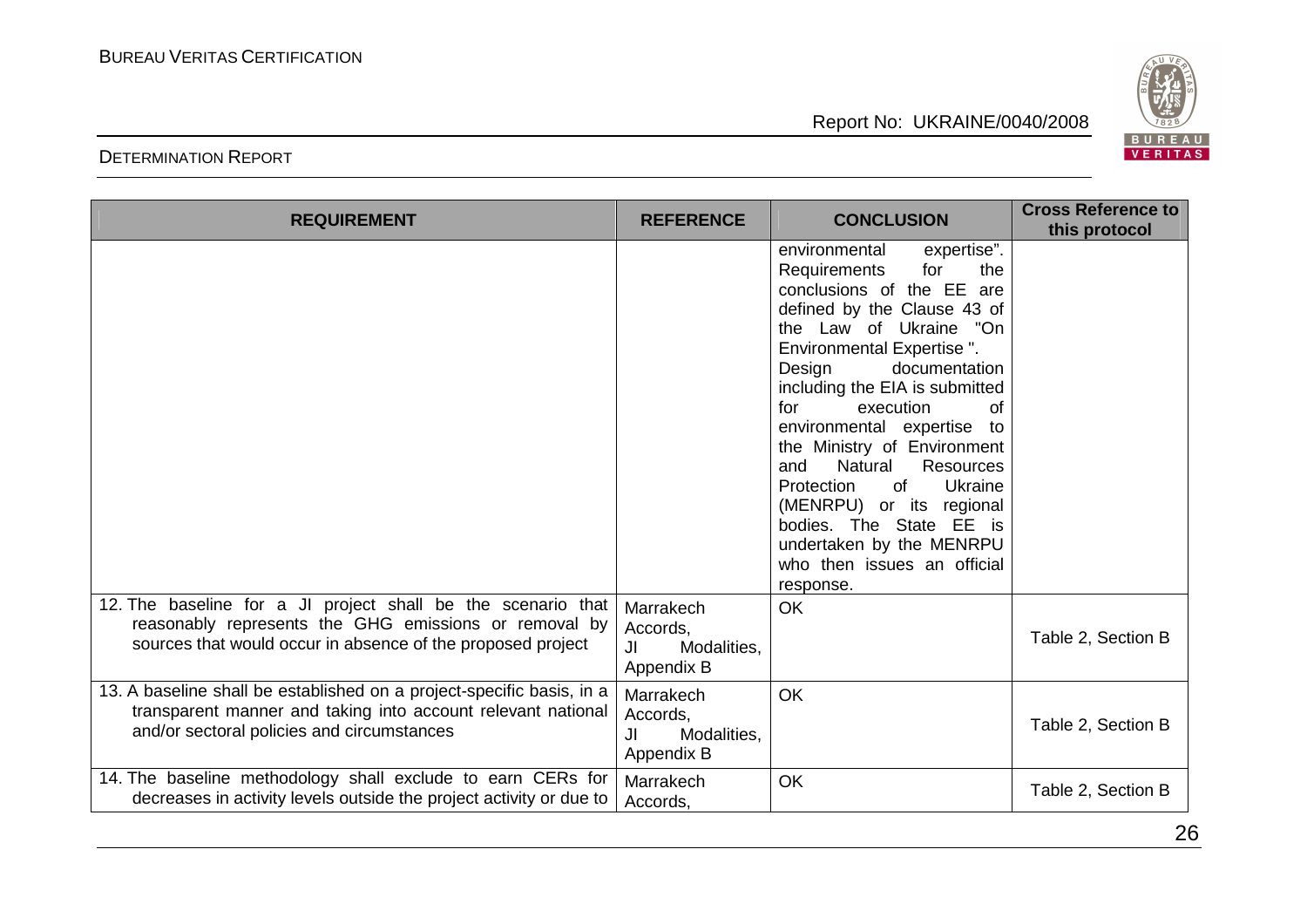| REQUIREMENT | REFERENCE | CONCLUSION | Cross Reference to this protocol |
|---|---|---|---|
| | | environmental expertise". Requirements for the conclusions of the EE are defined by the Clause 43 of the Law of Ukraine "On Environmental Expertise ". Design documentation including the EIA is submitted for execution of environmental expertise to the Ministry of Environment and Natural Resources Protection of Ukraine (MENRPU) or its regional bodies. The State EE is undertaken by the MENRPU who then issues an official response. | |
| 12. The baseline for a JI project shall be the scenario that reasonably represents the GHG emissions or removal by sources that would occur in absence of the proposed project | Marrakech Accords, JI Modalities, Appendix B | OK | Table 2, Section B |
| 13. A baseline shall be established on a project-specific basis, in a transparent manner and taking into account relevant national and/or sectoral policies and circumstances | Marrakech Accords, JI Modalities, Appendix B | OK | Table 2, Section B |
| 14. The baseline methodology shall exclude to earn CERs for decreases in activity levels outside the project activity or due to | Marrakech Accords, | OK | Table 2, Section B |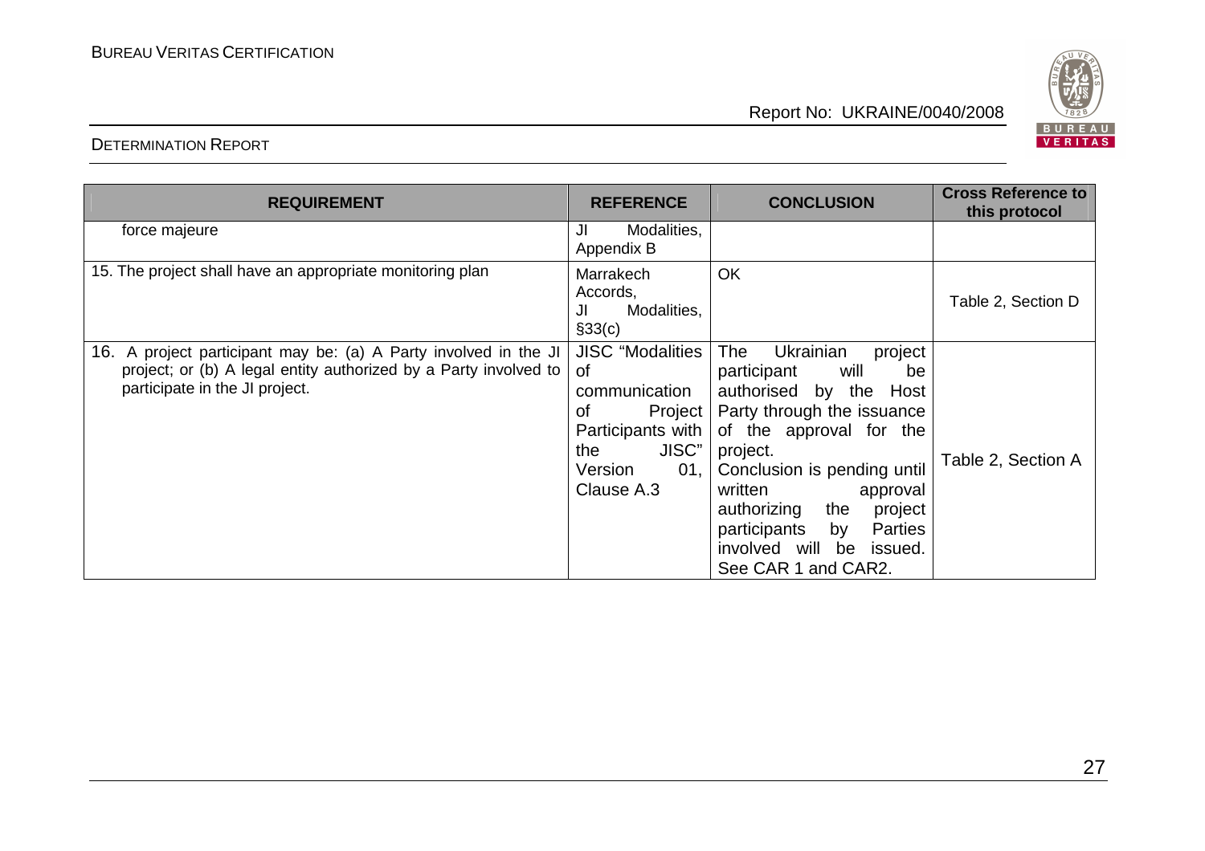| REQUIREMENT | REFERENCE | CONCLUSION | Cross Reference to this protocol |
|---|---|---|---|
| force majeure | JI Modalities, Appendix B | | |
| 15. The project shall have an appropriate monitoring plan | Marrakech Accords, JI Modalities, §33(c) | OK | Table 2, Section D |
| 16. A project participant may be: (a) A Party involved in the JI project; or (b) A legal entity authorized by a Party involved to participate in the JI project. | JISC "Modalities of communication of Project Participants with the JISC" Version 01, Clause A.3 | The Ukrainian project participant will be authorised by the Host Party through the issuance of the approval for the project. Conclusion is pending until written approval authorizing the project participants by Parties involved will be issued. See CAR 1 and CAR2. | Table 2, Section A |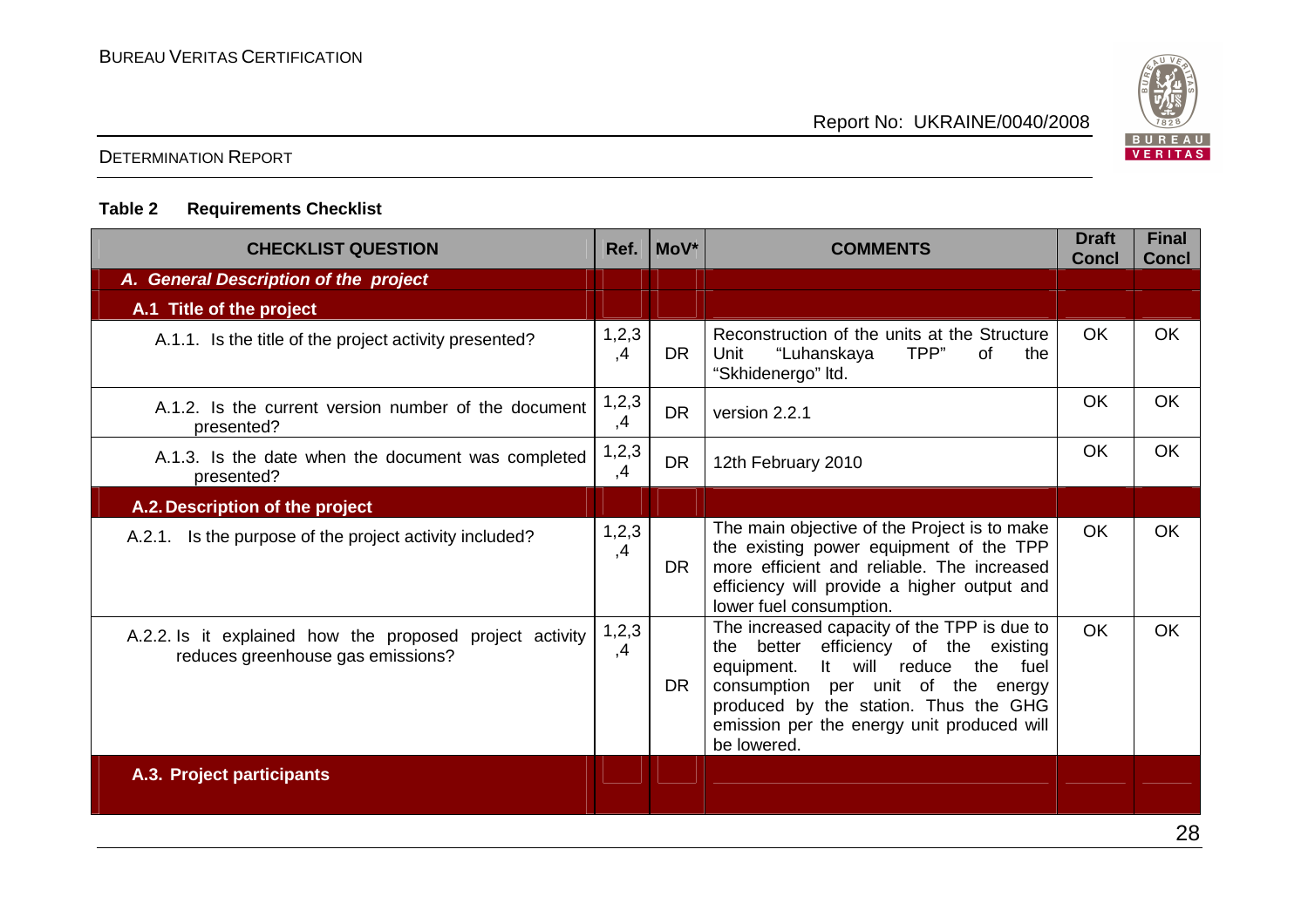**Table 2 Requirements Checklist**

| CHECKLIST QUESTION | Ref. | MoV* | COMMENTS | Draft Concl | Final Concl |
|---|---|---|---|---|---|
| ***A. General Description of the project*** | | | | | |
| **A.1 Title of the project** | | | | | |
| A.1.1. Is the title of the project activity presented? | 1,2,3,4 | DR | Reconstruction of the units at the Structure Unit "Luhanskaya TPP" of the "Skhidenergo" ltd. | OK | OK |
| A.1.2. Is the current version number of the document presented? | 1,2,3,4 | DR | version 2.2.1 | OK | OK |
| A.1.3. Is the date when the document was completed presented? | 1,2,3,4 | DR | 12th February 2010 | OK | OK |
| **A.2. Description of the project** | | | | | |
| A.2.1. Is the purpose of the project activity included? | 1,2,3,4 | DR | The main objective of the Project is to make the existing power equipment of the TPP more efficient and reliable. The increased efficiency will provide a higher output and lower fuel consumption. | OK | OK |
| A.2.2. Is it explained how the proposed project activity reduces greenhouse gas emissions? | 1,2,3,4 | DR | The increased capacity of the TPP is due to the better efficiency of the existing equipment. It will reduce the fuel consumption per unit of the energy produced by the station. Thus the GHG emission per the energy unit produced will be lowered. | OK | OK |
| **A.3. Project participants** | | | | | |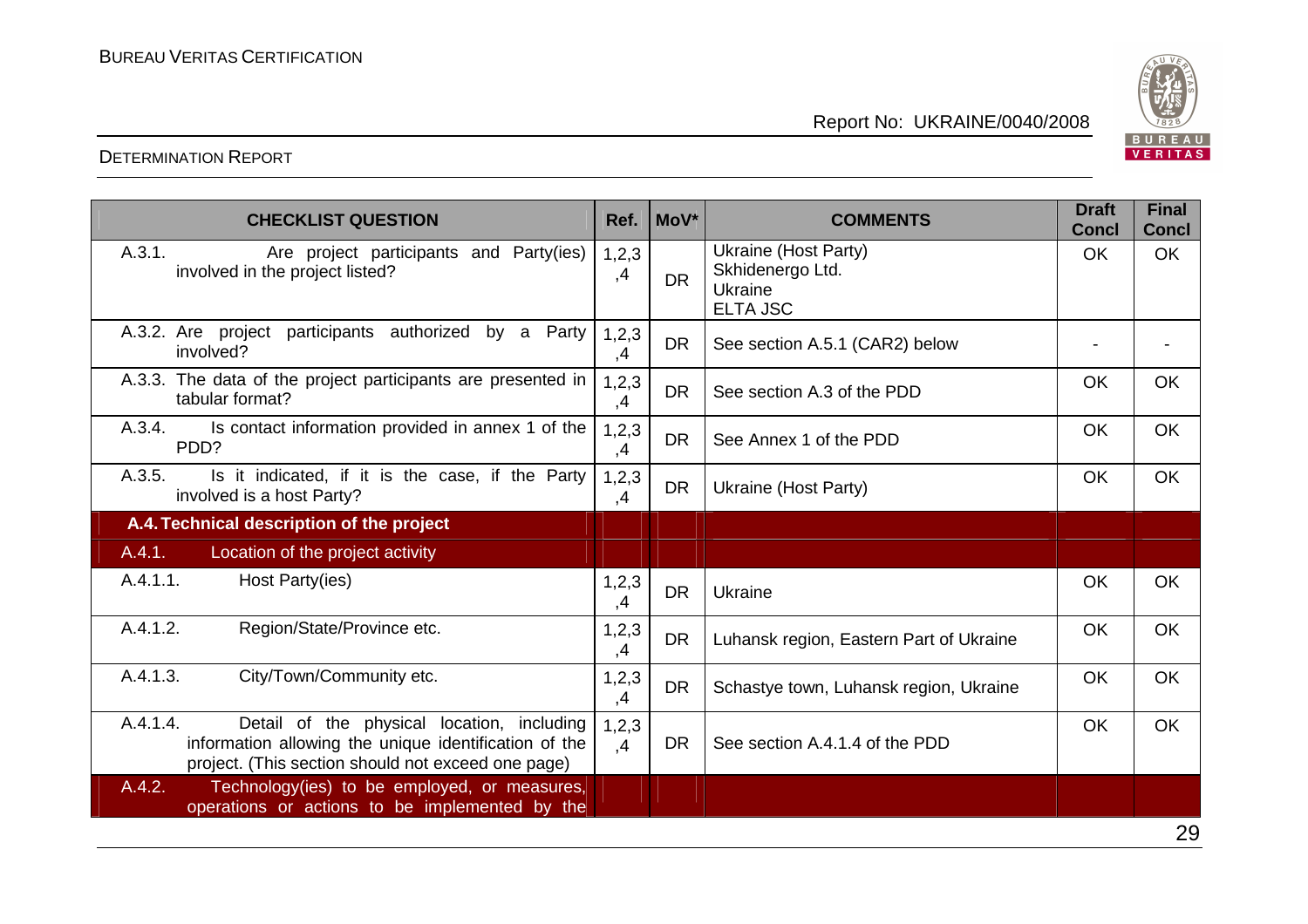| CHECKLIST QUESTION | Ref. | MoV* | COMMENTS | Draft Concl | Final Concl |
|---|---|---|---|---|---|
| A.3.1. Are project participants and Party(ies) involved in the project listed? | 1,2,3,4 | DR | Ukraine (Host Party) Skhidenergo Ltd. Ukraine ELTA JSC | OK | OK |
| A.3.2. Are project participants authorized by a Party involved? | 1,2,3,4 | DR | See section A.5.1 (CAR2) below | - | - |
| A.3.3. The data of the project participants are presented in tabular format? | 1,2,3,4 | DR | See section A.3 of the PDD | OK | OK |
| A.3.4. Is contact information provided in annex 1 of the PDD? | 1,2,3,4 | DR | See Annex 1 of the PDD | OK | OK |
| A.3.5. Is it indicated, if it is the case, if the Party involved is a host Party? | 1,2,3,4 | DR | Ukraine (Host Party) | OK | OK |
| **A.4. Technical description of the project** | | | | | |
| A.4.1. Location of the project activity | | | | | |
| A.4.1.1. Host Party(ies) | 1,2,3,4 | DR | Ukraine | OK | OK |
| A.4.1.2. Region/State/Province etc. | 1,2,3,4 | DR | Luhansk region, Eastern Part of Ukraine | OK | OK |
| A.4.1.3. City/Town/Community etc. | 1,2,3,4 | DR | Schastye town, Luhansk region, Ukraine | OK | OK |
| A.4.1.4. Detail of the physical location, including information allowing the unique identification of the project. (This section should not exceed one page) | 1,2,3,4 | DR | See section A.4.1.4 of the PDD | OK | OK |
| A.4.2. Technology(ies) to be employed, or measures, operations or actions to be implemented by the | | | | | |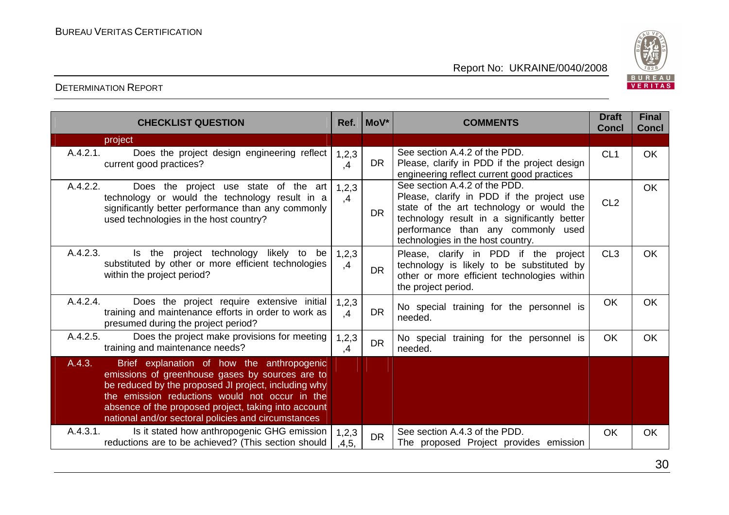| CHECKLIST QUESTION | Ref. | MoV* | COMMENTS | Draft Concl | Final Concl |
|---|---|---|---|---|---|
| project | | | | | |
| A.4.2.1. Does the project design engineering reflect current good practices? | 1,2,3,4 | DR | See section A.4.2 of the PDD. Please, clarify in PDD if the project design engineering reflect current good practices | CL1 | OK |
| A.4.2.2. Does the project use state of the art technology or would the technology result in a significantly better performance than any commonly used technologies in the host country? | 1,2,3,4 | DR | See section A.4.2 of the PDD. Please, clarify in PDD if the project use state of the art technology or would the technology result in a significantly better performance than any commonly used technologies in the host country. | CL2 | OK |
| A.4.2.3. Is the project technology likely to be substituted by other or more efficient technologies within the project period? | 1,2,3,4 | DR | Please, clarify in PDD if the project technology is likely to be substituted by other or more efficient technologies within the project period. | CL3 | OK |
| A.4.2.4. Does the project require extensive initial training and maintenance efforts in order to work as presumed during the project period? | 1,2,3,4 | DR | No special training for the personnel is needed. | OK | OK |
| A.4.2.5. Does the project make provisions for meeting training and maintenance needs? | 1,2,3,4 | DR | No special training for the personnel is needed. | OK | OK |
| A.4.3. Brief explanation of how the anthropogenic emissions of greenhouse gases by sources are to be reduced by the proposed JI project, including why the emission reductions would not occur in the absence of the proposed project, taking into account national and/or sectoral policies and circumstances | | | | | |
| A.4.3.1. Is it stated how anthropogenic GHG emission reductions are to be achieved? (This section should | 1,2,3,4,5, | DR | See section A.4.3 of the PDD. The proposed Project provides emission | OK | OK |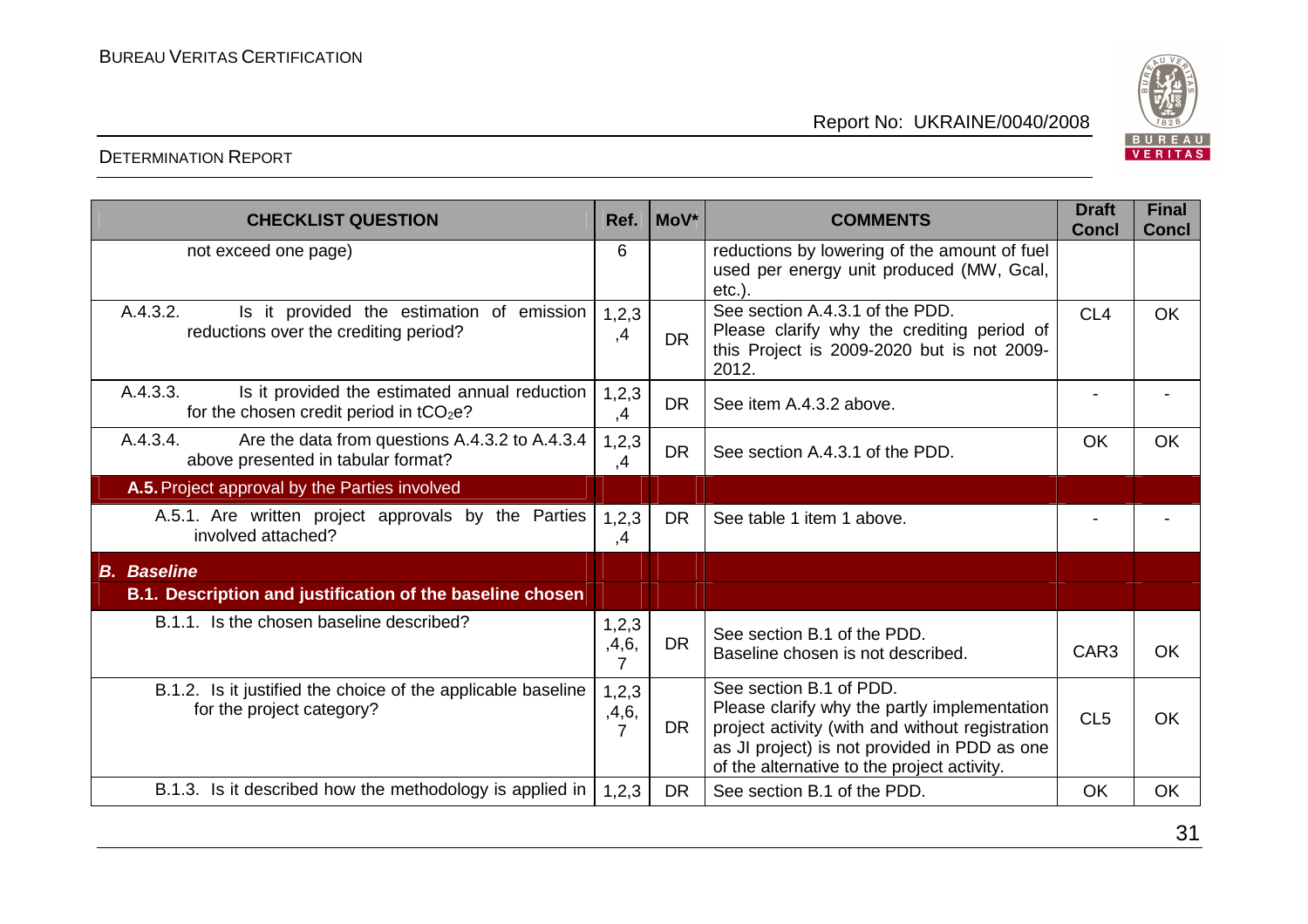| CHECKLIST QUESTION | Ref. | MoV* | COMMENTS | Draft Concl | Final Concl |
|---|---|---|---|---|---|
| not exceed one page) | 6 | | reductions by lowering of the amount of fuel used per energy unit produced (MW, Gcal, etc.). | | |
| A.4.3.2. Is it provided the estimation of emission reductions over the crediting period? | 1,2,3,4 | DR | See section A.4.3.1 of the PDD. Please clarify why the crediting period of this Project is 2009-2020 but is not 2009-2012. | CL4 | OK |
| A.4.3.3. Is it provided the estimated annual reduction for the chosen credit period in $tCO_2e$? | 1,2,3,4 | DR | See item A.4.3.2 above. | - | - |
| A.4.3.4. Are the data from questions A.4.3.2 to A.4.3.4 above presented in tabular format? | 1,2,3,4 | DR | See section A.4.3.1 of the PDD. | OK | OK |
| **A.5. Project approval by the Parties involved** | | | | | |
| A.5.1. Are written project approvals by the Parties involved attached? | 1,2,3,4 | DR | See table 1 item 1 above. | - | - |
| ***B. Baseline*** | | | | | |
| **B.1. Description and justification of the baseline chosen** | | | | | |
| B.1.1. Is the chosen baseline described? | 1,2,3,4,6,7 | DR | See section B.1 of the PDD. Baseline chosen is not described. | CAR3 | OK |
| B.1.2. Is it justified the choice of the applicable baseline for the project category? | 1,2,3,4,6,7 | DR | See section B.1 of PDD. Please clarify why the partly implementation project activity (with and without registration as JI project) is not provided in PDD as one of the alternative to the project activity. | CL5 | OK |
| B.1.3. Is it described how the methodology is applied in | 1,2,3 | DR | See section B.1 of the PDD. | OK | OK |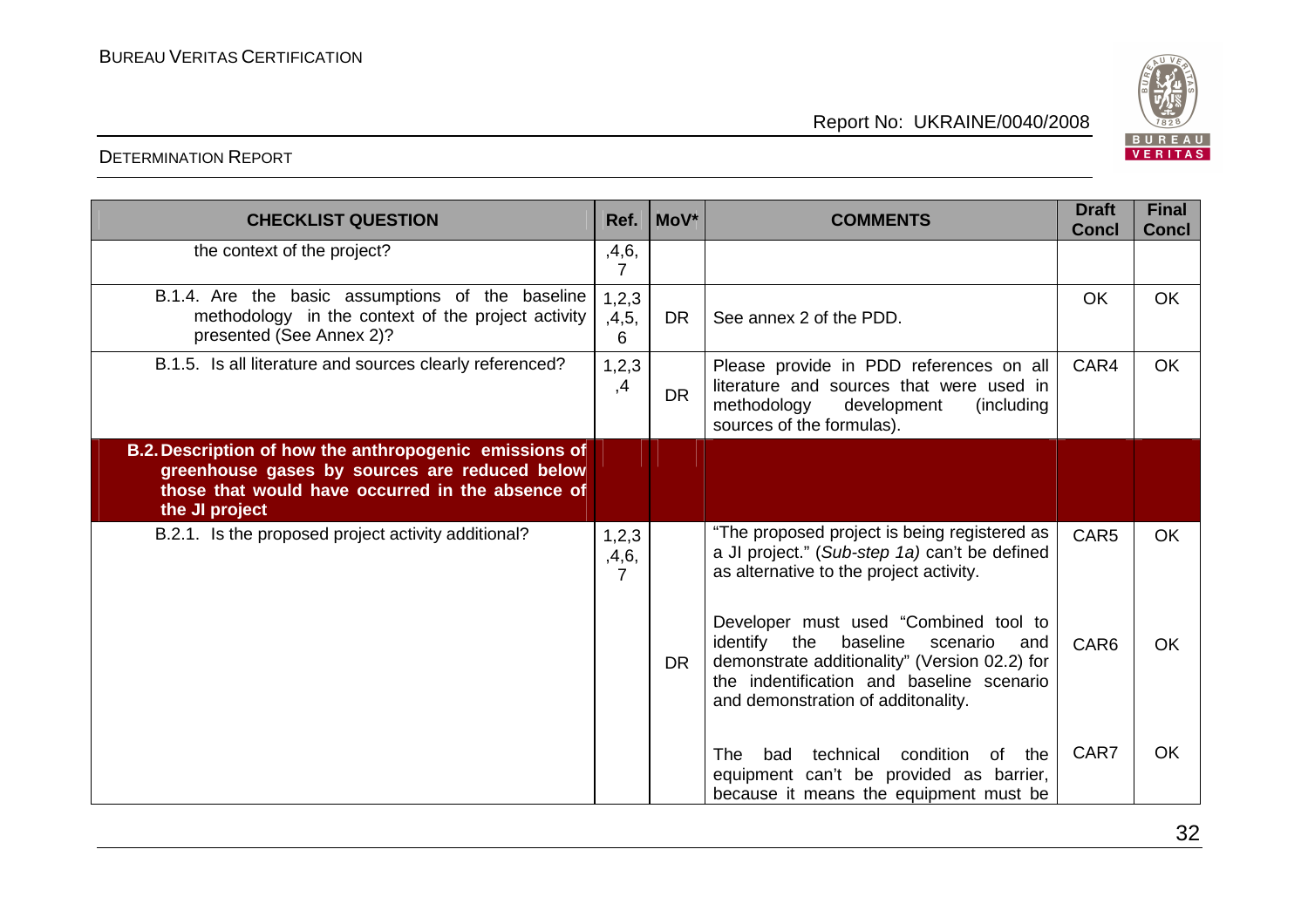| CHECKLIST QUESTION | Ref. | MoV* | COMMENTS | Draft Concl | Final Concl |
|---|---|---|---|---|---|
| the context of the project? | ,4,6, 7 | | | | |
| B.1.4. Are the basic assumptions of the baseline methodology in the context of the project activity presented (See Annex 2)? | 1,2,3 ,4,5, 6 | DR | See annex 2 of the PDD. | OK | OK |
| B.1.5. Is all literature and sources clearly referenced? | 1,2,3 ,4 | DR | Please provide in PDD references on all literature and sources that were used in methodology development (including sources of the formulas). | CAR4 | OK |
| **B.2. Description of how the anthropogenic emissions of greenhouse gases by sources are reduced below those that would have occurred in the absence of the JI project** | | | | | |
| B.2.1. Is the proposed project activity additional? | 1,2,3 ,4,6, 7 | DR | "The proposed project is being registered as a JI project." (*Sub-step 1a)* can't be defined as alternative to the project activity. | CAR5 | OK |
| | | | Developer must used "Combined tool to identify the baseline scenario and demonstrate additionality" (Version 02.2) for the indentification and baseline scenario and demonstration of additonality. | CAR6 | OK |
| | | | The bad technical condition of the equipment can't be provided as barrier, because it means the equipment must be | CAR7 | OK |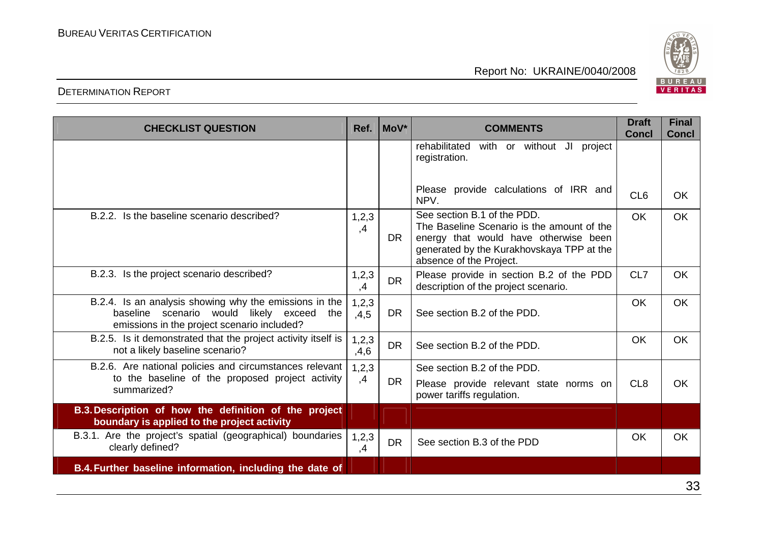| CHECKLIST QUESTION | Ref. | MoV* | COMMENTS | Draft Concl | Final Concl |
|---|---|---|---|---|---|
| | | | rehabilitated with or without JI project registration.<br><br>Please provide calculations of IRR and NPV. | CL6 | OK |
| B.2.2. Is the baseline scenario described? | 1,2,3,4 | DR | See section B.1 of the PDD.<br>The Baseline Scenario is the amount of the energy that would have otherwise been generated by the Kurakhovskaya TPP at the absence of the Project. | OK | OK |
| B.2.3. Is the project scenario described? | 1,2,3,4 | DR | Please provide in section B.2 of the PDD description of the project scenario. | CL7 | OK |
| B.2.4. Is an analysis showing why the emissions in the baseline scenario would likely exceed the emissions in the project scenario included? | 1,2,3,4,5 | DR | See section B.2 of the PDD. | OK | OK |
| B.2.5. Is it demonstrated that the project activity itself is not a likely baseline scenario? | 1,2,3,4,6 | DR | See section B.2 of the PDD. | OK | OK |
| B.2.6. Are national policies and circumstances relevant to the baseline of the proposed project activity summarized? | 1,2,3,4 | DR | See section B.2 of the PDD.<br>Please provide relevant state norms on power tariffs regulation. | CL8 | OK |
| **B.3. Description of how the definition of the project boundary is applied to the project activity** | | | | | |
| B.3.1. Are the project's spatial (geographical) boundaries clearly defined? | 1,2,3,4 | DR | See section B.3 of the PDD | OK | OK |
| **B.4. Further baseline information, including the date of** | | | | | |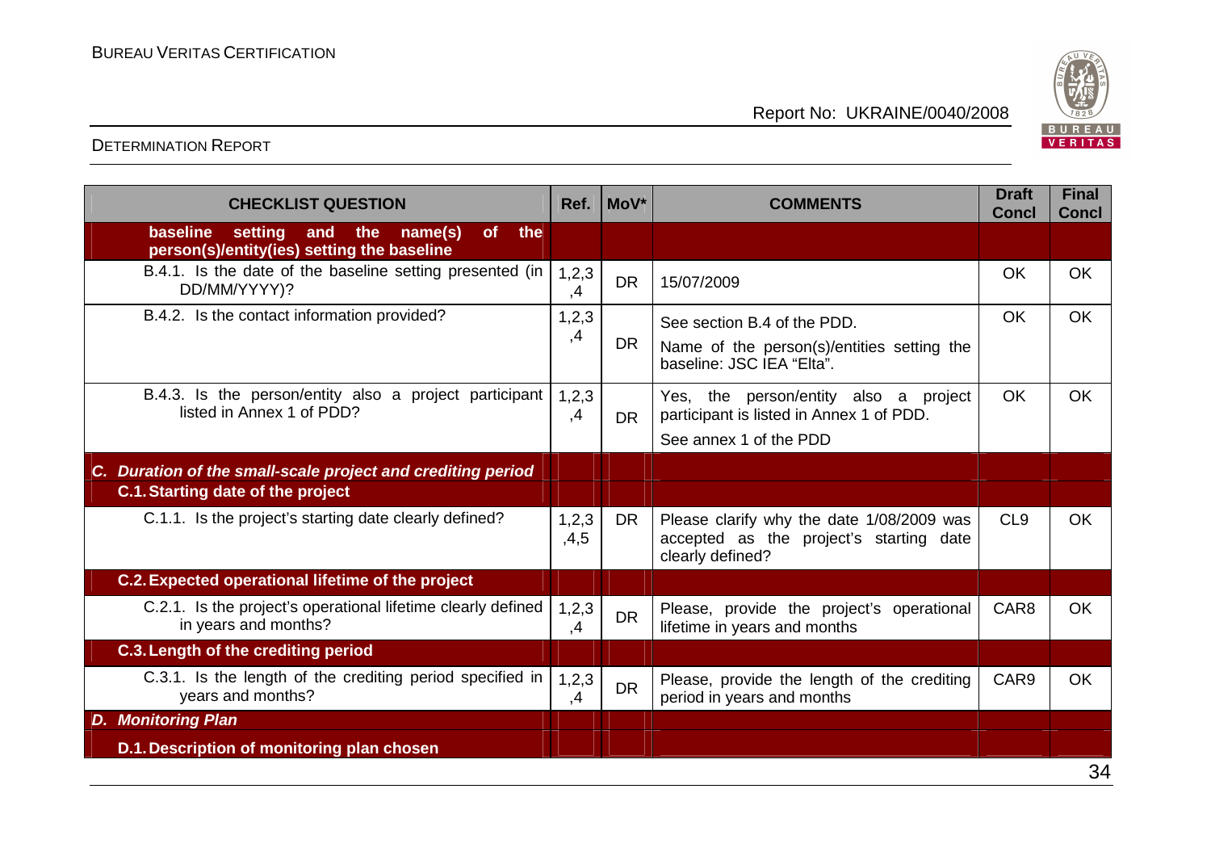| CHECKLIST QUESTION | Ref. | MoV* | COMMENTS | Draft Concl | Final Concl |
|---|---|---|---|---|---|
| **baseline setting and the name(s) of the person(s)/entity(ies) setting the baseline** | | | | | |
| B.4.1. Is the date of the baseline setting presented (in DD/MM/YYYY)? | 1,2,3,4 | DR | 15/07/2009 | OK | OK |
| B.4.2. Is the contact information provided? | 1,2,3,4 | DR | See section B.4 of the PDD. Name of the person(s)/entities setting the baseline: JSC IEA "Elta". | OK | OK |
| B.4.3. Is the person/entity also a project participant listed in Annex 1 of PDD? | 1,2,3,4 | DR | Yes, the person/entity also a project participant is listed in Annex 1 of PDD. See annex 1 of the PDD | OK | OK |
| ***C. Duration of the small-scale project and crediting period*** | | | | | |
| **C.1. Starting date of the project** | | | | | |
| C.1.1. Is the project's starting date clearly defined? | 1,2,3,4,5 | DR | Please clarify why the date 1/08/2009 was accepted as the project's starting date clearly defined? | CL9 | OK |
| **C.2. Expected operational lifetime of the project** | | | | | |
| C.2.1. Is the project's operational lifetime clearly defined in years and months? | 1,2,3,4 | DR | Please, provide the project's operational lifetime in years and months | CAR8 | OK |
| **C.3. Length of the crediting period** | | | | | |
| C.3.1. Is the length of the crediting period specified in years and months? | 1,2,3,4 | DR | Please, provide the length of the crediting period in years and months | CAR9 | OK |
| ***D. Monitoring Plan*** | | | | | |
| **D.1. Description of monitoring plan chosen** | | | | | |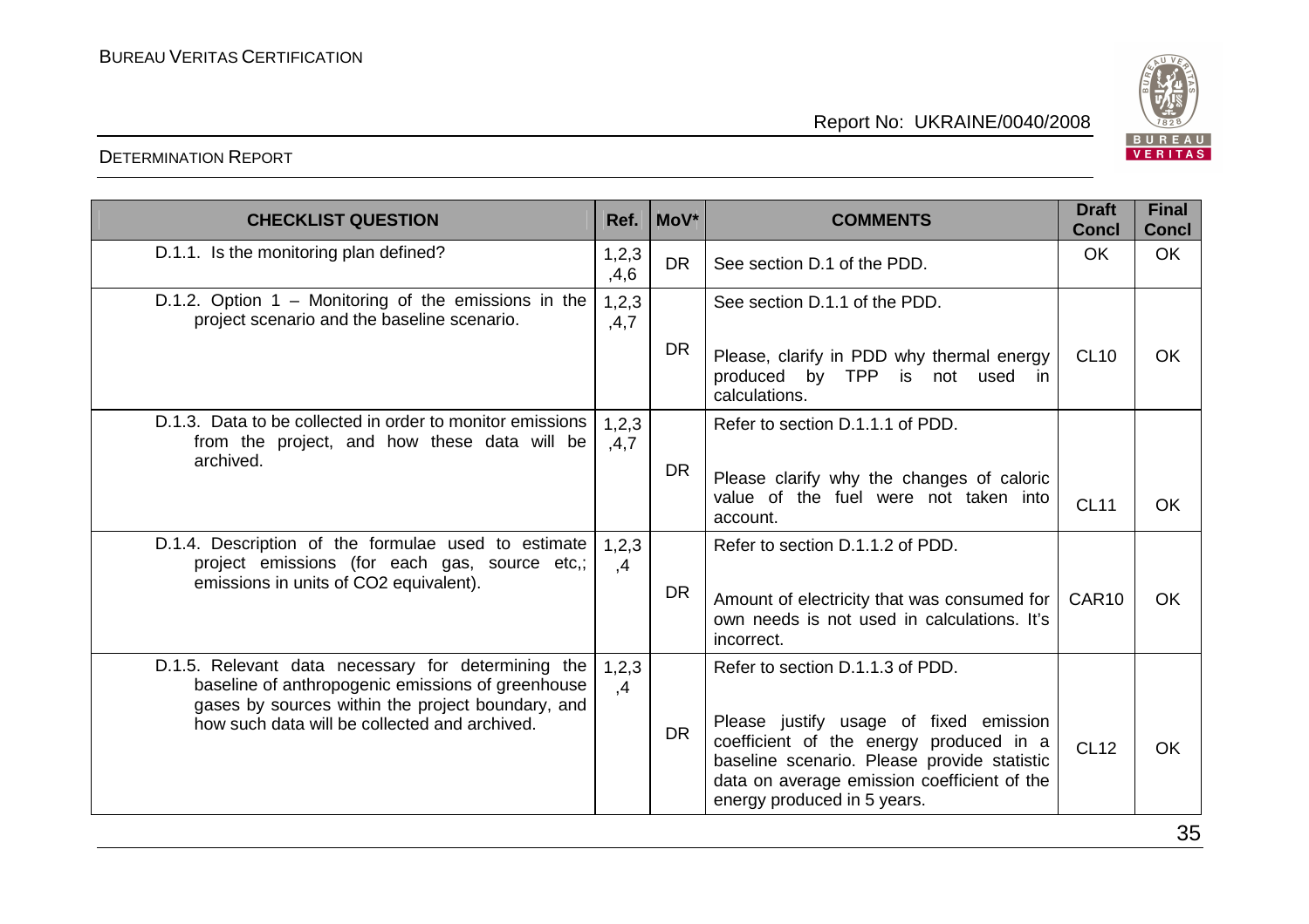| CHECKLIST QUESTION | Ref. | MoV* | COMMENTS | Draft Concl | Final Concl |
|---|---|---|---|---|---|
| D.1.1. Is the monitoring plan defined? | 1,2,3,4,6 | DR | See section D.1 of the PDD. | OK | OK |
| D.1.2. Option 1 – Monitoring of the emissions in the project scenario and the baseline scenario. | 1,2,3,4,7 | DR | See section D.1.1 of the PDD.<br><br>Please, clarify in PDD why thermal energy produced by TPP is not used in calculations. | CL10 | OK |
| D.1.3. Data to be collected in order to monitor emissions from the project, and how these data will be archived. | 1,2,3,4,7 | DR | Refer to section D.1.1.1 of PDD.<br><br>Please clarify why the changes of caloric value of the fuel were not taken into account. | CL11 | OK |
| D.1.4. Description of the formulae used to estimate project emissions (for each gas, source etc,; emissions in units of CO2 equivalent). | 1,2,3,4 | DR | Refer to section D.1.1.2 of PDD.<br><br>Amount of electricity that was consumed for own needs is not used in calculations. It's incorrect. | CAR10 | OK |
| D.1.5. Relevant data necessary for determining the baseline of anthropogenic emissions of greenhouse gases by sources within the project boundary, and how such data will be collected and archived. | 1,2,3,4 | DR | Refer to section D.1.1.3 of PDD.<br><br>Please justify usage of fixed emission coefficient of the energy produced in a baseline scenario. Please provide statistic data on average emission coefficient of the energy produced in 5 years. | CL12 | OK |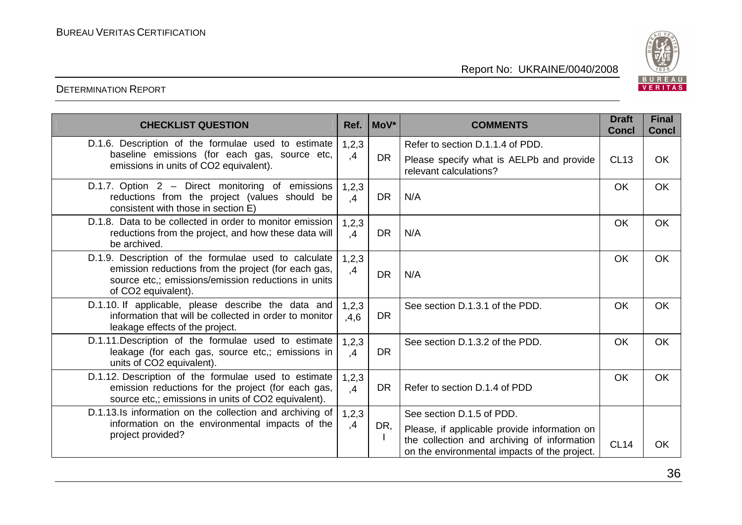| CHECKLIST QUESTION | Ref. | MoV* | COMMENTS | Draft Concl | Final Concl |
|---|---|---|---|---|---|
| D.1.6. Description of the formulae used to estimate baseline emissions (for each gas, source etc, emissions in units of CO2 equivalent). | 1,2,3 ,4 | DR | Refer to section D.1.1.4 of PDD.<br>Please specify what is AELPb and provide relevant calculations? | CL13 | OK |
| D.1.7. Option 2 – Direct monitoring of emissions reductions from the project (values should be consistent with those in section E) | 1,2,3 ,4 | DR | N/A | OK | OK |
| D.1.8. Data to be collected in order to monitor emission reductions from the project, and how these data will be archived. | 1,2,3 ,4 | DR | N/A | OK | OK |
| D.1.9. Description of the formulae used to calculate emission reductions from the project (for each gas, source etc,; emissions/emission reductions in units of CO2 equivalent). | 1,2,3 ,4 | DR | N/A | OK | OK |
| D.1.10. If applicable, please describe the data and information that will be collected in order to monitor leakage effects of the project. | 1,2,3 ,4,6 | DR | See section D.1.3.1 of the PDD. | OK | OK |
| D.1.11.Description of the formulae used to estimate leakage (for each gas, source etc,; emissions in units of CO2 equivalent). | 1,2,3 ,4 | DR | See section D.1.3.2 of the PDD. | OK | OK |
| D.1.12. Description of the formulae used to estimate emission reductions for the project (for each gas, source etc,; emissions in units of CO2 equivalent). | 1,2,3 ,4 | DR | Refer to section D.1.4 of PDD | OK | OK |
| D.1.13.Is information on the collection and archiving of information on the environmental impacts of the project provided? | 1,2,3 ,4 | DR, I | See section D.1.5 of PDD.<br>Please, if applicable provide information on the collection and archiving of information on the environmental impacts of the project. | CL14 | OK |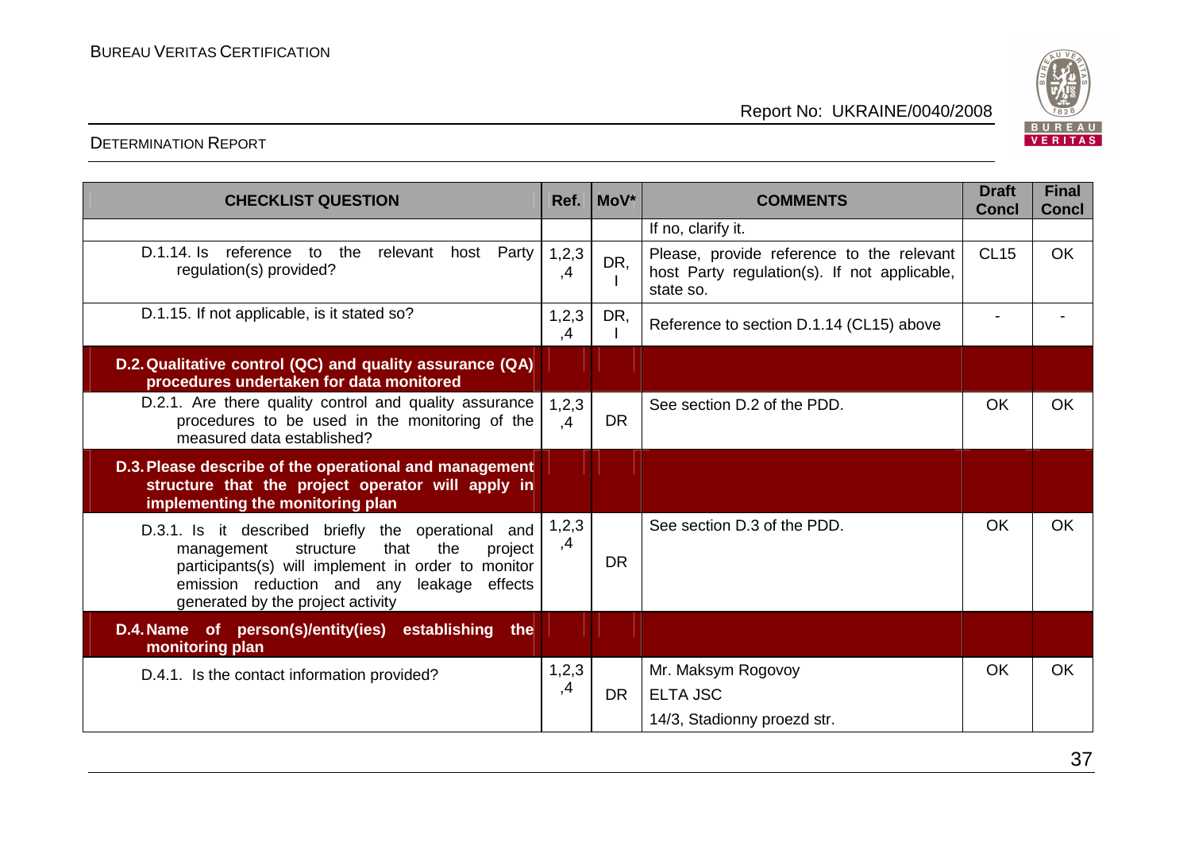| CHECKLIST QUESTION | Ref. | MoV* | COMMENTS | Draft Concl | Final Concl |
|---|---|---|---|---|---|
| | | | If no, clarify it. | | |
| D.1.14. Is reference to the relevant host Party regulation(s) provided? | 1,2,3,4 | DR, I | Please, provide reference to the relevant host Party regulation(s). If not applicable, state so. | CL15 | OK |
| D.1.15. If not applicable, is it stated so? | 1,2,3,4 | DR, I | Reference to section D.1.14 (CL15) above | - | - |
| **D.2. Qualitative control (QC) and quality assurance (QA) procedures undertaken for data monitored** | | | | | |
| D.2.1. Are there quality control and quality assurance procedures to be used in the monitoring of the measured data established? | 1,2,3,4 | DR | See section D.2 of the PDD. | OK | OK |
| **D.3. Please describe of the operational and management structure that the project operator will apply in implementing the monitoring plan** | | | | | |
| D.3.1. Is it described briefly the operational and management structure that the project participants(s) will implement in order to monitor emission reduction and any leakage effects generated by the project activity | 1,2,3,4 | DR | See section D.3 of the PDD. | OK | OK |
| **D.4. Name of person(s)/entity(ies) establishing the monitoring plan** | | | | | |
| D.4.1. Is the contact information provided? | 1,2,3,4 | DR | Mr. Maksym Rogovoy<br>ELTA JSC<br>14/3, Stadionny proezd str. | OK | OK |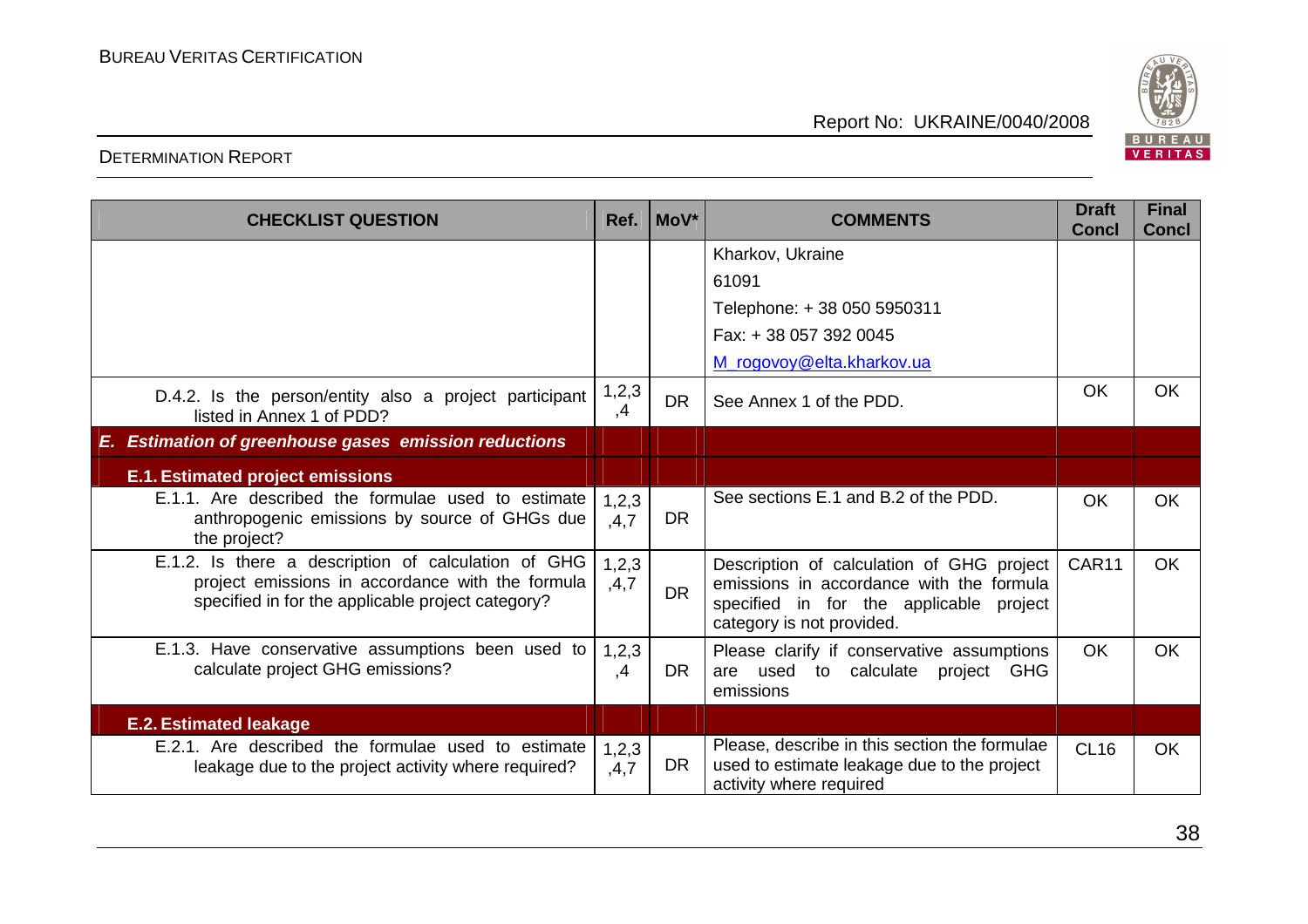| CHECKLIST QUESTION | Ref. | MoV* | COMMENTS | Draft Concl | Final Concl |
|---|---|---|---|---|---|
| | | | Kharkov, Ukraine<br>61091<br>Telephone: + 38 050 5950311<br>Fax: + 38 057 392 0045<br>M_rogovoy@elta.kharkov.ua | | |
| D.4.2. Is the person/entity also a project participant listed in Annex 1 of PDD? | 1,2,3,4 | DR | See Annex 1 of the PDD. | OK | OK |
| ***E. Estimation of greenhouse gases emission reductions*** | | | | | |
| **E.1. Estimated project emissions** | | | | | |
| E.1.1. Are described the formulae used to estimate anthropogenic emissions by source of GHGs due the project? | 1,2,3,4,7 | DR | See sections E.1 and B.2 of the PDD. | OK | OK |
| E.1.2. Is there a description of calculation of GHG project emissions in accordance with the formula specified in for the applicable project category? | 1,2,3,4,7 | DR | Description of calculation of GHG project emissions in accordance with the formula specified in for the applicable project category is not provided. | CAR11 | OK |
| E.1.3. Have conservative assumptions been used to calculate project GHG emissions? | 1,2,3,4 | DR | Please clarify if conservative assumptions are used to calculate project GHG emissions | OK | OK |
| **E.2. Estimated leakage** | | | | | |
| E.2.1. Are described the formulae used to estimate leakage due to the project activity where required? | 1,2,3,4,7 | DR | Please, describe in this section the formulae used to estimate leakage due to the project activity where required | CL16 | OK |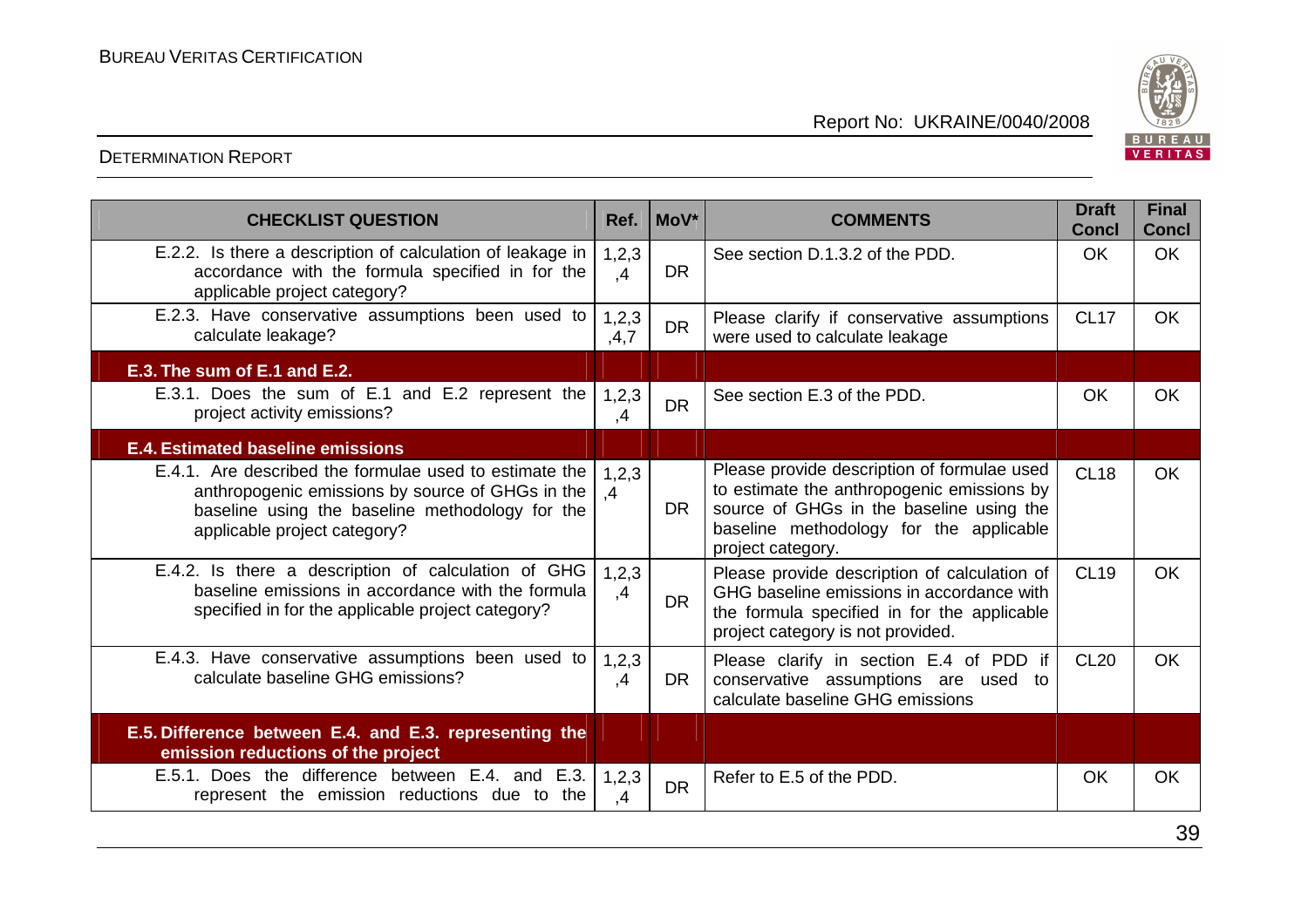| CHECKLIST QUESTION | Ref. | MoV* | COMMENTS | Draft Concl | Final Concl |
|---|---|---|---|---|---|
| E.2.2. Is there a description of calculation of leakage in accordance with the formula specified in for the applicable project category? | 1,2,3,4 | DR | See section D.1.3.2 of the PDD. | OK | OK |
| E.2.3. Have conservative assumptions been used to calculate leakage? | 1,2,3,4,7 | DR | Please clarify if conservative assumptions were used to calculate leakage | CL17 | OK |
| **E.3. The sum of E.1 and E.2.** | | | | | |
| E.3.1. Does the sum of E.1 and E.2 represent the project activity emissions? | 1,2,3,4 | DR | See section E.3 of the PDD. | OK | OK |
| **E.4. Estimated baseline emissions** | | | | | |
| E.4.1. Are described the formulae used to estimate the anthropogenic emissions by source of GHGs in the baseline using the baseline methodology for the applicable project category? | 1,2,3,4 | DR | Please provide description of formulae used to estimate the anthropogenic emissions by source of GHGs in the baseline using the baseline methodology for the applicable project category. | CL18 | OK |
| E.4.2. Is there a description of calculation of GHG baseline emissions in accordance with the formula specified in for the applicable project category? | 1,2,3,4 | DR | Please provide description of calculation of GHG baseline emissions in accordance with the formula specified in for the applicable project category is not provided. | CL19 | OK |
| E.4.3. Have conservative assumptions been used to calculate baseline GHG emissions? | 1,2,3,4 | DR | Please clarify in section E.4 of PDD if conservative assumptions are used to calculate baseline GHG emissions | CL20 | OK |
| **E.5. Difference between E.4. and E.3. representing the emission reductions of the project** | | | | | |
| E.5.1. Does the difference between E.4. and E.3. represent the emission reductions due to the | 1,2,3,4 | DR | Refer to E.5 of the PDD. | OK | OK |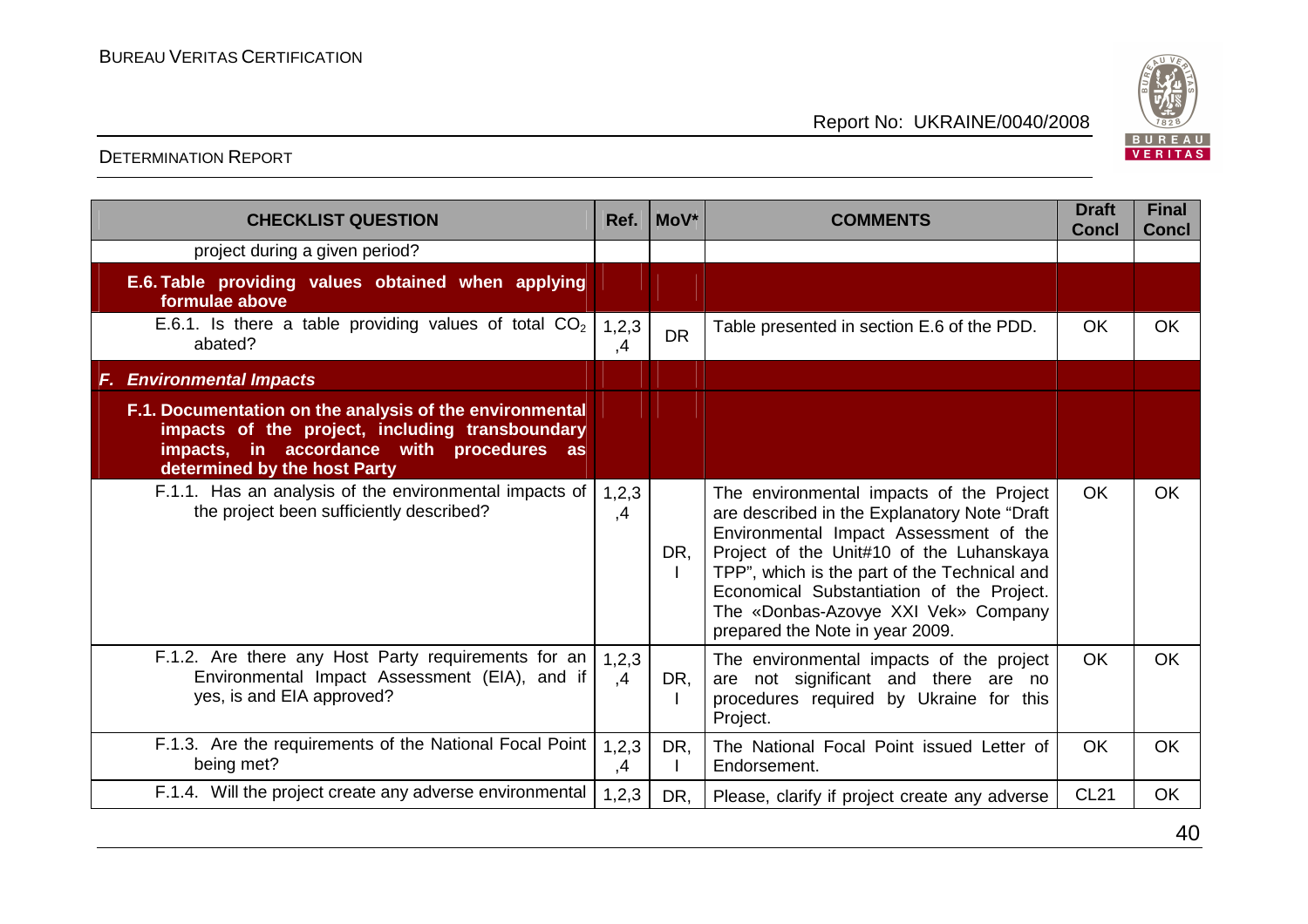| CHECKLIST QUESTION | Ref. | MoV* | COMMENTS | Draft Concl | Final Concl |
|---|---|---|---|---|---|
| project during a given period? | | | | | |
| **E.6. Table providing values obtained when applying formulae above** | | | | | |
| E.6.1. Is there a table providing values of total $CO_2$ abated? | 1,2,3,4 | DR | Table presented in section E.6 of the PDD. | OK | OK |
| ***F. Environmental Impacts*** | | | | | |
| **F.1. Documentation on the analysis of the environmental impacts of the project, including transboundary impacts, in accordance with procedures as determined by the host Party** | | | | | |
| F.1.1. Has an analysis of the environmental impacts of the project been sufficiently described? | 1,2,3,4 | DR, I | The environmental impacts of the Project are described in the Explanatory Note "Draft Environmental Impact Assessment of the Project of the Unit#10 of the Luhanskaya TPP", which is the part of the Technical and Economical Substantiation of the Project. The «Donbas-Azovye XXI Vek» Company prepared the Note in year 2009. | OK | OK |
| F.1.2. Are there any Host Party requirements for an Environmental Impact Assessment (EIA), and if yes, is and EIA approved? | 1,2,3,4 | DR, I | The environmental impacts of the project are not significant and there are no procedures required by Ukraine for this Project. | OK | OK |
| F.1.3. Are the requirements of the National Focal Point being met? | 1,2,3,4 | DR, I | The National Focal Point issued Letter of Endorsement. | OK | OK |
| F.1.4. Will the project create any adverse environmental | 1,2,3 | DR, | Please, clarify if project create any adverse | CL21 | OK |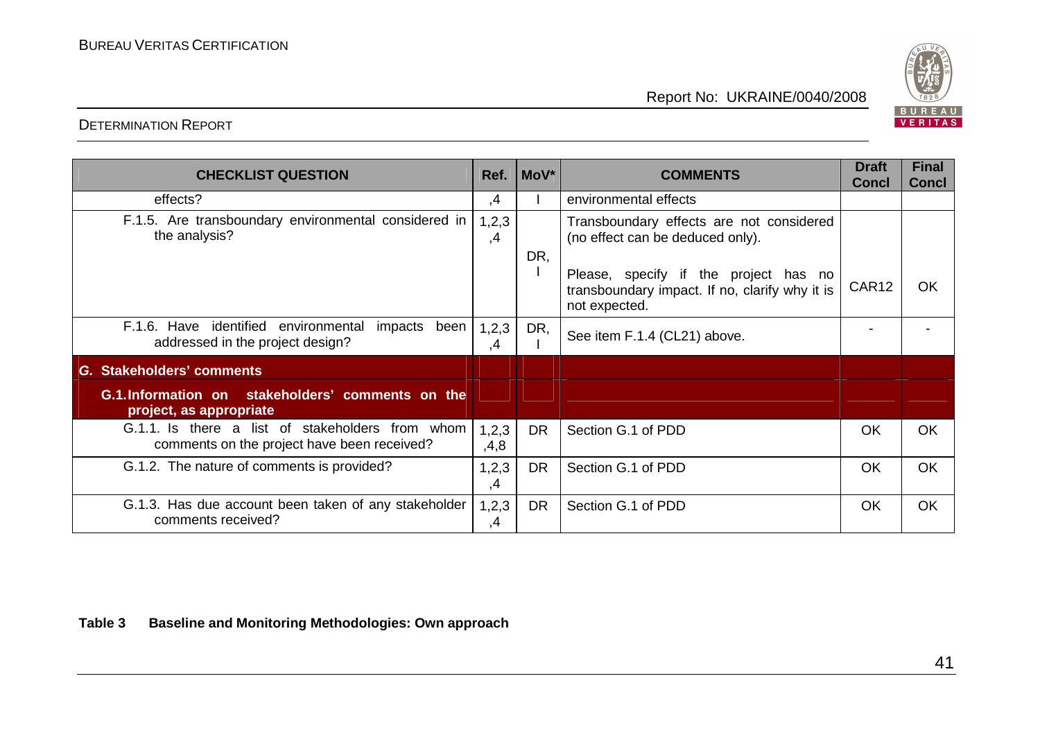| CHECKLIST QUESTION | Ref. | MoV* | COMMENTS | Draft Concl | Final Concl |
|---|---|---|---|---|---|
| effects? | ,4 | I | environmental effects | | |
| F.1.5. Are transboundary environmental considered in the analysis? | 1,2,3,4 | DR, I | Transboundary effects are not considered (no effect can be deduced only).<br><br>Please, specify if the project has no transboundary impact. If no, clarify why it is not expected. | CAR12 | OK |
| F.1.6. Have identified environmental impacts been addressed in the project design? | 1,2,3,4 | DR, I | See item F.1.4 (CL21) above. | - | - |
| ***G. Stakeholders' comments*** | | | | | |
| **G.1.Information on stakeholders' comments on the project, as appropriate** | | | | | |
| G.1.1. Is there a list of stakeholders from whom comments on the project have been received? | 1,2,3,4,8 | DR | Section G.1 of PDD | OK | OK |
| G.1.2. The nature of comments is provided? | 1,2,3,4 | DR | Section G.1 of PDD | OK | OK |
| G.1.3. Has due account been taken of any stakeholder comments received? | 1,2,3,4 | DR | Section G.1 of PDD | OK | OK |

**Table 3 Baseline and Monitoring Methodologies: Own approach**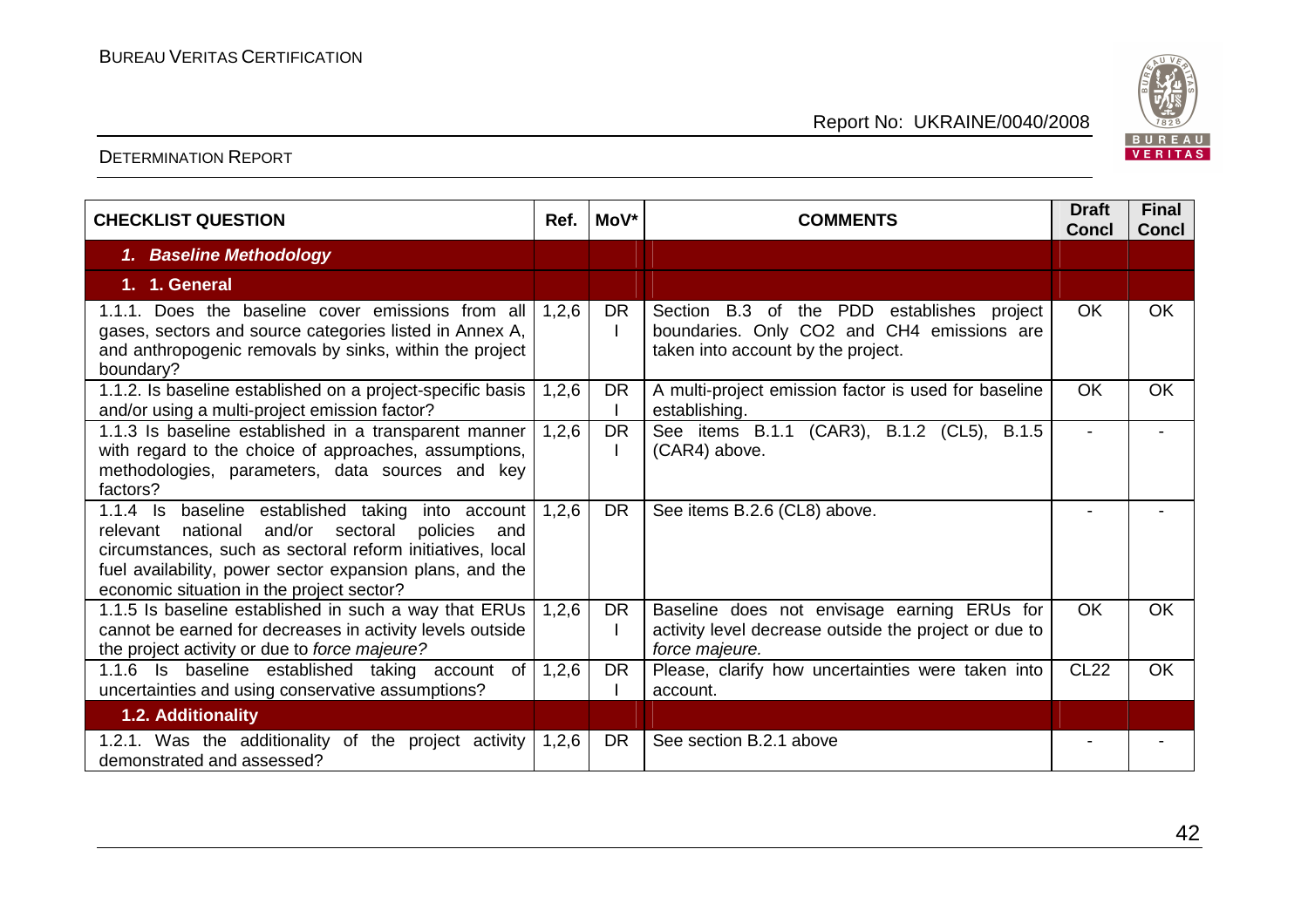| CHECKLIST QUESTION | Ref. | MoV* | COMMENTS | Draft Concl | Final Concl |
|---|---|---|---|---|---|
| ***1. Baseline Methodology*** | | | | | |
| **1. 1. General** | | | | | |
| 1.1.1. Does the baseline cover emissions from all gases, sectors and source categories listed in Annex A, and anthropogenic removals by sinks, within the project boundary? | 1,2,6 | DR I | Section B.3 of the PDD establishes project boundaries. Only CO2 and CH4 emissions are taken into account by the project. | OK | OK |
| 1.1.2. Is baseline established on a project-specific basis and/or using a multi-project emission factor? | 1,2,6 | DR I | A multi-project emission factor is used for baseline establishing. | OK | OK |
| 1.1.3 Is baseline established in a transparent manner with regard to the choice of approaches, assumptions, methodologies, parameters, data sources and key factors? | 1,2,6 | DR I | See items B.1.1 (CAR3), B.1.2 (CL5), B.1.5 (CAR4) above. | - | - |
| 1.1.4 Is baseline established taking into account relevant national and/or sectoral policies and circumstances, such as sectoral reform initiatives, local fuel availability, power sector expansion plans, and the economic situation in the project sector? | 1,2,6 | DR | See items B.2.6 (CL8) above. | - | - |
| 1.1.5 Is baseline established in such a way that ERUs cannot be earned for decreases in activity levels outside the project activity or due to *force majeure?* | 1,2,6 | DR I | Baseline does not envisage earning ERUs for activity level decrease outside the project or due to *force majeure.* | OK | OK |
| 1.1.6 Is baseline established taking account of uncertainties and using conservative assumptions? | 1,2,6 | DR I | Please, clarify how uncertainties were taken into account. | CL22 | OK |
| **1.2. Additionality** | | | | | |
| 1.2.1. Was the additionality of the project activity demonstrated and assessed? | 1,2,6 | DR | See section B.2.1 above | - | - |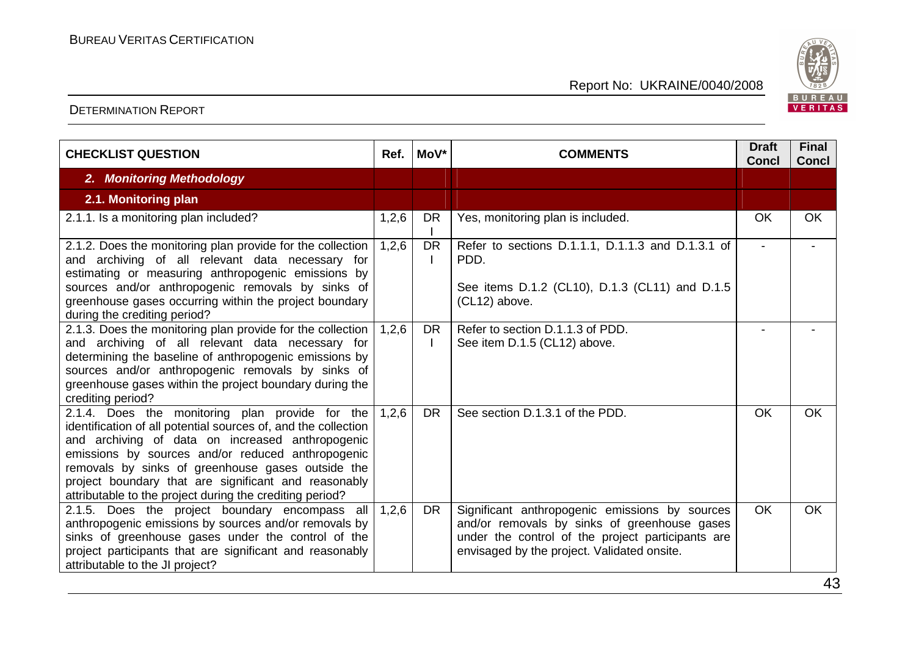| CHECKLIST QUESTION | Ref. | MoV* | COMMENTS | Draft Concl | Final Concl |
|---|---|---|---|---|---|
| ***2. Monitoring Methodology*** | | | | | |
| **2.1. Monitoring plan** | | | | | |
| 2.1.1. Is a monitoring plan included? | 1,2,6 | DR I | Yes, monitoring plan is included. | OK | OK |
| 2.1.2. Does the monitoring plan provide for the collection and archiving of all relevant data necessary for estimating or measuring anthropogenic emissions by sources and/or anthropogenic removals by sinks of greenhouse gases occurring within the project boundary during the crediting period? | 1,2,6 | DR I | Refer to sections D.1.1.1, D.1.1.3 and D.1.3.1 of PDD.<br><br>See items D.1.2 (CL10), D.1.3 (CL11) and D.1.5 (CL12) above. | - | - |
| 2.1.3. Does the monitoring plan provide for the collection and archiving of all relevant data necessary for determining the baseline of anthropogenic emissions by sources and/or anthropogenic removals by sinks of greenhouse gases within the project boundary during the crediting period? | 1,2,6 | DR I | Refer to section D.1.1.3 of PDD.<br>See item D.1.5 (CL12) above. | - | - |
| 2.1.4. Does the monitoring plan provide for the identification of all potential sources of, and the collection and archiving of data on increased anthropogenic emissions by sources and/or reduced anthropogenic removals by sinks of greenhouse gases outside the project boundary that are significant and reasonably attributable to the project during the crediting period? | 1,2,6 | DR | See section D.1.3.1 of the PDD. | OK | OK |
| 2.1.5. Does the project boundary encompass all anthropogenic emissions by sources and/or removals by sinks of greenhouse gases under the control of the project participants that are significant and reasonably attributable to the JI project? | 1,2,6 | DR | Significant anthropogenic emissions by sources and/or removals by sinks of greenhouse gases under the control of the project participants are envisaged by the project. Validated onsite. | OK | OK |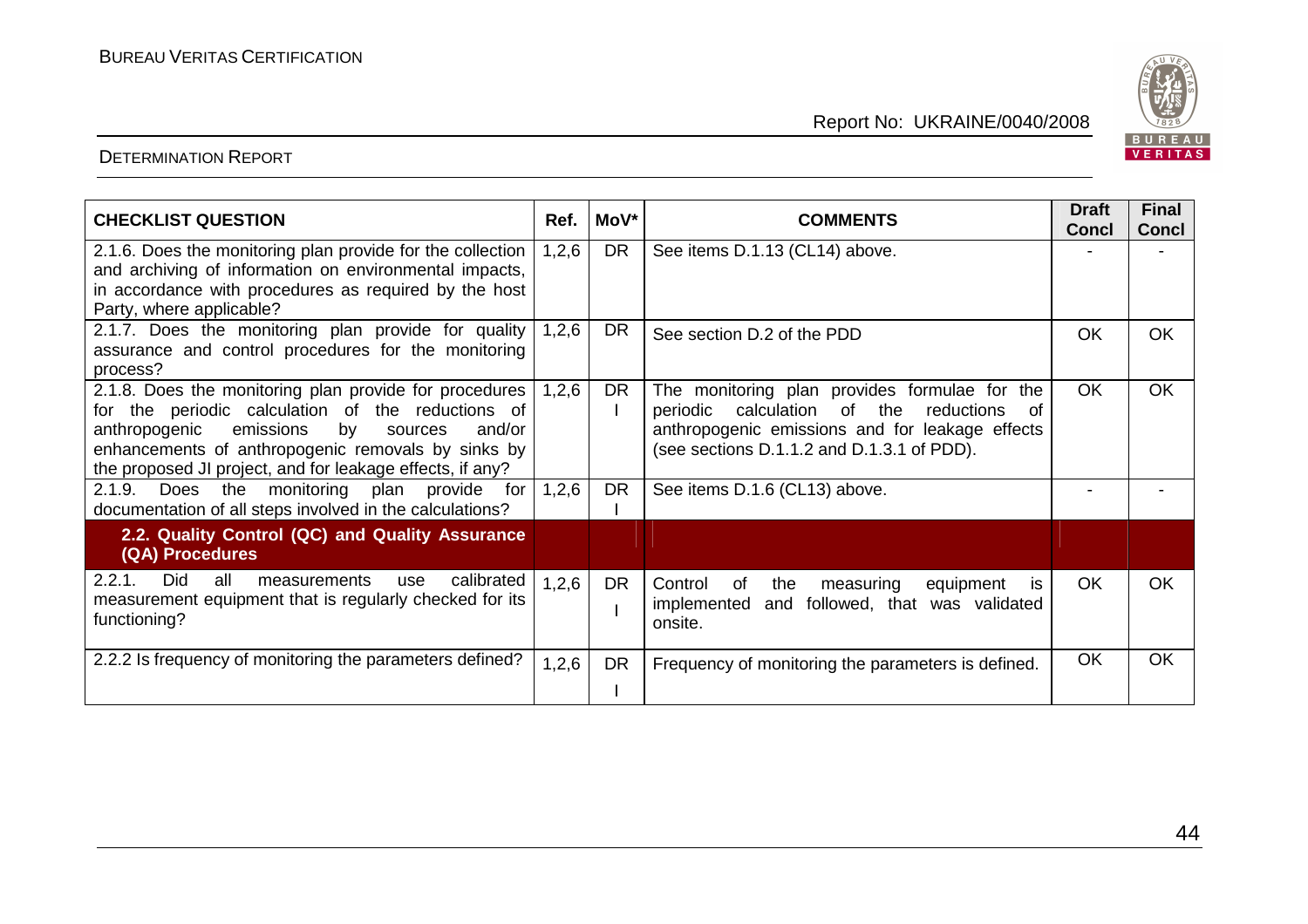| CHECKLIST QUESTION | Ref. | MoV* | COMMENTS | Draft Concl | Final Concl |
|---|---|---|---|---|---|
| 2.1.6. Does the monitoring plan provide for the collection and archiving of information on environmental impacts, in accordance with procedures as required by the host Party, where applicable? | 1,2,6 | DR | See items D.1.13 (CL14) above. | - | - |
| 2.1.7. Does the monitoring plan provide for quality assurance and control procedures for the monitoring process? | 1,2,6 | DR | See section D.2 of the PDD | OK | OK |
| 2.1.8. Does the monitoring plan provide for procedures for the periodic calculation of the reductions of anthropogenic emissions by sources and/or enhancements of anthropogenic removals by sinks by the proposed JI project, and for leakage effects, if any? | 1,2,6 | DR I | The monitoring plan provides formulae for the periodic calculation of the reductions of anthropogenic emissions and for leakage effects (see sections D.1.1.2 and D.1.3.1 of PDD). | OK | OK |
| 2.1.9. Does the monitoring plan provide for documentation of all steps involved in the calculations? | 1,2,6 | DR I | See items D.1.6 (CL13) above. | - | - |
| **2.2. Quality Control (QC) and Quality Assurance (QA) Procedures** | | | | | |
| 2.2.1. Did all measurements use calibrated measurement equipment that is regularly checked for its functioning? | 1,2,6 | DR I | Control of the measuring equipment is implemented and followed, that was validated onsite. | OK | OK |
| 2.2.2 Is frequency of monitoring the parameters defined? | 1,2,6 | DR I | Frequency of monitoring the parameters is defined. | OK | OK |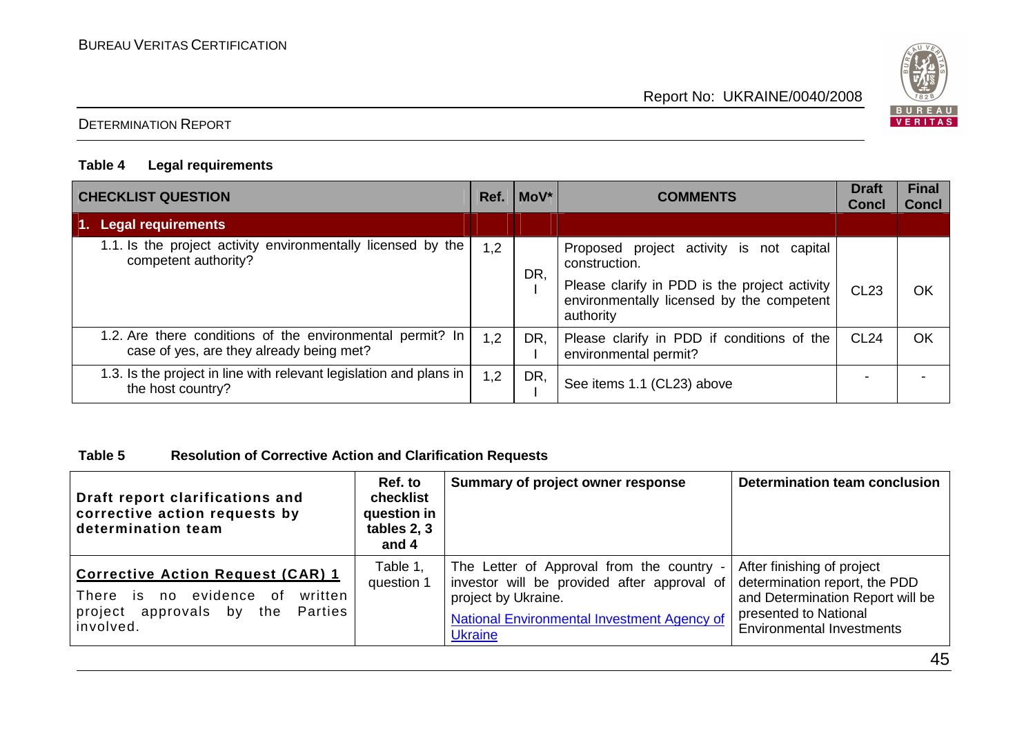**Table 4 Legal requirements**

| CHECKLIST QUESTION | Ref. | MoV* | COMMENTS | Draft Concl | Final Concl |
|---|---|---|---|---|---|
| **1. Legal requirements** | | | | | |
| 1.1. Is the project activity environmentally licensed by the competent authority? | 1,2 | DR, I | Proposed project activity is not capital construction. Please clarify in PDD is the project activity environmentally licensed by the competent authority | CL23 | OK |
| 1.2. Are there conditions of the environmental permit? In case of yes, are they already being met? | 1,2 | DR, I | Please clarify in PDD if conditions of the environmental permit? | CL24 | OK |
| 1.3. Is the project in line with relevant legislation and plans in the host country? | 1,2 | DR, I | See items 1.1 (CL23) above | - | - |

**Table 5 Resolution of Corrective Action and Clarification Requests**

| Draft report clarifications and corrective action requests by determination team | Ref. to checklist question in tables 2, 3 and 4 | Summary of project owner response | Determination team conclusion |
|---|---|---|---|
| **Corrective Action Request (CAR) 1** There is no evidence of written project approvals by the Parties involved. | Table 1, question 1 | The Letter of Approval from the country - investor will be provided after approval of project by Ukraine. [National Environmental Investment Agency of Ukraine] | After finishing of project determination report, the PDD and Determination Report will be presented to National Environmental Investments |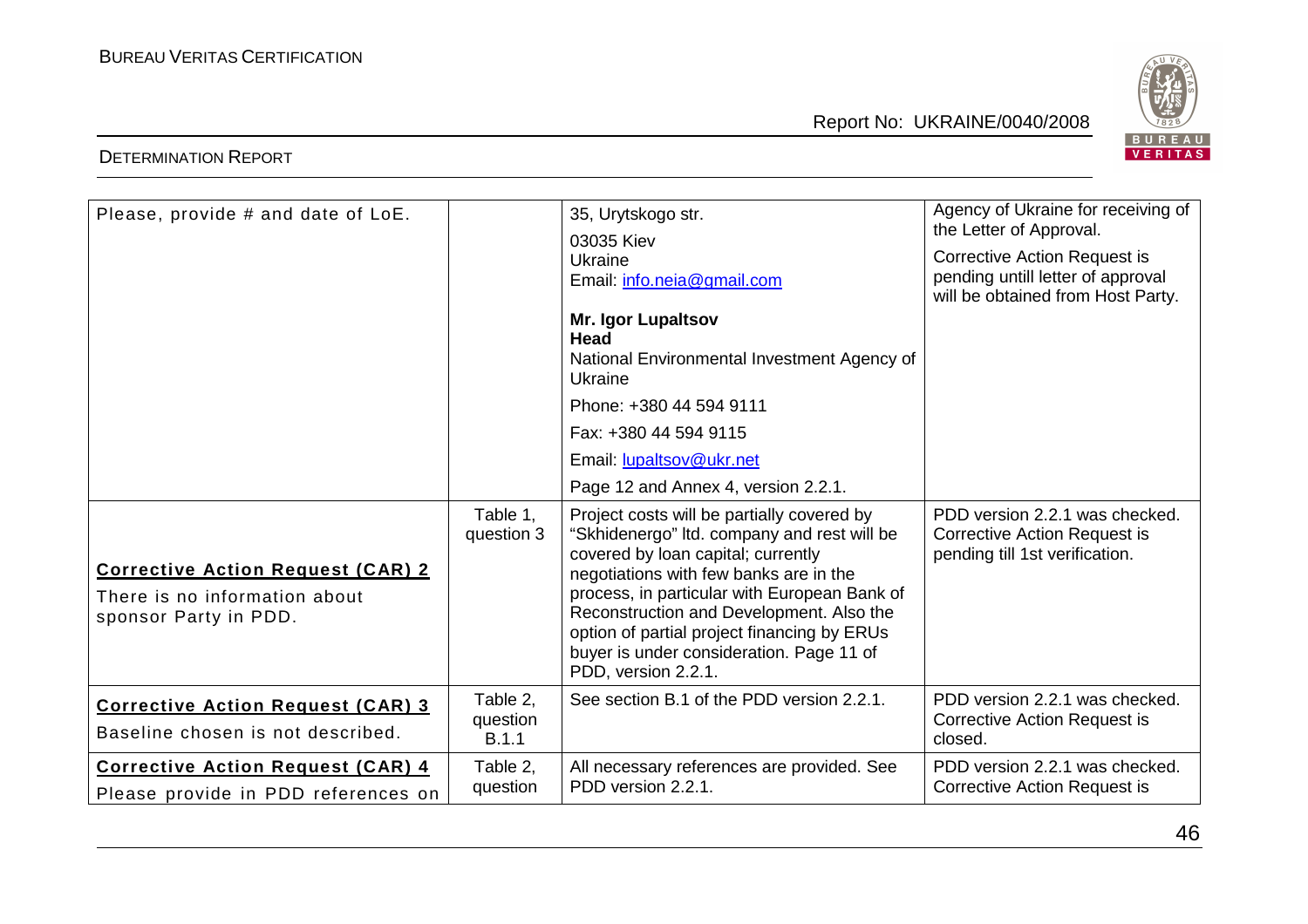| | | | |
|---|---|---|---|
| Please, provide # and date of LoE. | | 35, Urytskogo str.<br>03035 Kiev<br>Ukraine<br>Email: info.neia@gmail.com<br>**Mr. Igor Lupaltsov**<br>**Head**<br>National Environmental Investment Agency of Ukraine<br>Phone: +380 44 594 9111<br>Fax: +380 44 594 9115<br>Email: lupaltsov@ukr.net<br>Page 12 and Annex 4, version 2.2.1. | Agency of Ukraine for receiving of the Letter of Approval.<br>Corrective Action Request is pending untill letter of approval will be obtained from Host Party. |
| **Corrective Action Request (CAR) 2**<br>There is no information about sponsor Party in PDD. | Table 1, question 3 | Project costs will be partially covered by "Skhidenergo" ltd. company and rest will be covered by loan capital; currently negotiations with few banks are in the process, in particular with European Bank of Reconstruction and Development. Also the option of partial project financing by ERUs buyer is under consideration. Page 11 of PDD, version 2.2.1. | PDD version 2.2.1 was checked. Corrective Action Request is pending till 1st verification. |
| **Corrective Action Request (CAR) 3**<br>Baseline chosen is not described. | Table 2, question B.1.1 | See section B.1 of the PDD version 2.2.1. | PDD version 2.2.1 was checked. Corrective Action Request is closed. |
| **Corrective Action Request (CAR) 4**<br>Please provide in PDD references on | Table 2, question | All necessary references are provided. See PDD version 2.2.1. | PDD version 2.2.1 was checked. Corrective Action Request is |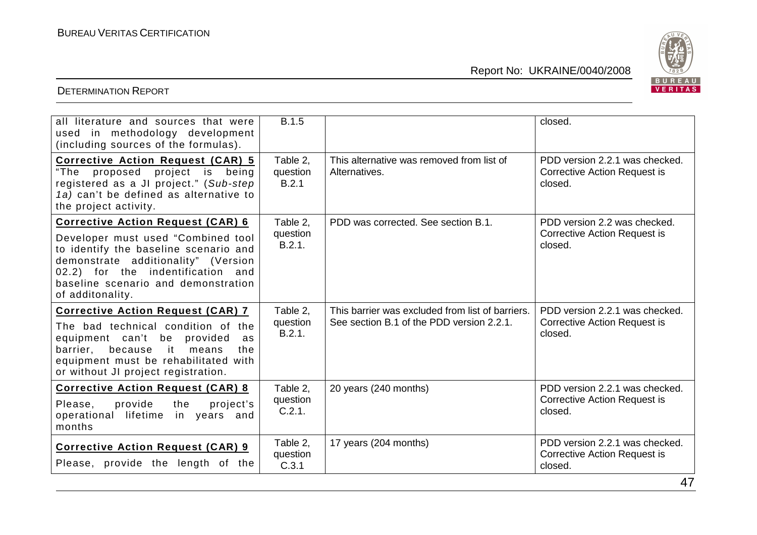| | | | |
|---|---|---|---|
| all literature and sources that were used in methodology development (including sources of the formulas). | B.1.5 | | closed. |
| **Corrective Action Request (CAR) 5**<br>"The proposed project is being registered as a JI project." (*Sub-step 1a)* can't be defined as alternative to the project activity. | Table 2, question B.2.1 | This alternative was removed from list of Alternatives. | PDD version 2.2.1 was checked. Corrective Action Request is closed. |
| **Corrective Action Request (CAR) 6**<br>Developer must used "Combined tool to identify the baseline scenario and demonstrate additionality" (Version 02.2) for the indentification and baseline scenario and demonstration of additonality. | Table 2, question B.2.1. | PDD was corrected. See section B.1. | PDD version 2.2 was checked. Corrective Action Request is closed. |
| **Corrective Action Request (CAR) 7**<br>The bad technical condition of the equipment can't be provided as barrier, because it means the equipment must be rehabilitated with or without JI project registration. | Table 2, question B.2.1. | This barrier was excluded from list of barriers. See section B.1 of the PDD version 2.2.1. | PDD version 2.2.1 was checked. Corrective Action Request is closed. |
| **Corrective Action Request (CAR) 8**<br>Please, provide the project's operational lifetime in years and months | Table 2, question C.2.1. | 20 years (240 months) | PDD version 2.2.1 was checked. Corrective Action Request is closed. |
| **Corrective Action Request (CAR) 9**<br>Please, provide the length of the | Table 2, question C.3.1 | 17 years (204 months) | PDD version 2.2.1 was checked. Corrective Action Request is closed. |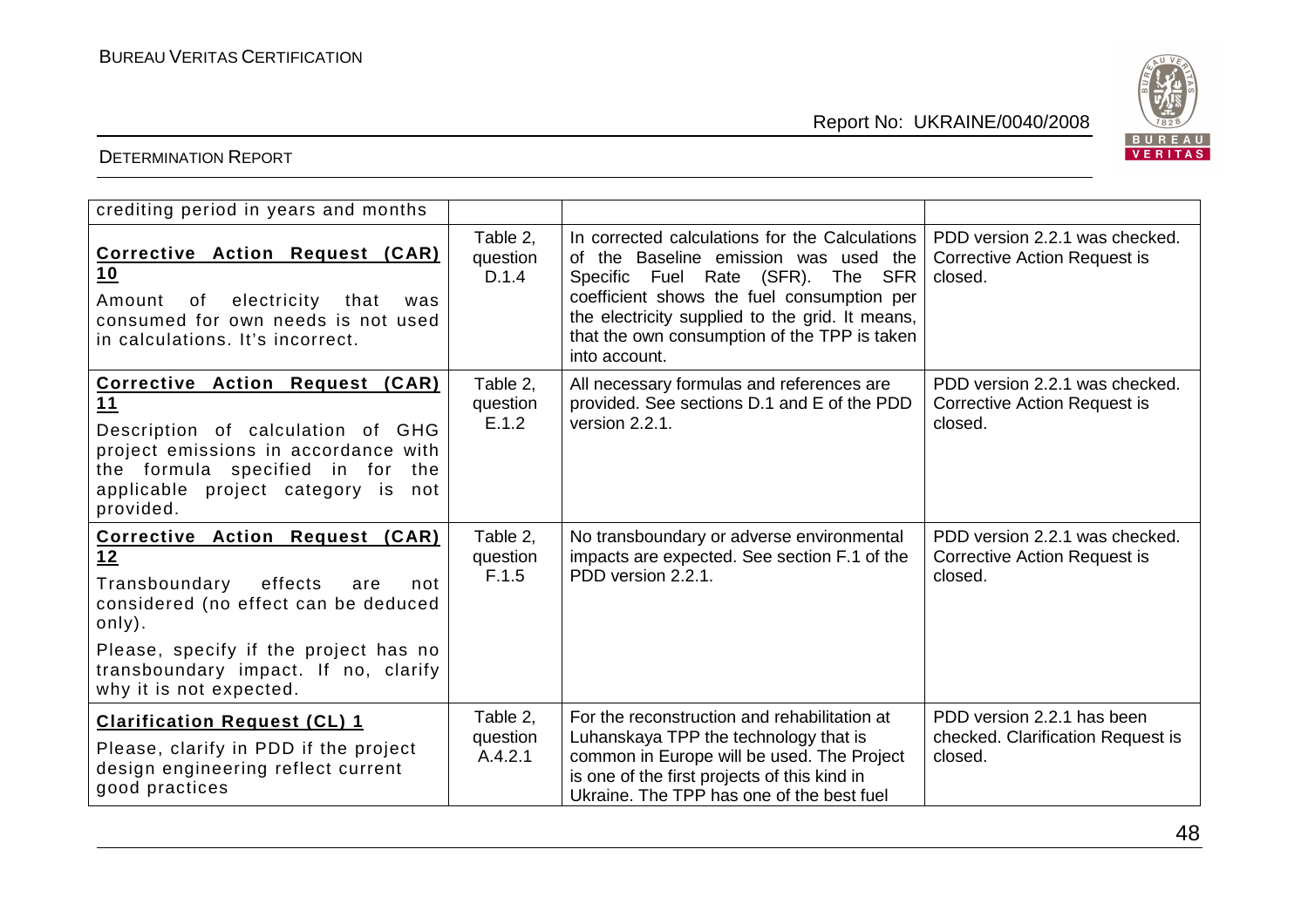| | | | |
|---|---|---|---|
| crediting period in years and months | | | |
| **Corrective Action Request (CAR) 10**<br>Amount of electricity that was consumed for own needs is not used in calculations. It's incorrect. | Table 2, question D.1.4 | In corrected calculations for the Calculations of the Baseline emission was used the Specific Fuel Rate (SFR). The SFR coefficient shows the fuel consumption per the electricity supplied to the grid. It means, that the own consumption of the TPP is taken into account. | PDD version 2.2.1 was checked. Corrective Action Request is closed. |
| **Corrective Action Request (CAR) 11**<br>Description of calculation of GHG project emissions in accordance with the formula specified in for the applicable project category is not provided. | Table 2, question E.1.2 | All necessary formulas and references are provided. See sections D.1 and E of the PDD version 2.2.1. | PDD version 2.2.1 was checked. Corrective Action Request is closed. |
| **Corrective Action Request (CAR) 12**<br>Transboundary effects are not considered (no effect can be deduced only).<br>Please, specify if the project has no transboundary impact. If no, clarify why it is not expected. | Table 2, question F.1.5 | No transboundary or adverse environmental impacts are expected. See section F.1 of the PDD version 2.2.1. | PDD version 2.2.1 was checked. Corrective Action Request is closed. |
| **Clarification Request (CL) 1**<br>Please, clarify in PDD if the project design engineering reflect current good practices | Table 2, question A.4.2.1 | For the reconstruction and rehabilitation at Luhanskaya TPP the technology that is common in Europe will be used. The Project is one of the first projects of this kind in Ukraine. The TPP has one of the best fuel | PDD version 2.2.1 has been checked. Clarification Request is closed. |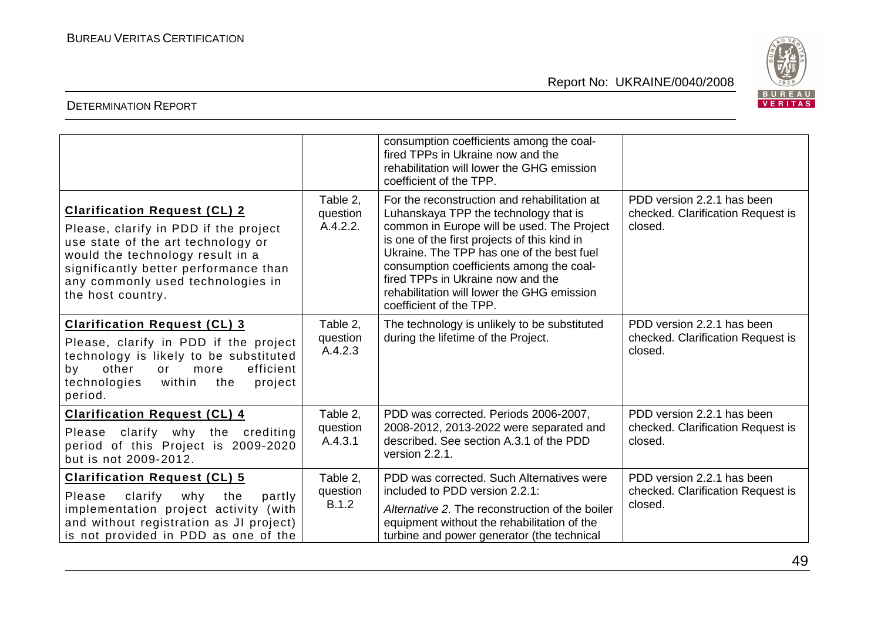| | | | |
|---|---|---|---|
| | | consumption coefficients among the coal-fired TPPs in Ukraine now and the rehabilitation will lower the GHG emission coefficient of the TPP. | |
| **Clarification Request (CL) 2**<br>Please, clarify in PDD if the project use state of the art technology or would the technology result in a significantly better performance than any commonly used technologies in the host country. | Table 2, question A.4.2.2. | For the reconstruction and rehabilitation at Luhanskaya TPP the technology that is common in Europe will be used. The Project is one of the first projects of this kind in Ukraine. The TPP has one of the best fuel consumption coefficients among the coal-fired TPPs in Ukraine now and the rehabilitation will lower the GHG emission coefficient of the TPP. | PDD version 2.2.1 has been checked. Clarification Request is closed. |
| **Clarification Request (CL) 3**<br>Please, clarify in PDD if the project technology is likely to be substituted by other or more efficient technologies within the project period. | Table 2, question A.4.2.3 | The technology is unlikely to be substituted during the lifetime of the Project. | PDD version 2.2.1 has been checked. Clarification Request is closed. |
| **Clarification Request (CL) 4**<br>Please clarify why the crediting period of this Project is 2009-2020 but is not 2009-2012. | Table 2, question A.4.3.1 | PDD was corrected. Periods 2006-2007, 2008-2012, 2013-2022 were separated and described. See section A.3.1 of the PDD version 2.2.1. | PDD version 2.2.1 has been checked. Clarification Request is closed. |
| **Clarification Request (CL) 5**<br>Please clarify why the partly implementation project activity (with and without registration as JI project) is not provided in PDD as one of the | Table 2, question B.1.2 | PDD was corrected. Such Alternatives were included to PDD version 2.2.1:<br>*Alternative 2*. The reconstruction of the boiler equipment without the rehabilitation of the turbine and power generator (the technical | PDD version 2.2.1 has been checked. Clarification Request is closed. |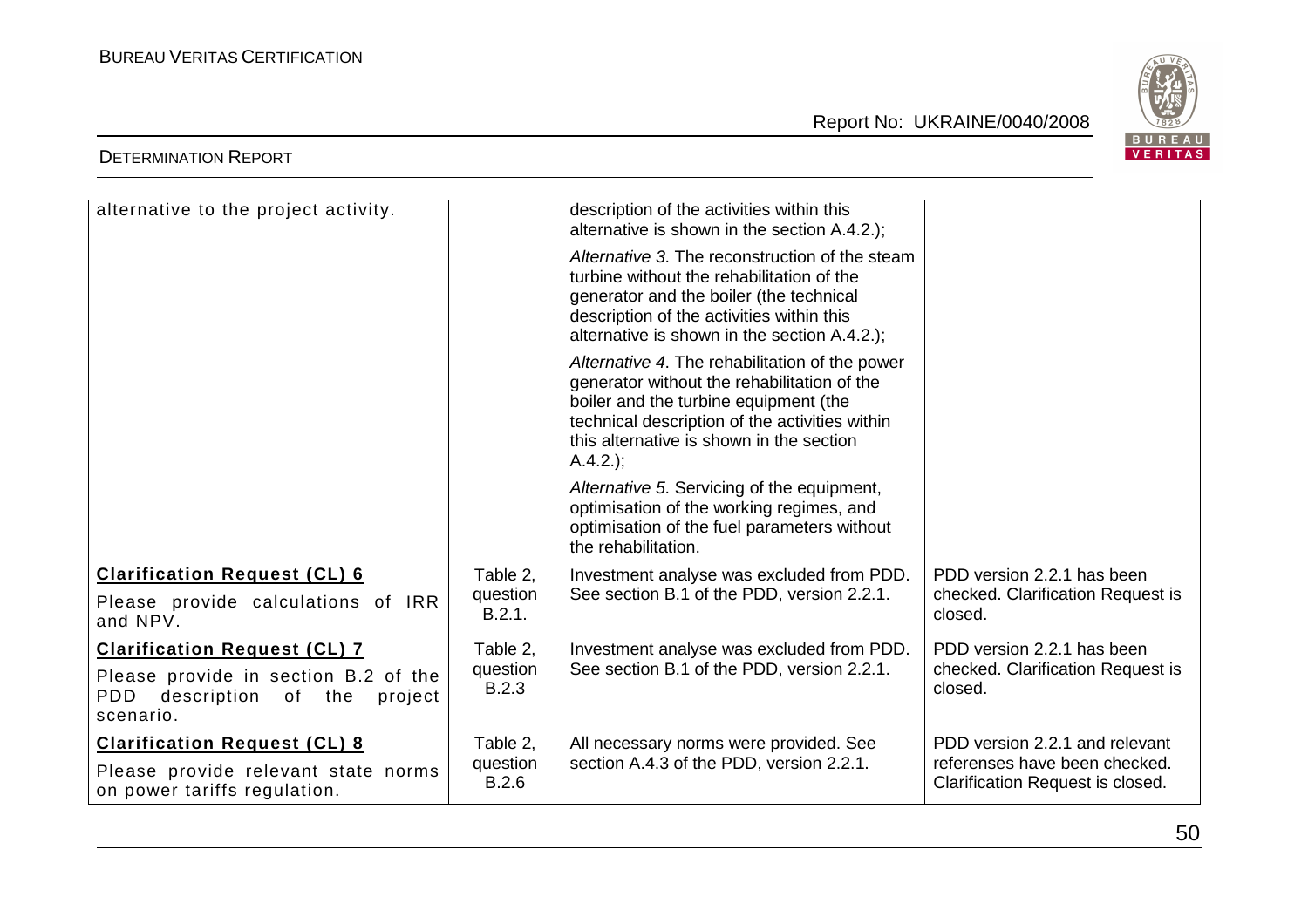| | | | |
|---|---|---|---|
| alternative to the project activity. | | description of the activities within this alternative is shown in the section A.4.2.);<br><br>*Alternative 3*. The reconstruction of the steam turbine without the rehabilitation of the generator and the boiler (the technical description of the activities within this alternative is shown in the section A.4.2.);<br><br>*Alternative 4*. The rehabilitation of the power generator without the rehabilitation of the boiler and the turbine equipment (the technical description of the activities within this alternative is shown in the section A.4.2.);<br><br>*Alternative 5*. Servicing of the equipment, optimisation of the working regimes, and optimisation of the fuel parameters without the rehabilitation. | |
| **Clarification Request (CL) 6**<br><br>Please provide calculations of IRR and NPV. | Table 2, question B.2.1. | Investment analyse was excluded from PDD. See section B.1 of the PDD, version 2.2.1. | PDD version 2.2.1 has been checked. Clarification Request is closed. |
| **Clarification Request (CL) 7**<br><br>Please provide in section B.2 of the PDD description of the project scenario. | Table 2, question B.2.3 | Investment analyse was excluded from PDD. See section B.1 of the PDD, version 2.2.1. | PDD version 2.2.1 has been checked. Clarification Request is closed. |
| **Clarification Request (CL) 8**<br><br>Please provide relevant state norms on power tariffs regulation. | Table 2, question B.2.6 | All necessary norms were provided. See section A.4.3 of the PDD, version 2.2.1. | PDD version 2.2.1 and relevant referenses have been checked. Clarification Request is closed. |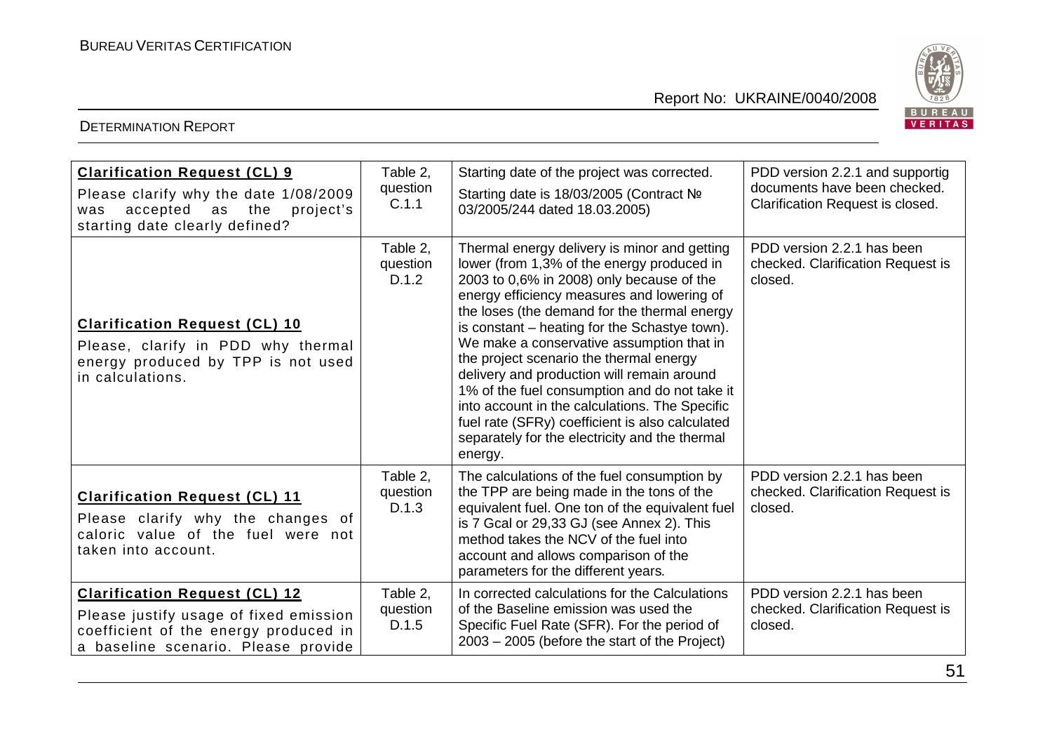| | | | |
|---|---|---|---|
| **Clarification Request (CL) 9**<br>Please clarify why the date 1/08/2009 was accepted as the project's starting date clearly defined? | Table 2, question C.1.1 | Starting date of the project was corrected.<br>Starting date is 18/03/2005 (Contract № 03/2005/244 dated 18.03.2005) | PDD version 2.2.1 and supportig documents have been checked. Clarification Request is closed. |
| **Clarification Request (CL) 10**<br>Please, clarify in PDD why thermal energy produced by TPP is not used in calculations. | Table 2, question D.1.2 | Thermal energy delivery is minor and getting lower (from 1,3% of the energy produced in 2003 to 0,6% in 2008) only because of the energy efficiency measures and lowering of the loses (the demand for the thermal energy is constant – heating for the Schastye town). We make a conservative assumption that in the project scenario the thermal energy delivery and production will remain around 1% of the fuel consumption and do not take it into account in the calculations. The Specific fuel rate (SFRy) coefficient is also calculated separately for the electricity and the thermal energy. | PDD version 2.2.1 has been checked. Clarification Request is closed. |
| **Clarification Request (CL) 11**<br>Please clarify why the changes of caloric value of the fuel were not taken into account. | Table 2, question D.1.3 | The calculations of the fuel consumption by the TPP are being made in the tons of the equivalent fuel. One ton of the equivalent fuel is 7 Gcal or 29,33 GJ (see Annex 2). This method takes the NCV of the fuel into account and allows comparison of the parameters for the different years. | PDD version 2.2.1 has been checked. Clarification Request is closed. |
| **Clarification Request (CL) 12**<br>Please justify usage of fixed emission coefficient of the energy produced in a baseline scenario. Please provide | Table 2, question D.1.5 | In corrected calculations for the Calculations of the Baseline emission was used the Specific Fuel Rate (SFR). For the period of 2003 – 2005 (before the start of the Project) | PDD version 2.2.1 has been checked. Clarification Request is closed. |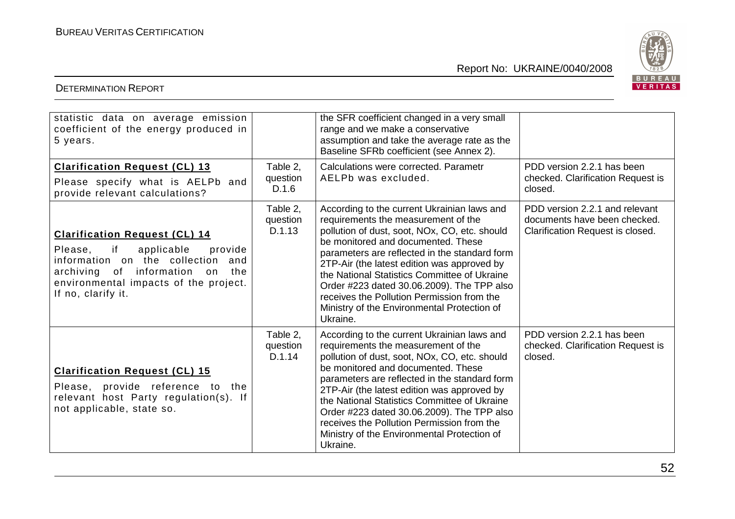| | | | |
|---|---|---|---|
| statistic data on average emission coefficient of the energy produced in 5 years. | | the SFR coefficient changed in a very small range and we make a conservative assumption and take the average rate as the Baseline SFRb coefficient (see Annex 2). | |
| **Clarification Request (CL) 13**<br>Please specify what is AELPb and provide relevant calculations? | Table 2, question D.1.6 | Calculations were corrected. Parametr AELPb was excluded. | PDD version 2.2.1 has been checked. Clarification Request is closed. |
| **Clarification Request (CL) 14**<br>Please, if applicable provide information on the collection and archiving of information on the environmental impacts of the project. If no, clarify it. | Table 2, question D.1.13 | According to the current Ukrainian laws and requirements the measurement of the pollution of dust, soot, NOx, CO, etc. should be monitored and documented. These parameters are reflected in the standard form 2TP-Air (the latest edition was approved by the National Statistics Committee of Ukraine Order #223 dated 30.06.2009). The TPP also receives the Pollution Permission from the Ministry of the Environmental Protection of Ukraine. | PDD version 2.2.1 and relevant documents have been checked. Clarification Request is closed. |
| **Clarification Request (CL) 15**<br>Please, provide reference to the relevant host Party regulation(s). If not applicable, state so. | Table 2, question D.1.14 | According to the current Ukrainian laws and requirements the measurement of the pollution of dust, soot, NOx, CO, etc. should be monitored and documented. These parameters are reflected in the standard form 2TP-Air (the latest edition was approved by the National Statistics Committee of Ukraine Order #223 dated 30.06.2009). The TPP also receives the Pollution Permission from the Ministry of the Environmental Protection of Ukraine. | PDD version 2.2.1 has been checked. Clarification Request is closed. |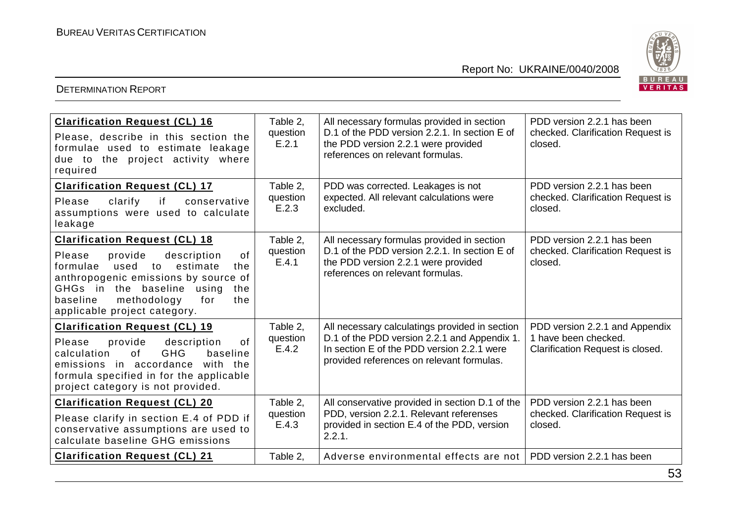| **Clarification Request (CL) 16** Please, describe in this section the formulae used to estimate leakage due to the project activity where required | Table 2, question E.2.1 | All necessary formulas provided in section D.1 of the PDD version 2.2.1. In section E of the PDD version 2.2.1 were provided references on relevant formulas. | PDD version 2.2.1 has been checked. Clarification Request is closed. |
|---|---|---|---|
| **Clarification Request (CL) 17** Please clarify if conservative assumptions were used to calculate leakage | Table 2, question E.2.3 | PDD was corrected. Leakages is not expected. All relevant calculations were excluded. | PDD version 2.2.1 has been checked. Clarification Request is closed. |
| **Clarification Request (CL) 18** Please provide description of formulae used to estimate the anthropogenic emissions by source of GHGs in the baseline using the baseline methodology for the applicable project category. | Table 2, question E.4.1 | All necessary formulas provided in section D.1 of the PDD version 2.2.1. In section E of the PDD version 2.2.1 were provided references on relevant formulas. | PDD version 2.2.1 has been checked. Clarification Request is closed. |
| **Clarification Request (CL) 19** Please provide description of calculation of GHG baseline emissions in accordance with the formula specified in for the applicable project category is not provided. | Table 2, question E.4.2 | All necessary calculatings provided in section D.1 of the PDD version 2.2.1 and Appendix 1. In section E of the PDD version 2.2.1 were provided references on relevant formulas. | PDD version 2.2.1 and Appendix 1 have been checked. Clarification Request is closed. |
| **Clarification Request (CL) 20** Please clarify in section E.4 of PDD if conservative assumptions are used to calculate baseline GHG emissions | Table 2, question E.4.3 | All conservative provided in section D.1 of the PDD, version 2.2.1. Relevant referenses provided in section E.4 of the PDD, version 2.2.1. | PDD version 2.2.1 has been checked. Clarification Request is closed. |
| **Clarification Request (CL) 21** | Table 2, | Adverse environmental effects are not | PDD version 2.2.1 has been |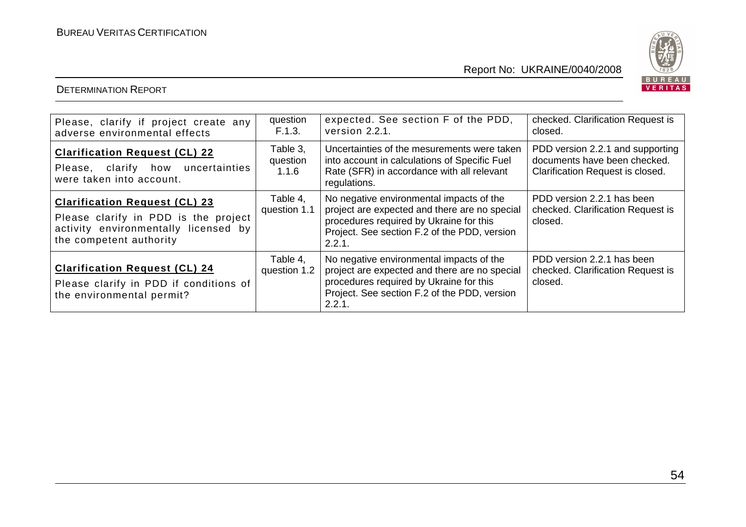| | | | |
|---|---|---|---|
| Please, clarify if project create any adverse environmental effects | question F.1.3. | expected. See section F of the PDD, version 2.2.1. | checked. Clarification Request is closed. |
| **Clarification Request (CL) 22**<br>Please, clarify how uncertainties were taken into account. | Table 3, question 1.1.6 | Uncertainties of the mesurements were taken into account in calculations of Specific Fuel Rate (SFR) in accordance with all relevant regulations. | PDD version 2.2.1 and supporting documents have been checked. Clarification Request is closed. |
| **Clarification Request (CL) 23**<br>Please clarify in PDD is the project activity environmentally licensed by the competent authority | Table 4, question 1.1 | No negative environmental impacts of the project are expected and there are no special procedures required by Ukraine for this Project. See section F.2 of the PDD, version 2.2.1. | PDD version 2.2.1 has been checked. Clarification Request is closed. |
| **Clarification Request (CL) 24**<br>Please clarify in PDD if conditions of the environmental permit? | Table 4, question 1.2 | No negative environmental impacts of the project are expected and there are no special procedures required by Ukraine for this Project. See section F.2 of the PDD, version 2.2.1. | PDD version 2.2.1 has been checked. Clarification Request is closed. |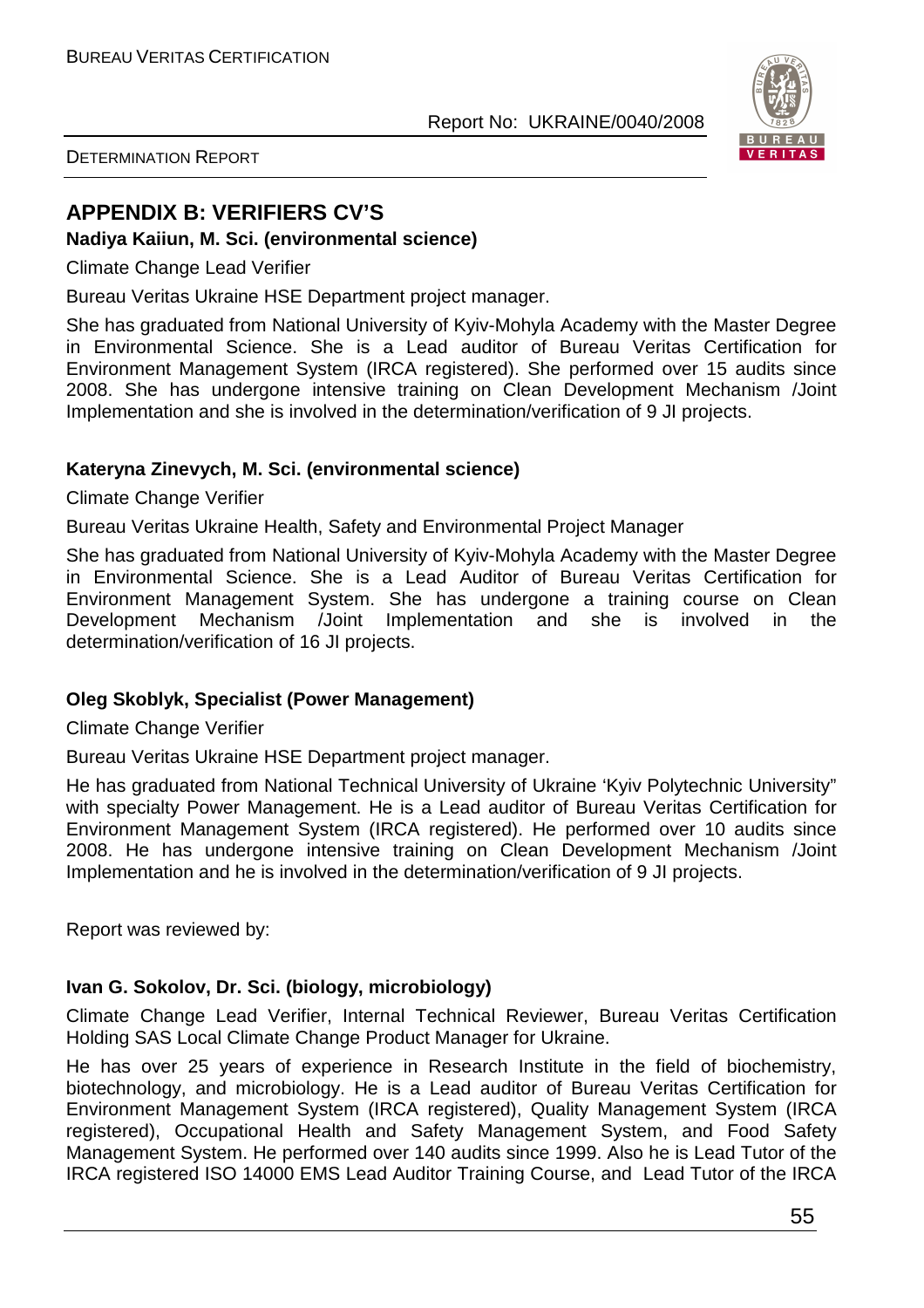## APPENDIX B: VERIFIERS CV'S

**Nadiya Kaiiun, M. Sci. (environmental science)**

Climate Change Lead Verifier

Bureau Veritas Ukraine HSE Department project manager.

She has graduated from National University of Kyiv-Mohyla Academy with the Master Degree in Environmental Science. She is a Lead auditor of Bureau Veritas Certification for Environment Management System (IRCA registered). She performed over 15 audits since 2008. She has undergone intensive training on Clean Development Mechanism /Joint Implementation and she is involved in the determination/verification of 9 JI projects.

**Kateryna Zinevych, M. Sci. (environmental science)**

Climate Change Verifier

Bureau Veritas Ukraine Health, Safety and Environmental Project Manager

She has graduated from National University of Kyiv-Mohyla Academy with the Master Degree in Environmental Science. She is a Lead Auditor of Bureau Veritas Certification for Environment Management System. She has undergone a training course on Clean Development Mechanism /Joint Implementation and she is involved in the determination/verification of 16 JI projects.

**Oleg Skoblyk, Specialist (Power Management)**

Climate Change Verifier

Bureau Veritas Ukraine HSE Department project manager.

He has graduated from National Technical University of Ukraine 'Kyiv Polytechnic University" with specialty Power Management. He is a Lead auditor of Bureau Veritas Certification for Environment Management System (IRCA registered). He performed over 10 audits since 2008. He has undergone intensive training on Clean Development Mechanism /Joint Implementation and he is involved in the determination/verification of 9 JI projects.

Report was reviewed by:

**Ivan G. Sokolov, Dr. Sci. (biology, microbiology)**

Climate Change Lead Verifier, Internal Technical Reviewer, Bureau Veritas Certification Holding SAS Local Climate Change Product Manager for Ukraine.

He has over 25 years of experience in Research Institute in the field of biochemistry, biotechnology, and microbiology. He is a Lead auditor of Bureau Veritas Certification for Environment Management System (IRCA registered), Quality Management System (IRCA registered), Occupational Health and Safety Management System, and Food Safety Management System. He performed over 140 audits since 1999. Also he is Lead Tutor of the IRCA registered ISO 14000 EMS Lead Auditor Training Course, and Lead Tutor of the IRCA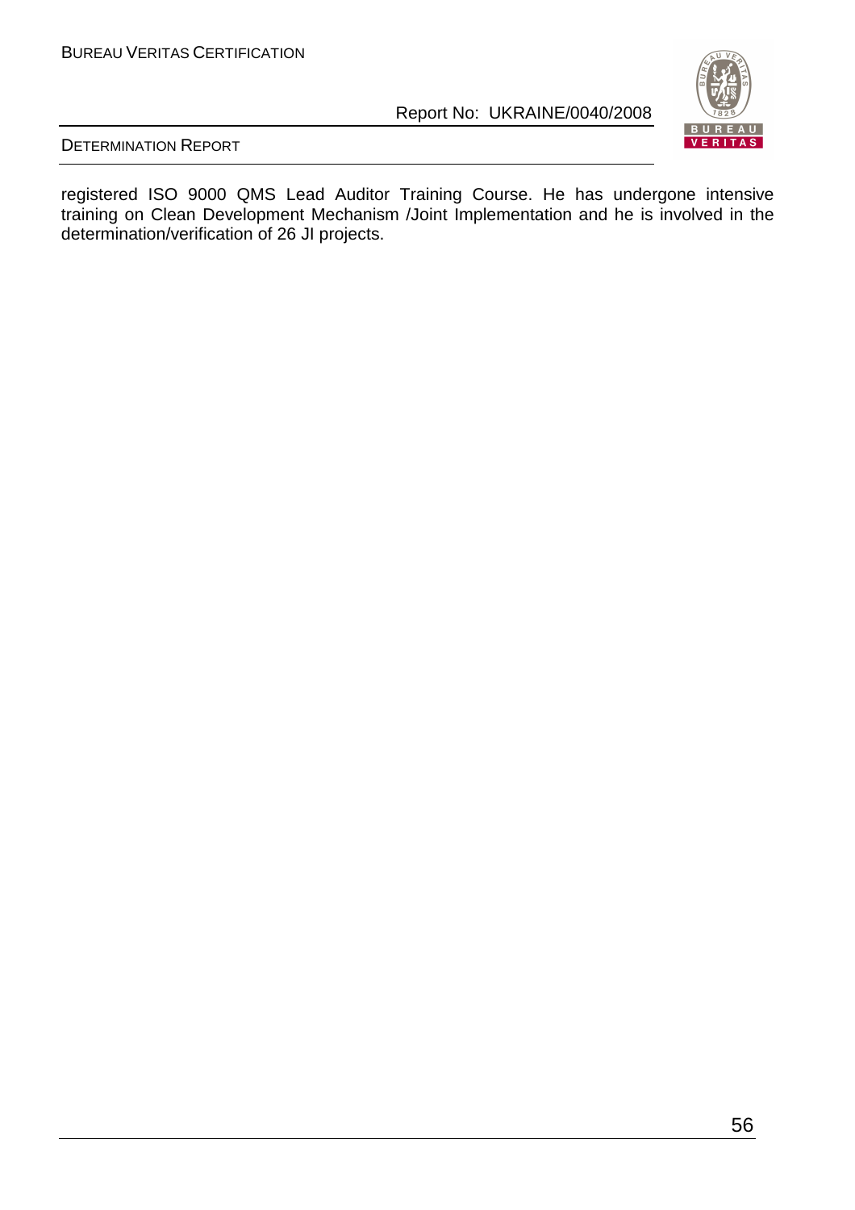registered ISO 9000 QMS Lead Auditor Training Course. He has undergone intensive training on Clean Development Mechanism /Joint Implementation and he is involved in the determination/verification of 26 JI projects.